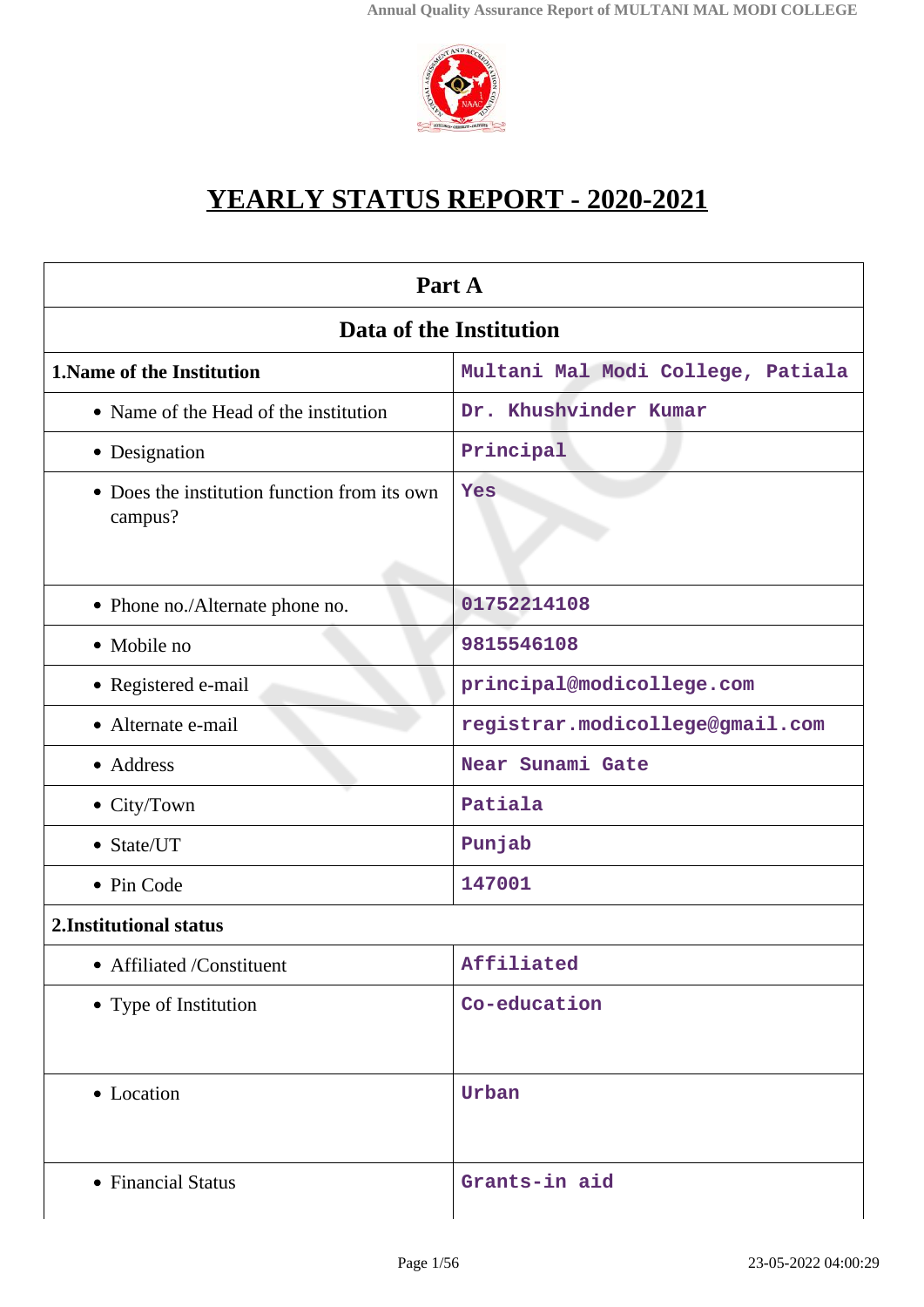# YEARLY STATUS REPORT - 2020-2021

| Part A | |
|---|---|
| **Data of the Institution** | |
| **1.Name of the Institution** | Multani Mal Modi College, Patiala |
| • Name of the Head of the institution | Dr. Khushvinder Kumar |
| • Designation | Principal |
| • Does the institution function from its own campus? | Yes |
| • Phone no./Alternate phone no. | 01752214108 |
| • Mobile no | 9815546108 |
| • Registered e-mail | principal@modicollege.com |
| • Alternate e-mail | registrar.modicollege@gmail.com |
| • Address | Near Sunami Gate |
| • City/Town | Patiala |
| • State/UT | Punjab |
| • Pin Code | 147001 |
| **2.Institutional status** | |
| • Affiliated /Constituent | Affiliated |
| • Type of Institution | Co-education |
| • Location | Urban |
| • Financial Status | Grants-in aid |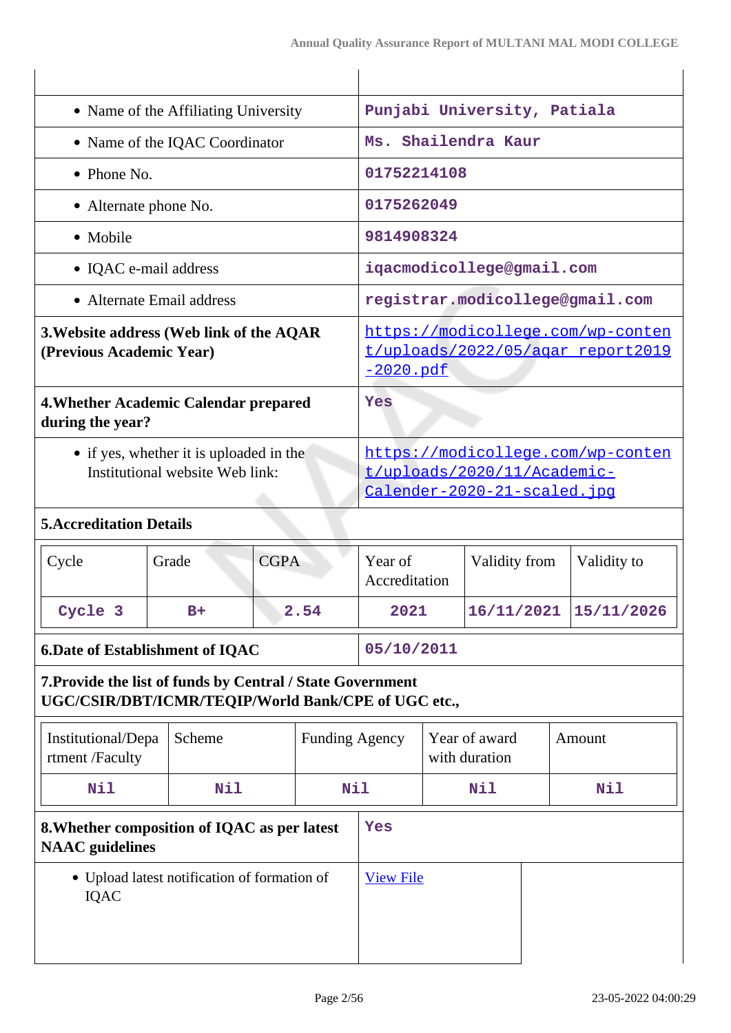| | |
|---|---|
| • Name of the Affiliating University | Punjabi University, Patiala |
| • Name of the IQAC Coordinator | Ms. Shailendra Kaur |
| • Phone No. | 01752214108 |
| • Alternate phone No. | 0175262049 |
| • Mobile | 9814908324 |
| • IQAC e-mail address | iqacmodicollege@gmail.com |
| • Alternate Email address | registrar.modicollege@gmail.com |
| **3.Website address (Web link of the AQAR (Previous Academic Year)** | https://modicollege.com/wp-content/uploads/2022/05/aqar_report2019-2020.pdf |
| **4.Whether Academic Calendar prepared during the year?** | Yes |
| • if yes, whether it is uploaded in the Institutional website Web link: | https://modicollege.com/wp-content/uploads/2020/11/Academic-Calender-2020-21-scaled.jpg |

**5.Accreditation Details**

| Cycle | Grade | CGPA | Year of Accreditation | Validity from | Validity to |
|---|---|---|---|---|---|
| Cycle 3 | B+ | 2.54 | 2021 | 16/11/2021 | 15/11/2026 |

| | |
|---|---|
| **6.Date of Establishment of IQAC** | 05/10/2011 |

**7.Provide the list of funds by Central / State Government UGC/CSIR/DBT/ICMR/TEQIP/World Bank/CPE of UGC etc.,**

| Institutional/Department /Faculty | Scheme | Funding Agency | Year of award with duration | Amount |
|---|---|---|---|---|
| Nil | Nil | Nil | Nil | Nil |

| | |
|---|---|
| **8.Whether composition of IQAC as per latest NAAC guidelines** | Yes |
| • Upload latest notification of formation of IQAC | View File |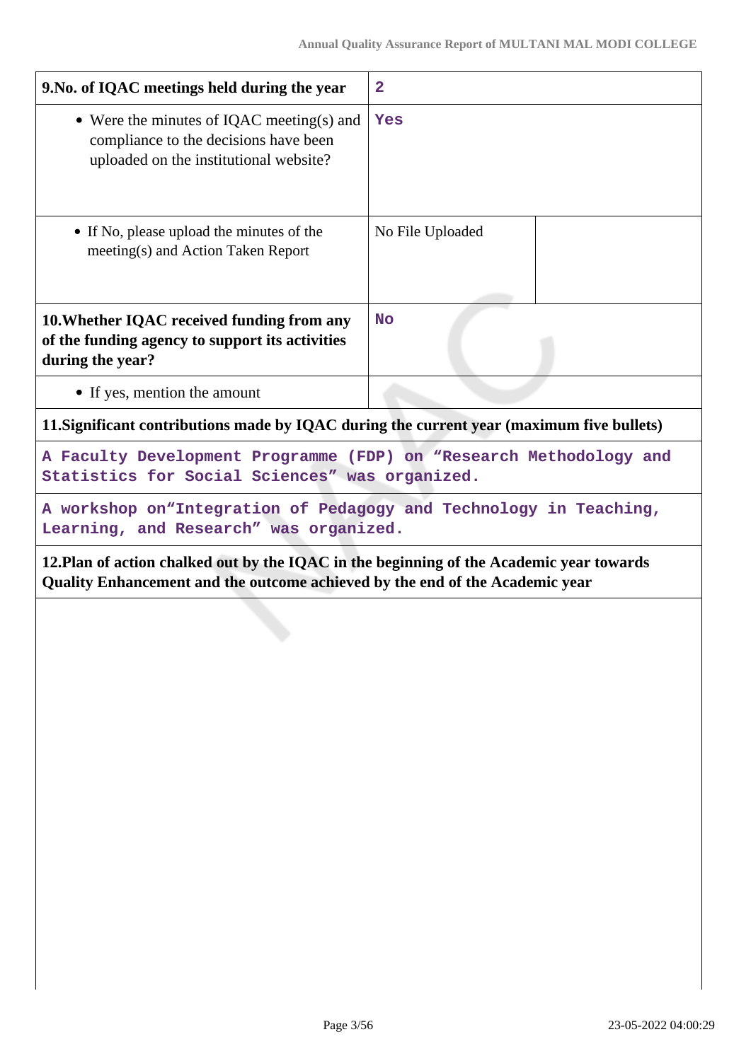| 9.No. of IQAC meetings held during the year | 2 | |
|---|---|---|
| • Were the minutes of IQAC meeting(s) and compliance to the decisions have been uploaded on the institutional website? | Yes | |
| • If No, please upload the minutes of the meeting(s) and Action Taken Report | No File Uploaded | |
| **10.Whether IQAC received funding from any of the funding agency to support its activities during the year?** | No | |
| • If yes, mention the amount | | |

**11.Significant contributions made by IQAC during the current year (maximum five bullets)**

A Faculty Development Programme (FDP) on “Research Methodology and Statistics for Social Sciences” was organized.

A workshop on“Integration of Pedagogy and Technology in Teaching, Learning, and Research” was organized.

**12.Plan of action chalked out by the IQAC in the beginning of the Academic year towards Quality Enhancement and the outcome achieved by the end of the Academic year**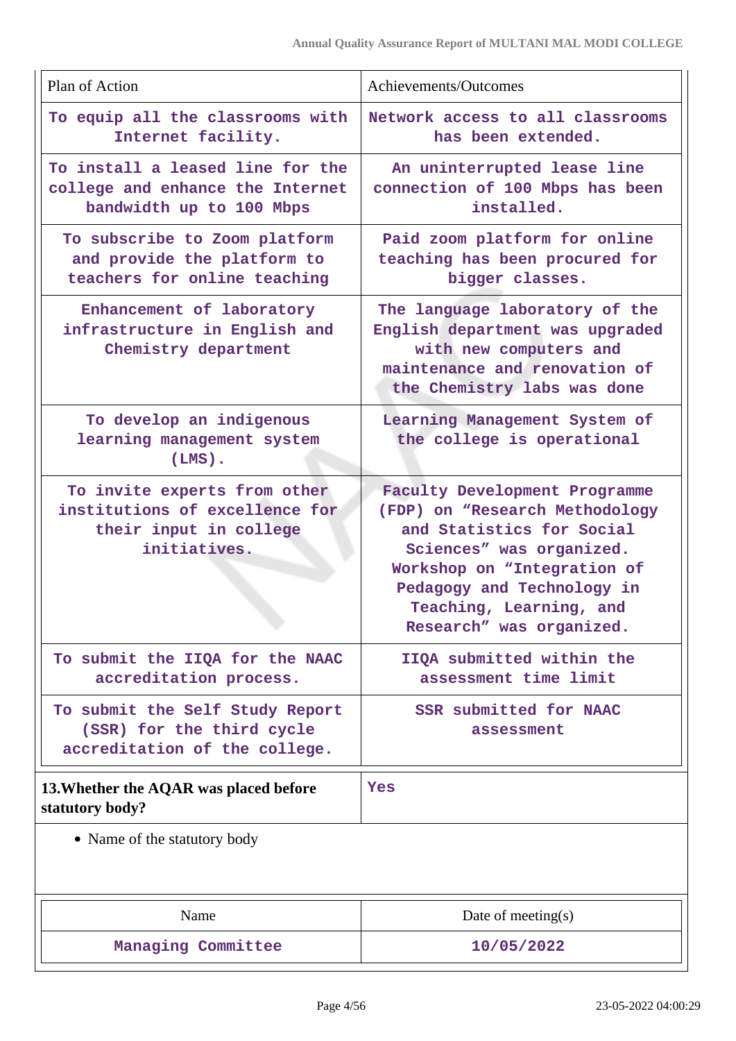| Plan of Action | Achievements/Outcomes |
|---|---|
| To equip all the classrooms with Internet facility. | Network access to all classrooms has been extended. |
| To install a leased line for the college and enhance the Internet bandwidth up to 100 Mbps | An uninterrupted lease line connection of 100 Mbps has been installed. |
| To subscribe to Zoom platform and provide the platform to teachers for online teaching | Paid zoom platform for online teaching has been procured for bigger classes. |
| Enhancement of laboratory infrastructure in English and Chemistry department | The language laboratory of the English department was upgraded with new computers and maintenance and renovation of the Chemistry labs was done |
| To develop an indigenous learning management system (LMS). | Learning Management System of the college is operational |
| To invite experts from other institutions of excellence for their input in college initiatives. | Faculty Development Programme (FDP) on "Research Methodology and Statistics for Social Sciences" was organized. Workshop on "Integration of Pedagogy and Technology in Teaching, Learning, and Research" was organized. |
| To submit the IIQA for the NAAC accreditation process. | IIQA submitted within the assessment time limit |
| To submit the Self Study Report (SSR) for the third cycle accreditation of the college. | SSR submitted for NAAC assessment |

| **13.Whether the AQAR was placed before statutory body?** | Yes |
|---|---|

- Name of the statutory body

| Name | Date of meeting(s) |
|---|---|
| Managing Committee | 10/05/2022 |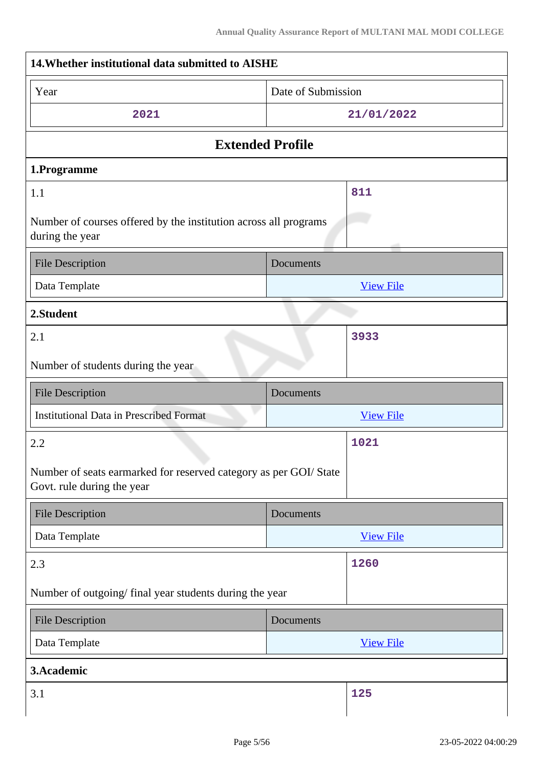### 14.Whether institutional data submitted to AISHE

| Year | Date of Submission |
| --- | --- |
| 2021 | 21/01/2022 |

## Extended Profile

### 1.Programme

1.1

Number of courses offered by the institution across all programs during the year

**811**

| File Description | Documents |
| --- | --- |
| Data Template | View File |

### 2.Student

2.1

Number of students during the year

**3933**

| File Description | Documents |
| --- | --- |
| Institutional Data in Prescribed Format | View File |

2.2

Number of seats earmarked for reserved category as per GOI/ State Govt. rule during the year

**1021**

| File Description | Documents |
| --- | --- |
| Data Template | View File |

2.3

Number of outgoing/ final year students during the year

**1260**

| File Description | Documents |
| --- | --- |
| Data Template | View File |

### 3.Academic

3.1

**125**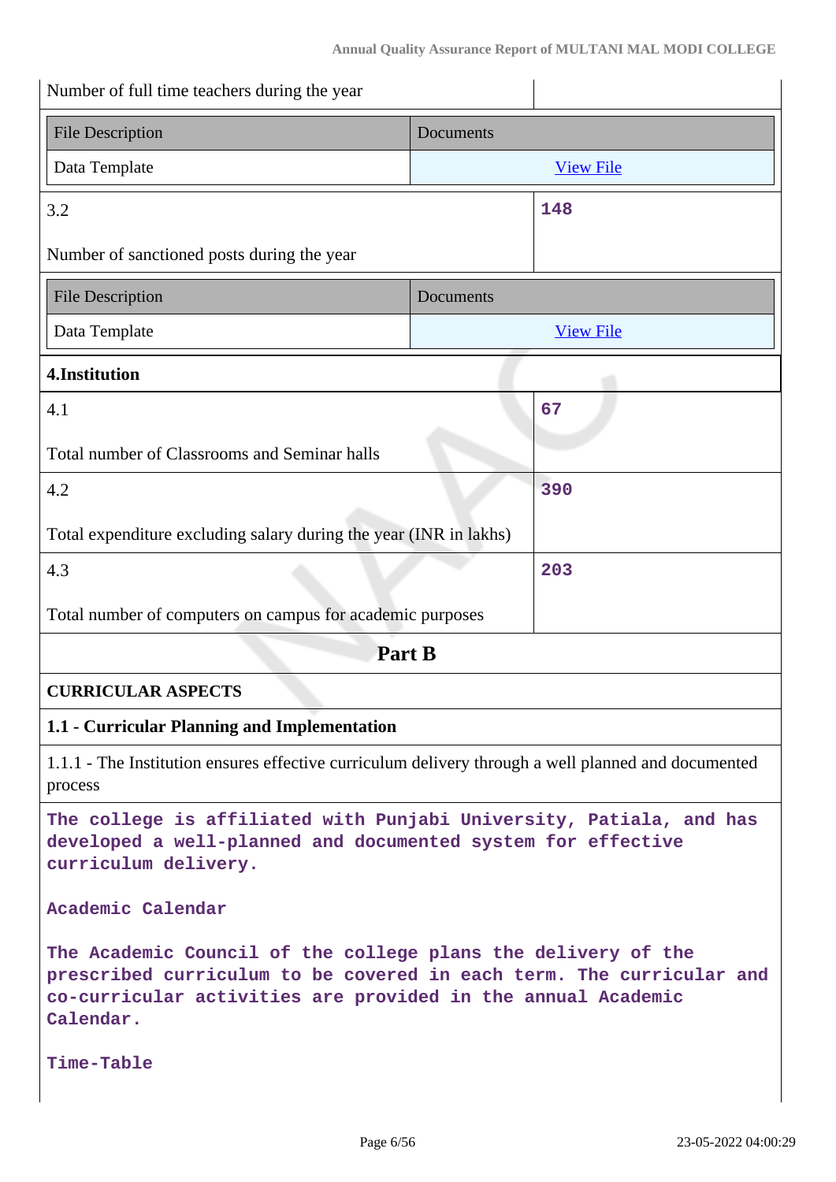| Number of full time teachers during the year | |
|---|---|

| File Description | Documents |
|---|---|
| Data Template | View File |

| 3.2<br><br>Number of sanctioned posts during the year | 148 |
|---|---|

| File Description | Documents |
|---|---|
| Data Template | View File |

**4.Institution**

| 4.1<br><br>Total number of Classrooms and Seminar halls | 67 |
|---|---|
| 4.2<br><br>Total expenditure excluding salary during the year (INR in lakhs) | 390 |
| 4.3<br><br>Total number of computers on campus for academic purposes | 203 |

## Part B

### CURRICULAR ASPECTS

### 1.1 - Curricular Planning and Implementation

1.1.1 - The Institution ensures effective curriculum delivery through a well planned and documented process

The college is affiliated with Punjabi University, Patiala, and has developed a well-planned and documented system for effective curriculum delivery.

Academic Calendar

The Academic Council of the college plans the delivery of the prescribed curriculum to be covered in each term. The curricular and co-curricular activities are provided in the annual Academic Calendar.

Time-Table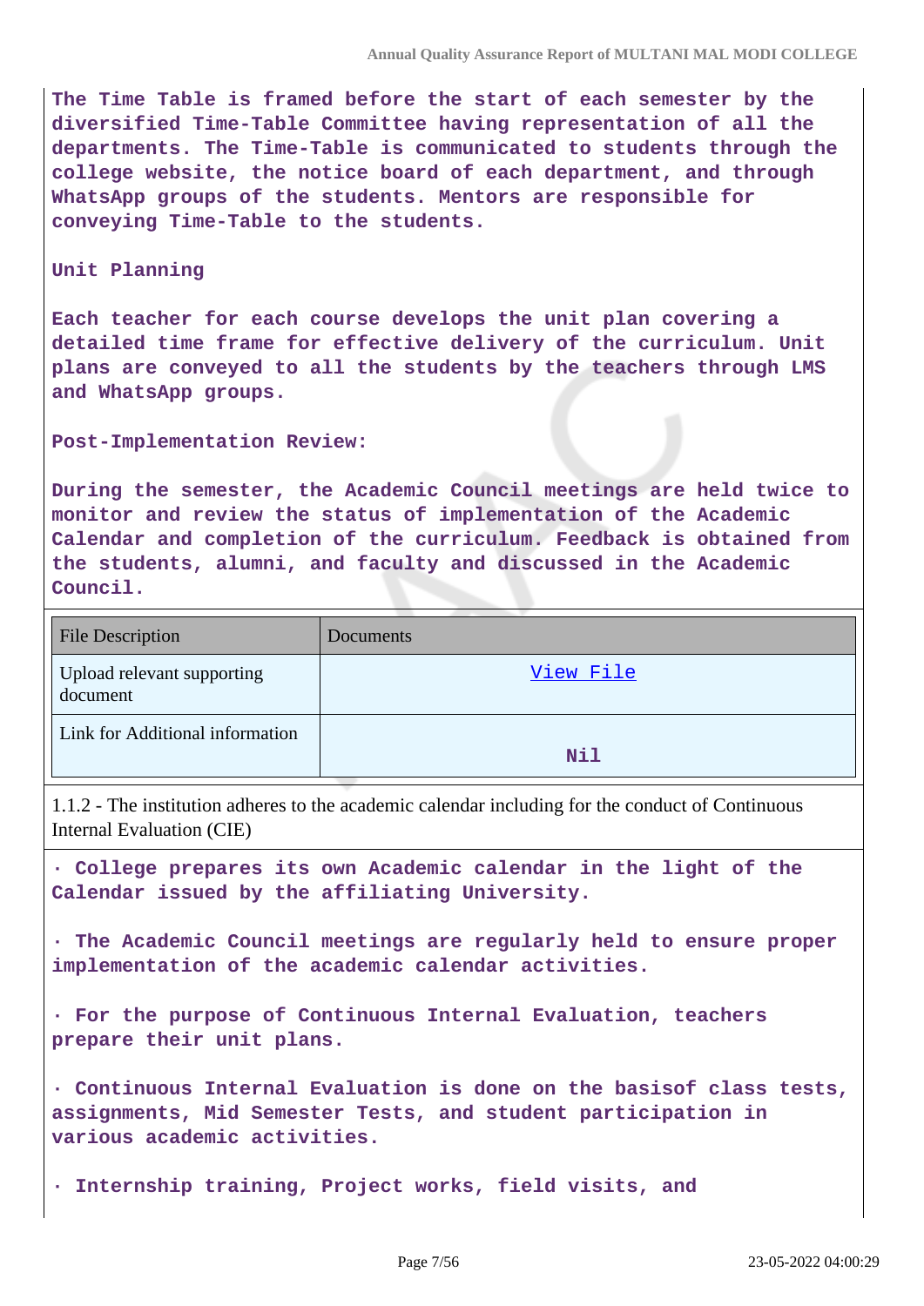**The Time Table is framed before the start of each semester by the diversified Time-Table Committee having representation of all the departments. The Time-Table is communicated to students through the college website, the notice board of each department, and through WhatsApp groups of the students. Mentors are responsible for conveying Time-Table to the students.**

**Unit Planning**

**Each teacher for each course develops the unit plan covering a detailed time frame for effective delivery of the curriculum. Unit plans are conveyed to all the students by the teachers through LMS and WhatsApp groups.**

**Post-Implementation Review:**

**During the semester, the Academic Council meetings are held twice to monitor and review the status of implementation of the Academic Calendar and completion of the curriculum. Feedback is obtained from the students, alumni, and faculty and discussed in the Academic Council.**

| File Description | Documents |
| --- | --- |
| Upload relevant supporting document | View File |
| Link for Additional information | **Nil** |

1.1.2 - The institution adheres to the academic calendar including for the conduct of Continuous Internal Evaluation (CIE)

**· College prepares its own Academic calendar in the light of the Calendar issued by the affiliating University.**

**· The Academic Council meetings are regularly held to ensure proper implementation of the academic calendar activities.**

**· For the purpose of Continuous Internal Evaluation, teachers prepare their unit plans.**

**· Continuous Internal Evaluation is done on the basisof class tests, assignments, Mid Semester Tests, and student participation in various academic activities.**

**· Internship training, Project works, field visits, and**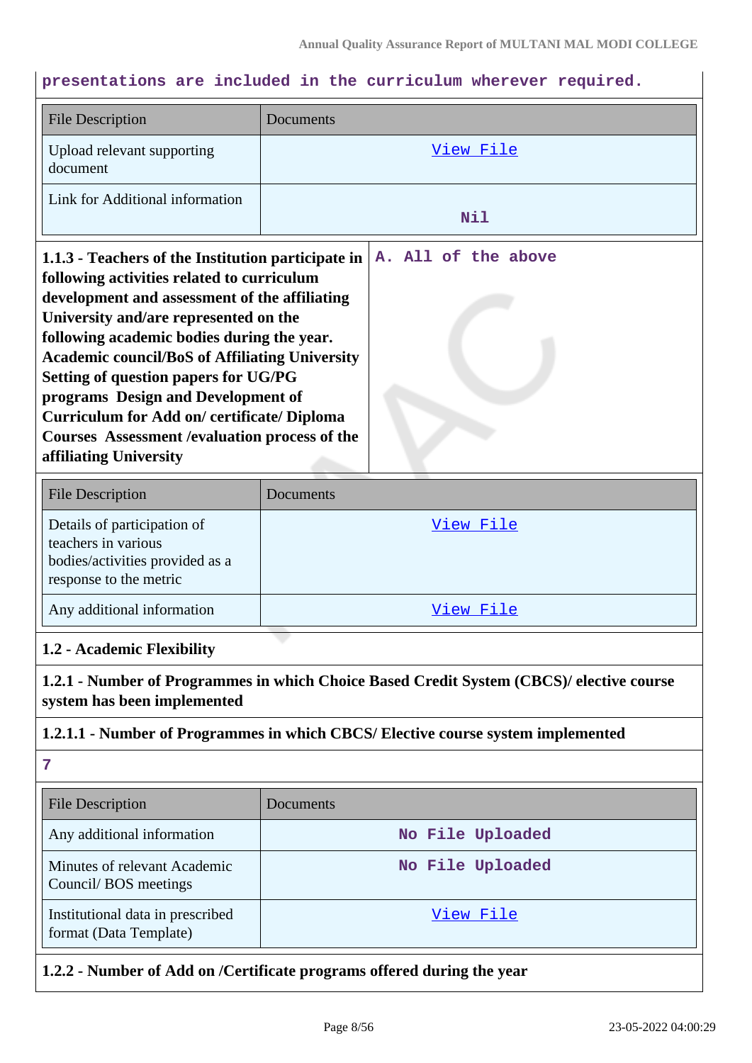presentations are included in the curriculum wherever required.

| File Description | Documents |
|---|---|
| Upload relevant supporting document | View File |
| Link for Additional information | Nil |

| **1.1.3 - Teachers of the Institution participate in following activities related to curriculum development and assessment of the affiliating University and/are represented on the following academic bodies during the year. Academic council/BoS of Affiliating University Setting of question papers for UG/PG programs Design and Development of Curriculum for Add on/ certificate/ Diploma Courses Assessment /evaluation process of the affiliating University** | A. All of the above |
|---|---|

| File Description | Documents |
|---|---|
| Details of participation of teachers in various bodies/activities provided as a response to the metric | View File |
| Any additional information | View File |

**1.2 - Academic Flexibility**

**1.2.1 - Number of Programmes in which Choice Based Credit System (CBCS)/ elective course system has been implemented**

**1.2.1.1 - Number of Programmes in which CBCS/ Elective course system implemented**

7

| File Description | Documents |
|---|---|
| Any additional information | No File Uploaded |
| Minutes of relevant Academic Council/ BOS meetings | No File Uploaded |
| Institutional data in prescribed format (Data Template) | View File |

**1.2.2 - Number of Add on /Certificate programs offered during the year**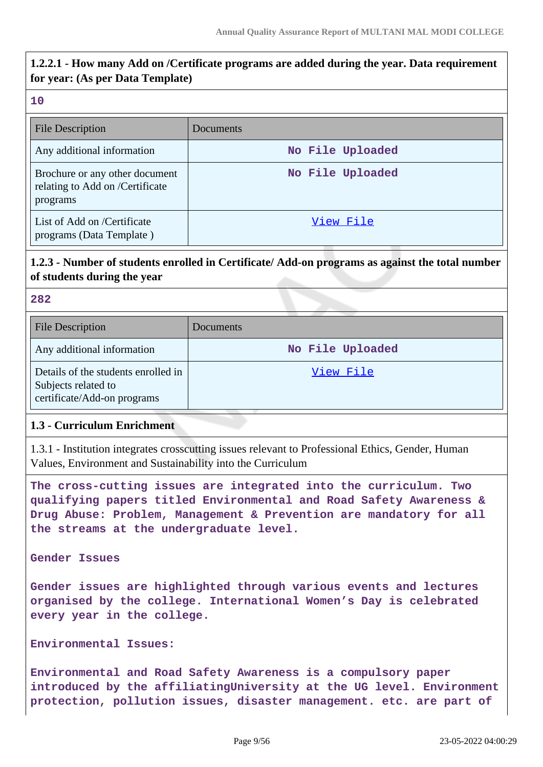**1.2.2.1 - How many Add on /Certificate programs are added during the year. Data requirement for year: (As per Data Template)**

10

| File Description | Documents |
|---|---|
| Any additional information | No File Uploaded |
| Brochure or any other document relating to Add on /Certificate programs | No File Uploaded |
| List of Add on /Certificate programs (Data Template ) | View File |

**1.2.3 - Number of students enrolled in Certificate/ Add-on programs as against the total number of students during the year**

282

| File Description | Documents |
|---|---|
| Any additional information | No File Uploaded |
| Details of the students enrolled in Subjects related to certificate/Add-on programs | View File |

**1.3 - Curriculum Enrichment**

1.3.1 - Institution integrates crosscutting issues relevant to Professional Ethics, Gender, Human Values, Environment and Sustainability into the Curriculum

The cross-cutting issues are integrated into the curriculum. Two qualifying papers titled Environmental and Road Safety Awareness & Drug Abuse: Problem, Management & Prevention are mandatory for all the streams at the undergraduate level.

Gender Issues

Gender issues are highlighted through various events and lectures organised by the college. International Women's Day is celebrated every year in the college.

Environmental Issues:

Environmental and Road Safety Awareness is a compulsory paper introduced by the affiliatingUniversity at the UG level. Environment protection, pollution issues, disaster management. etc. are part of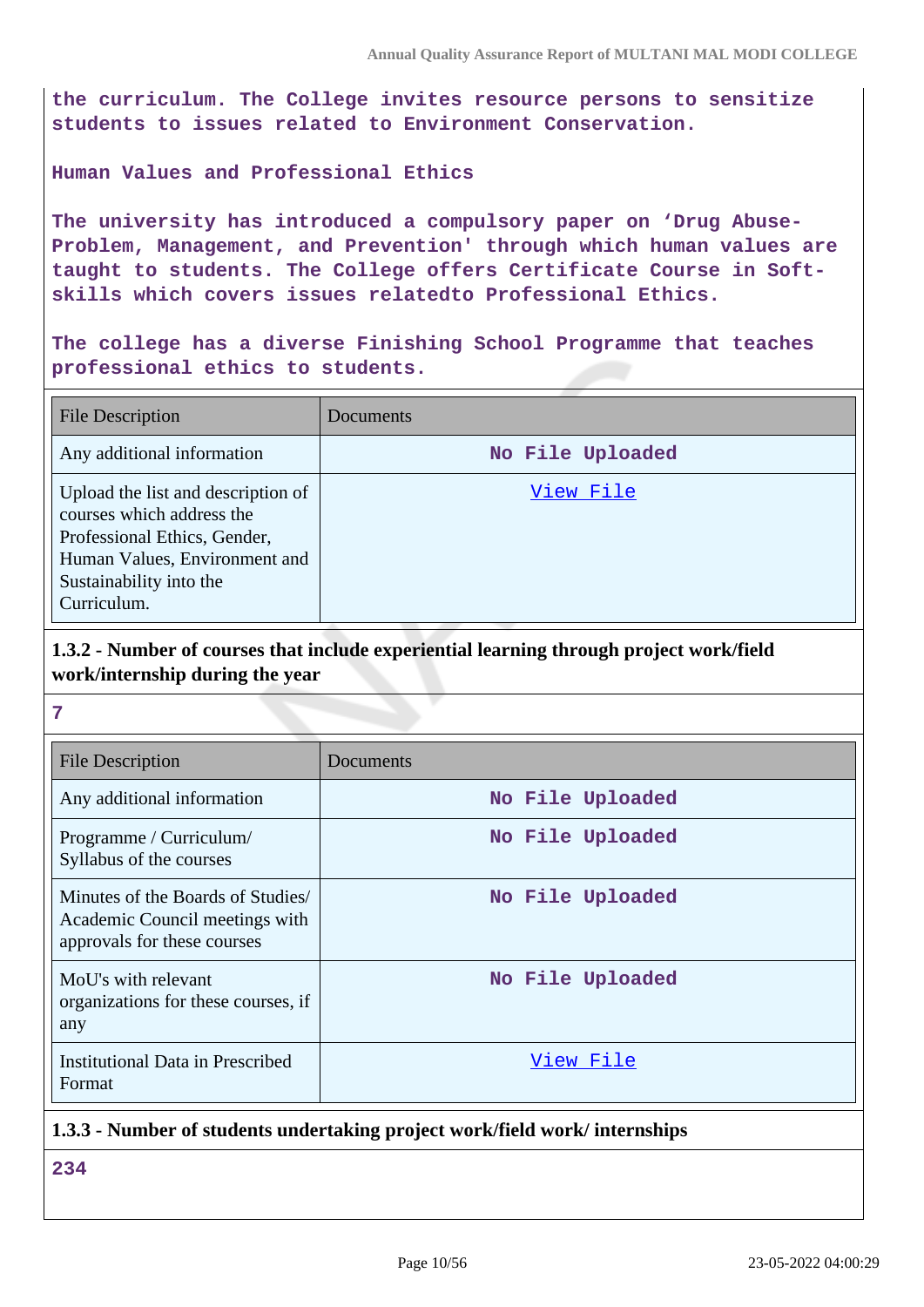the curriculum. The College invites resource persons to sensitize students to issues related to Environment Conservation.

Human Values and Professional Ethics

The university has introduced a compulsory paper on 'Drug Abuse-Problem, Management, and Prevention' through which human values are taught to students. The College offers Certificate Course in Soft-skills which covers issues relatedto Professional Ethics.

The college has a diverse Finishing School Programme that teaches professional ethics to students.

| File Description | Documents |
|---|---|
| Any additional information | No File Uploaded |
| Upload the list and description of courses which address the Professional Ethics, Gender, Human Values, Environment and Sustainability into the Curriculum. | View File |

**1.3.2 - Number of courses that include experiential learning through project work/field work/internship during the year**

7

| File Description | Documents |
|---|---|
| Any additional information | No File Uploaded |
| Programme / Curriculum/ Syllabus of the courses | No File Uploaded |
| Minutes of the Boards of Studies/ Academic Council meetings with approvals for these courses | No File Uploaded |
| MoU's with relevant organizations for these courses, if any | No File Uploaded |
| Institutional Data in Prescribed Format | View File |

**1.3.3 - Number of students undertaking project work/field work/ internships**

234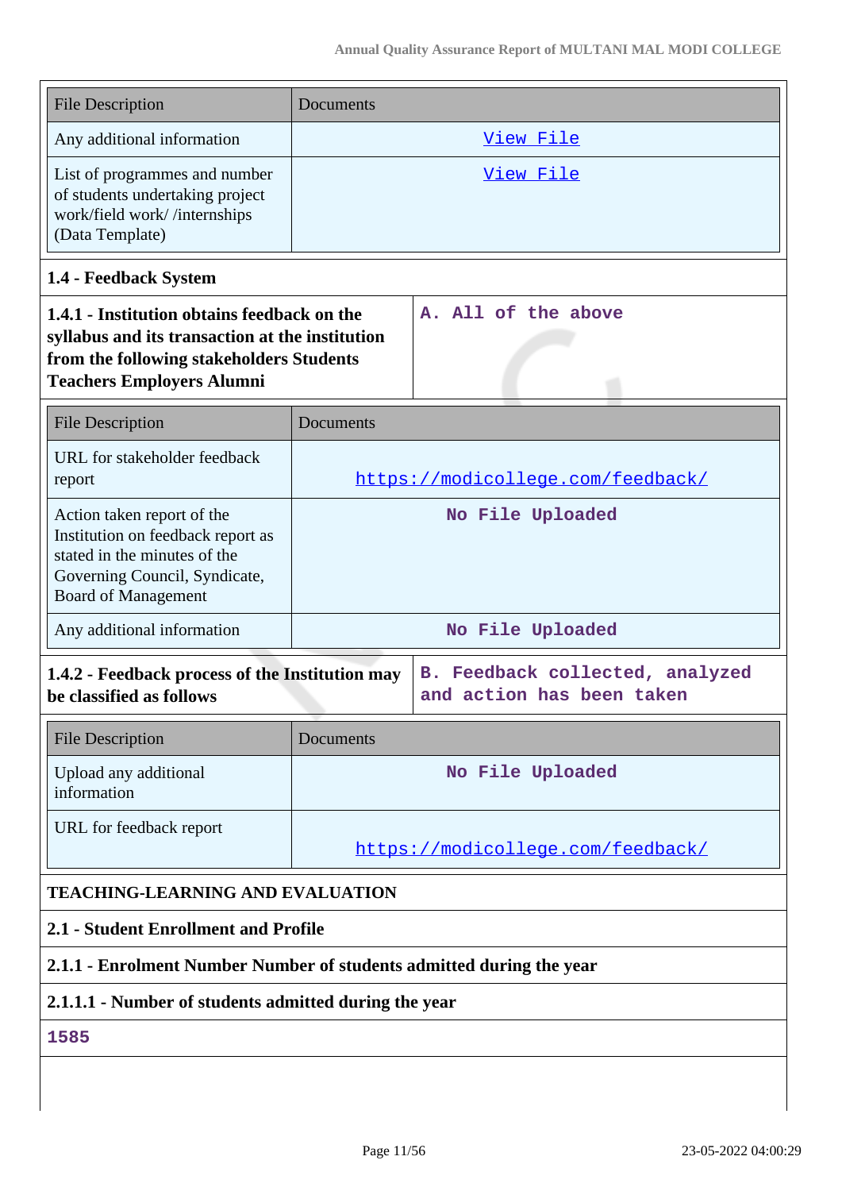| File Description | Documents |
|---|---|
| Any additional information | View File |
| List of programmes and number of students undertaking project work/field work/ /internships (Data Template) | View File |

### 1.4 - Feedback System

| **1.4.1 - Institution obtains feedback on the syllabus and its transaction at the institution from the following stakeholders Students Teachers Employers Alumni** | A. All of the above |
|---|---|

| File Description | Documents |
|---|---|
| URL for stakeholder feedback report | https://modicollege.com/feedback/ |
| Action taken report of the Institution on feedback report as stated in the minutes of the Governing Council, Syndicate, Board of Management | No File Uploaded |
| Any additional information | No File Uploaded |

| **1.4.2 - Feedback process of the Institution may be classified as follows** | B. Feedback collected, analyzed and action has been taken |
|---|---|

| File Description | Documents |
|---|---|
| Upload any additional information | No File Uploaded |
| URL for feedback report | https://modicollege.com/feedback/ |

## TEACHING-LEARNING AND EVALUATION

### 2.1 - Student Enrollment and Profile

**2.1.1 - Enrolment Number Number of students admitted during the year**

**2.1.1.1 - Number of students admitted during the year**

1585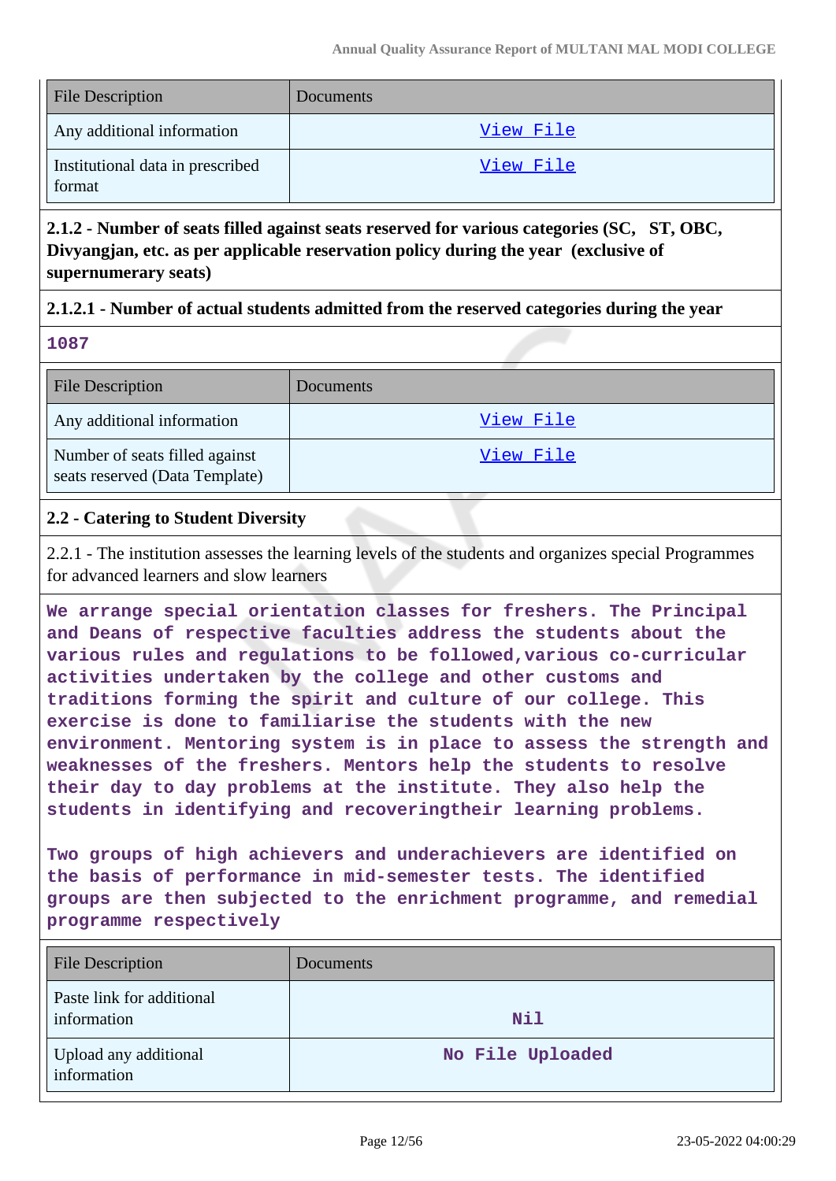| File Description | Documents |
|---|---|
| Any additional information | View File |
| Institutional data in prescribed format | View File |

**2.1.2 - Number of seats filled against seats reserved for various categories (SC, ST, OBC, Divyangjan, etc. as per applicable reservation policy during the year (exclusive of supernumerary seats)**

**2.1.2.1 - Number of actual students admitted from the reserved categories during the year**

**1087**

| File Description | Documents |
|---|---|
| Any additional information | View File |
| Number of seats filled against seats reserved (Data Template) | View File |

**2.2 - Catering to Student Diversity**

2.2.1 - The institution assesses the learning levels of the students and organizes special Programmes for advanced learners and slow learners

**We arrange special orientation classes for freshers. The Principal and Deans of respective faculties address the students about the various rules and regulations to be followed,various co-curricular activities undertaken by the college and other customs and traditions forming the spirit and culture of our college. This exercise is done to familiarise the students with the new environment. Mentoring system is in place to assess the strength and weaknesses of the freshers. Mentors help the students to resolve their day to day problems at the institute. They also help the students in identifying and recoveringtheir learning problems.**

**Two groups of high achievers and underachievers are identified on the basis of performance in mid-semester tests. The identified groups are then subjected to the enrichment programme, and remedial programme respectively**

| File Description | Documents |
|---|---|
| Paste link for additional information | Nil |
| Upload any additional information | No File Uploaded |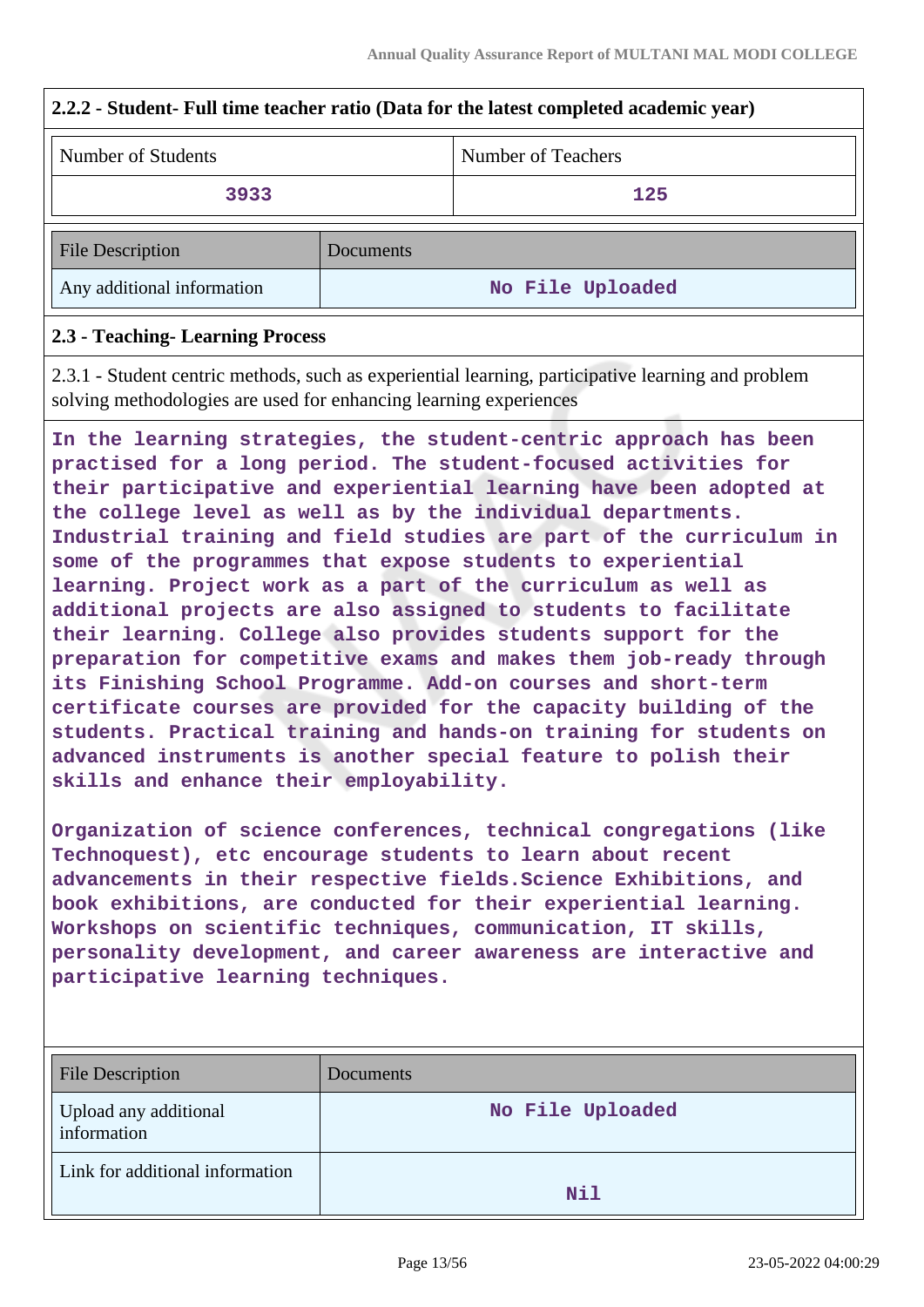### 2.2.2 - Student- Full time teacher ratio (Data for the latest completed academic year)

| Number of Students | Number of Teachers |
|---|---|
| 3933 | 125 |

| File Description | Documents |
|---|---|
| Any additional information | No File Uploaded |

### 2.3 - Teaching- Learning Process

2.3.1 - Student centric methods, such as experiential learning, participative learning and problem solving methodologies are used for enhancing learning experiences

In the learning strategies, the student-centric approach has been practised for a long period. The student-focused activities for their participative and experiential learning have been adopted at the college level as well as by the individual departments. Industrial training and field studies are part of the curriculum in some of the programmes that expose students to experiential learning. Project work as a part of the curriculum as well as additional projects are also assigned to students to facilitate their learning. College also provides students support for the preparation for competitive exams and makes them job-ready through its Finishing School Programme. Add-on courses and short-term certificate courses are provided for the capacity building of the students. Practical training and hands-on training for students on advanced instruments is another special feature to polish their skills and enhance their employability.

Organization of science conferences, technical congregations (like Technoquest), etc encourage students to learn about recent advancements in their respective fields.Science Exhibitions, and book exhibitions, are conducted for their experiential learning. Workshops on scientific techniques, communication, IT skills, personality development, and career awareness are interactive and participative learning techniques.

| File Description | Documents |
|---|---|
| Upload any additional information | No File Uploaded |
| Link for additional information | Nil |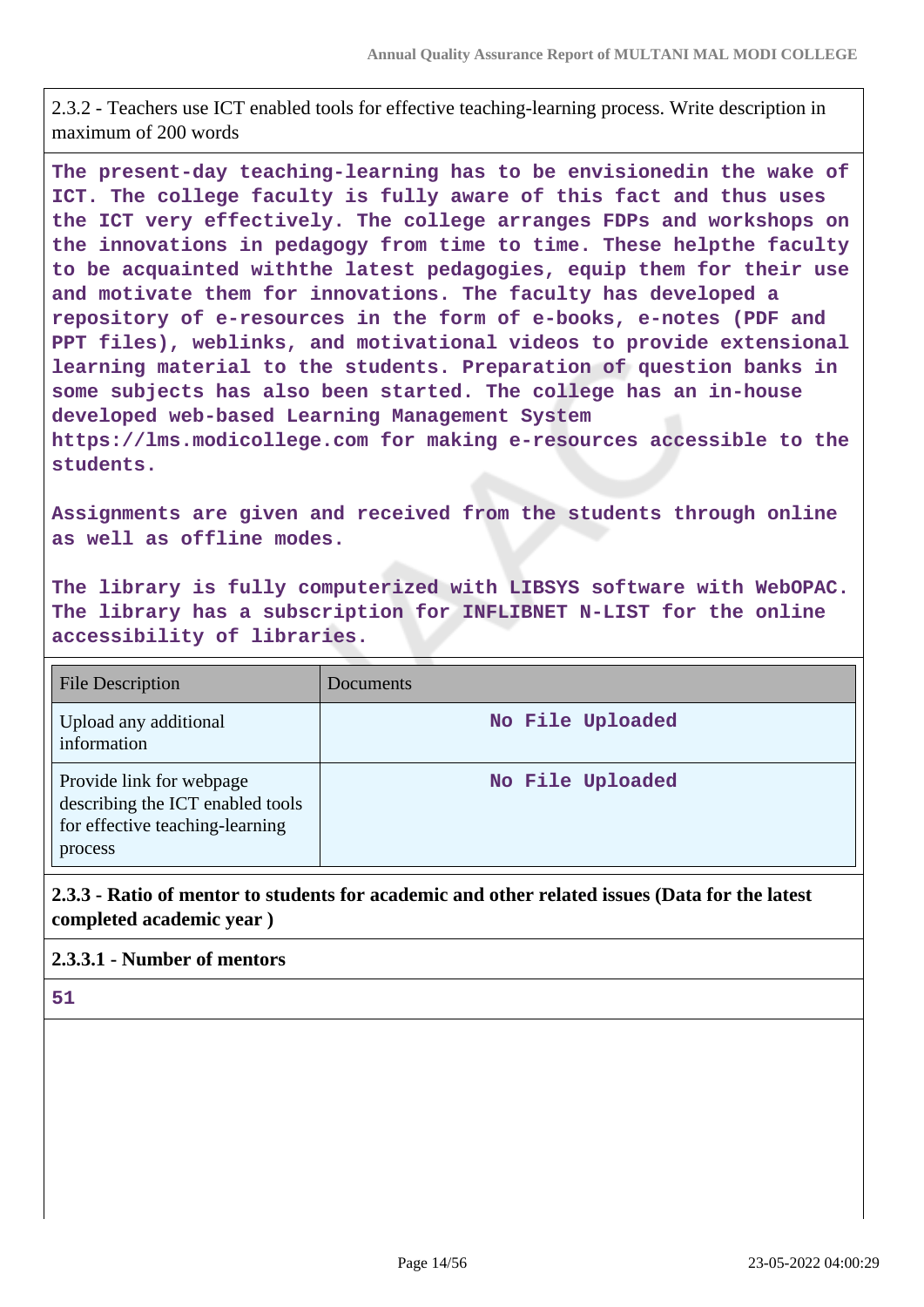2.3.2 - Teachers use ICT enabled tools for effective teaching-learning process. Write description in maximum of 200 words

**The present-day teaching-learning has to be envisionedin the wake of ICT. The college faculty is fully aware of this fact and thus uses the ICT very effectively. The college arranges FDPs and workshops on the innovations in pedagogy from time to time. These helpthe faculty to be acquainted withthe latest pedagogies, equip them for their use and motivate them for innovations. The faculty has developed a repository of e-resources in the form of e-books, e-notes (PDF and PPT files), weblinks, and motivational videos to provide extensional learning material to the students. Preparation of question banks in some subjects has also been started. The college has an in-house developed web-based Learning Management System https://lms.modicollege.com for making e-resources accessible to the students.**

**Assignments are given and received from the students through online as well as offline modes.**

**The library is fully computerized with LIBSYS software with WebOPAC. The library has a subscription for INFLIBNET N-LIST for the online accessibility of libraries.**

| File Description | Documents |
|---|---|
| Upload any additional information | No File Uploaded |
| Provide link for webpage describing the ICT enabled tools for effective teaching-learning process | No File Uploaded |

**2.3.3 - Ratio of mentor to students for academic and other related issues (Data for the latest completed academic year )**

**2.3.3.1 - Number of mentors**

**51**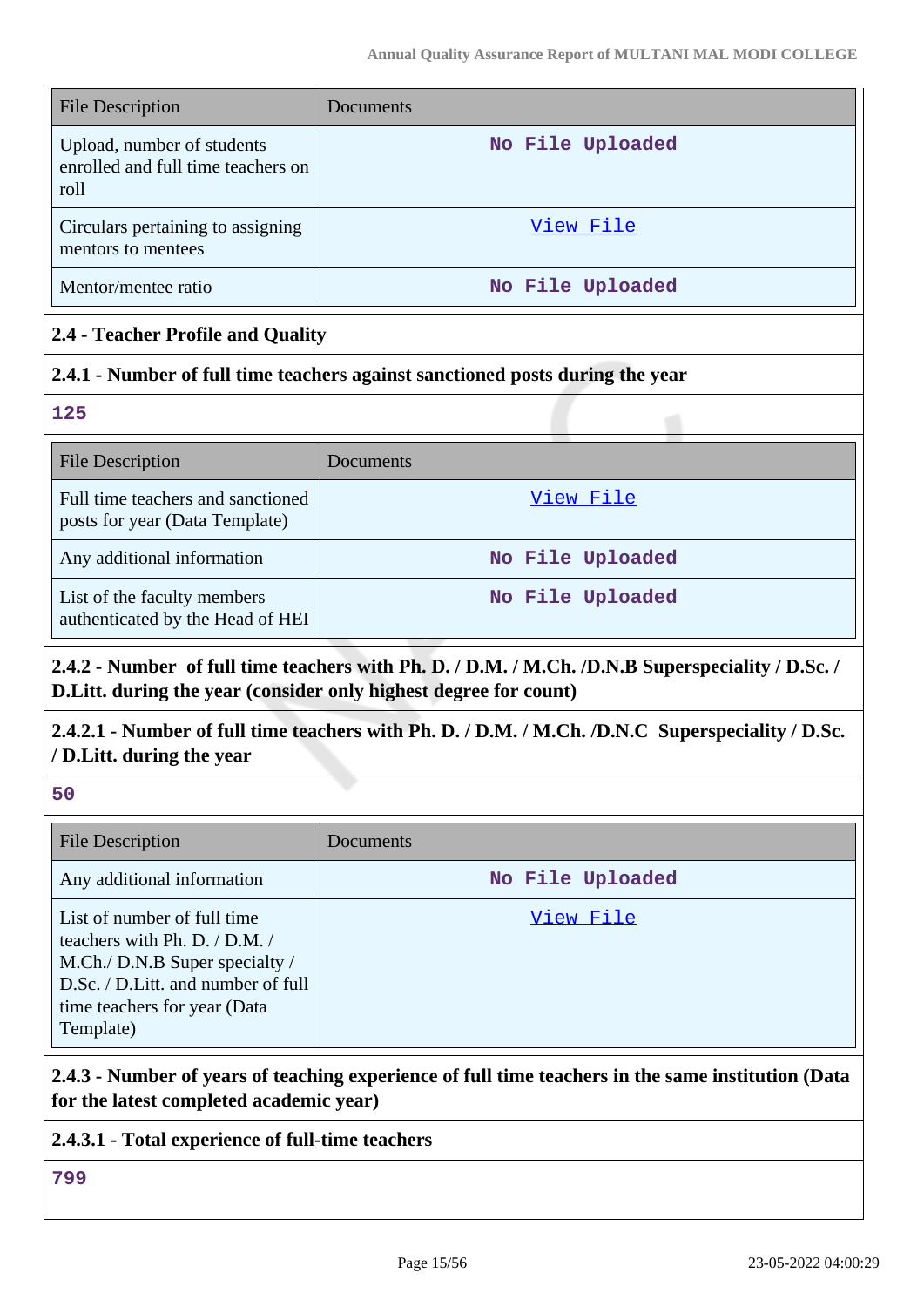| File Description | Documents |
|---|---|
| Upload, number of students enrolled and full time teachers on roll | No File Uploaded |
| Circulars pertaining to assigning mentors to mentees | View File |
| Mentor/mentee ratio | No File Uploaded |

**2.4 - Teacher Profile and Quality**

**2.4.1 - Number of full time teachers against sanctioned posts during the year**

125

| File Description | Documents |
|---|---|
| Full time teachers and sanctioned posts for year (Data Template) | View File |
| Any additional information | No File Uploaded |
| List of the faculty members authenticated by the Head of HEI | No File Uploaded |

**2.4.2 - Number of full time teachers with Ph. D. / D.M. / M.Ch. /D.N.B Superspeciality / D.Sc. / D.Litt. during the year (consider only highest degree for count)**

**2.4.2.1 - Number of full time teachers with Ph. D. / D.M. / M.Ch. /D.N.C Superspeciality / D.Sc. / D.Litt. during the year**

50

| File Description | Documents |
|---|---|
| Any additional information | No File Uploaded |
| List of number of full time teachers with Ph. D. / D.M. / M.Ch./ D.N.B Super specialty / D.Sc. / D.Litt. and number of full time teachers for year (Data Template) | View File |

**2.4.3 - Number of years of teaching experience of full time teachers in the same institution (Data for the latest completed academic year)**

**2.4.3.1 - Total experience of full-time teachers**

799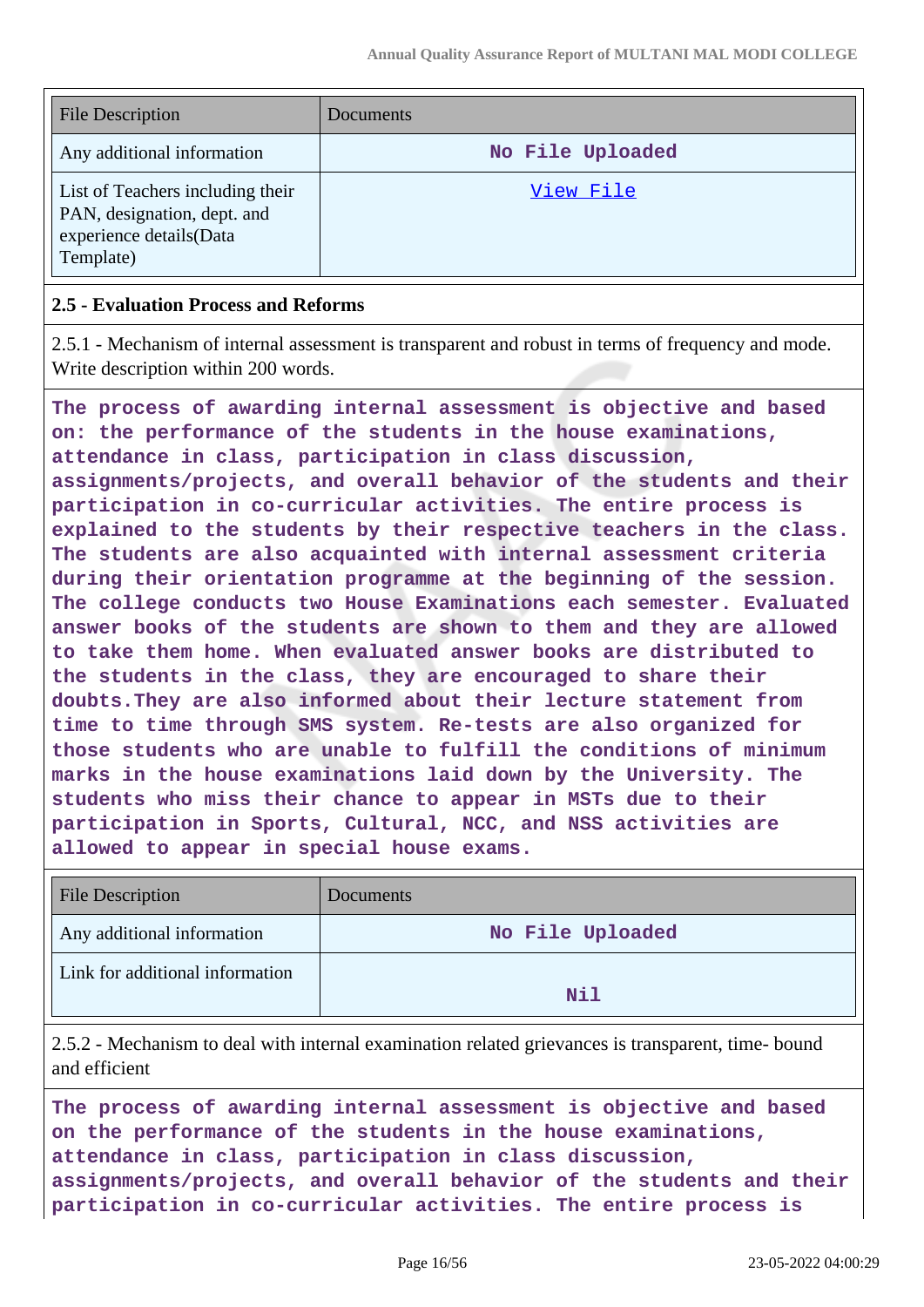| File Description | Documents |
|---|---|
| Any additional information | No File Uploaded |
| List of Teachers including their PAN, designation, dept. and experience details(Data Template) | View File |

### 2.5 - Evaluation Process and Reforms

2.5.1 - Mechanism of internal assessment is transparent and robust in terms of frequency and mode. Write description within 200 words.

**The process of awarding internal assessment is objective and based on: the performance of the students in the house examinations, attendance in class, participation in class discussion, assignments/projects, and overall behavior of the students and their participation in co-curricular activities. The entire process is explained to the students by their respective teachers in the class. The students are also acquainted with internal assessment criteria during their orientation programme at the beginning of the session. The college conducts two House Examinations each semester. Evaluated answer books of the students are shown to them and they are allowed to take them home. When evaluated answer books are distributed to the students in the class, they are encouraged to share their doubts.They are also informed about their lecture statement from time to time through SMS system. Re-tests are also organized for those students who are unable to fulfill the conditions of minimum marks in the house examinations laid down by the University. The students who miss their chance to appear in MSTs due to their participation in Sports, Cultural, NCC, and NSS activities are allowed to appear in special house exams.**

| File Description | Documents |
|---|---|
| Any additional information | No File Uploaded |
| Link for additional information | Nil |

2.5.2 - Mechanism to deal with internal examination related grievances is transparent, time- bound and efficient

**The process of awarding internal assessment is objective and based on the performance of the students in the house examinations, attendance in class, participation in class discussion, assignments/projects, and overall behavior of the students and their participation in co-curricular activities. The entire process is**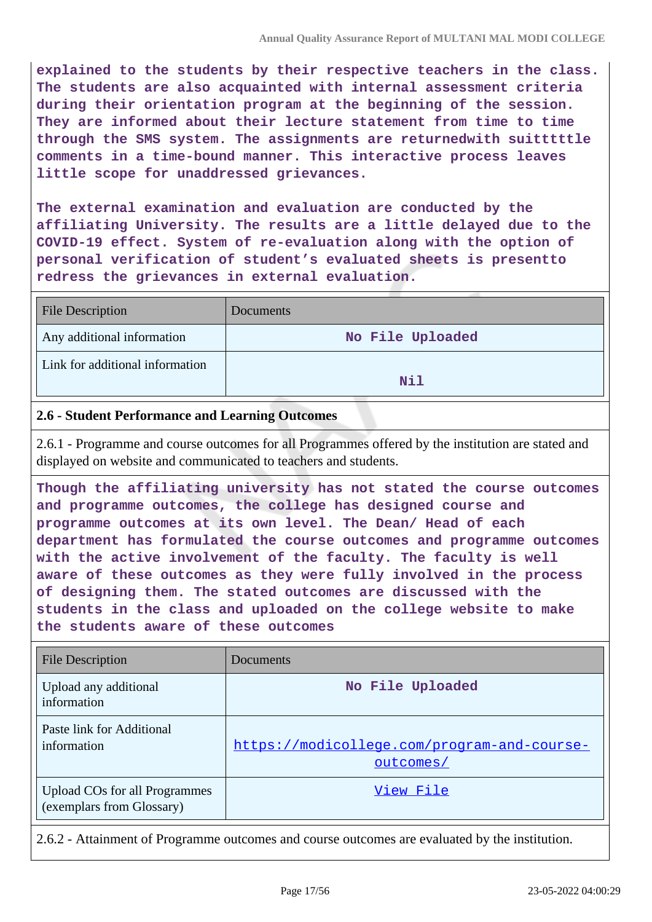**explained to the students by their respective teachers in the class. The students are also acquainted with internal assessment criteria during their orientation program at the beginning of the session. They are informed about their lecture statement from time to time through the SMS system. The assignments are returnedwith suitttttle comments in a time-bound manner. This interactive process leaves little scope for unaddressed grievances.**

**The external examination and evaluation are conducted by the affiliating University. The results are a little delayed due to the COVID-19 effect. System of re-evaluation along with the option of personal verification of student's evaluated sheets is presentto redress the grievances in external evaluation.**

| File Description | Documents |
|---|---|
| Any additional information | No File Uploaded |
| Link for additional information | Nil |

**2.6 - Student Performance and Learning Outcomes**

2.6.1 - Programme and course outcomes for all Programmes offered by the institution are stated and displayed on website and communicated to teachers and students.

**Though the affiliating university has not stated the course outcomes and programme outcomes, the college has designed course and programme outcomes at its own level. The Dean/ Head of each department has formulated the course outcomes and programme outcomes with the active involvement of the faculty. The faculty is well aware of these outcomes as they were fully involved in the process of designing them. The stated outcomes are discussed with the students in the class and uploaded on the college website to make the students aware of these outcomes**

| File Description | Documents |
|---|---|
| Upload any additional information | No File Uploaded |
| Paste link for Additional information | https://modicollege.com/program-and-course-outcomes/ |
| Upload COs for all Programmes (exemplars from Glossary) | View File |

2.6.2 - Attainment of Programme outcomes and course outcomes are evaluated by the institution.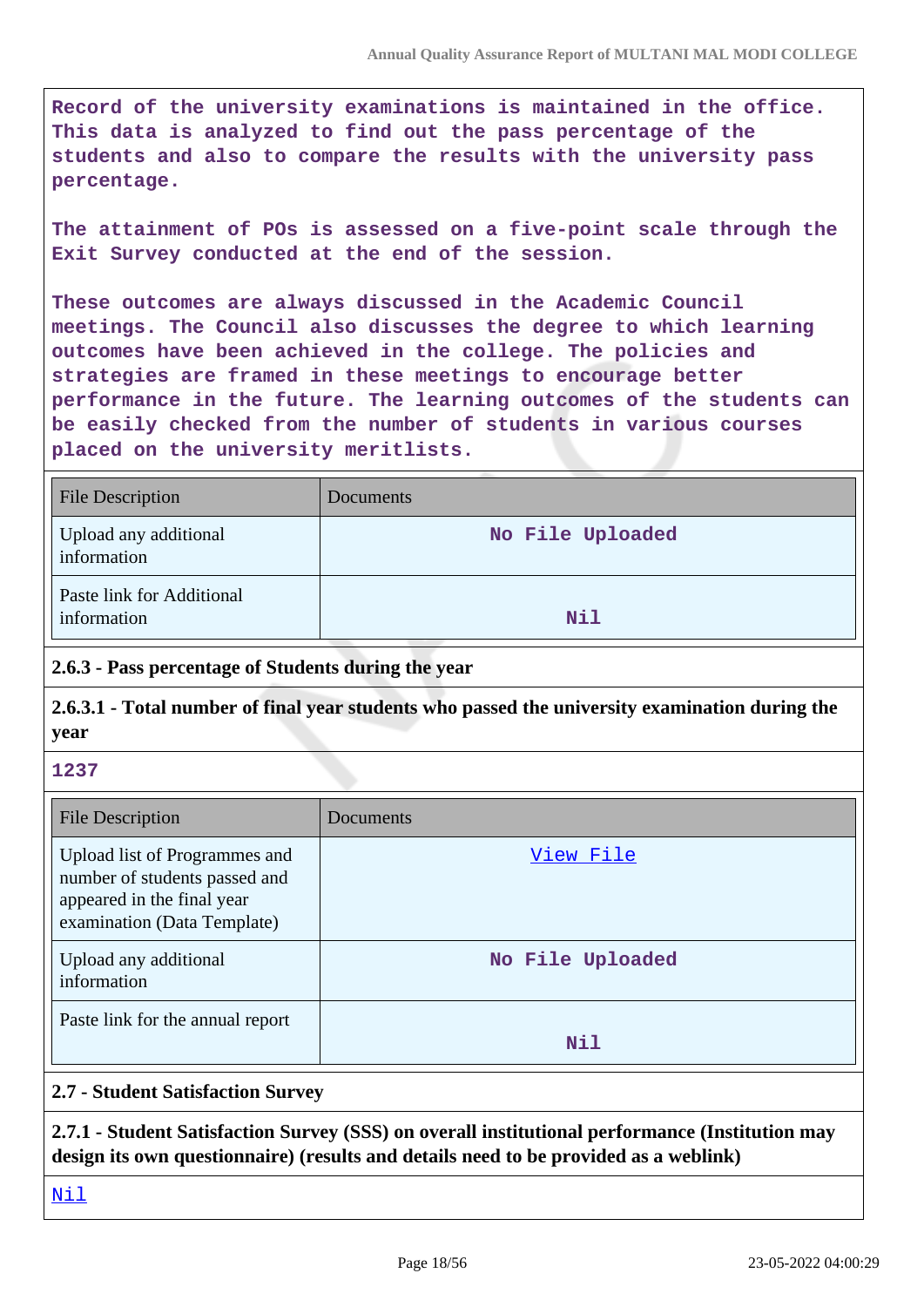Record of the university examinations is maintained in the office. This data is analyzed to find out the pass percentage of the students and also to compare the results with the university pass percentage.

The attainment of POs is assessed on a five-point scale through the Exit Survey conducted at the end of the session.

These outcomes are always discussed in the Academic Council meetings. The Council also discusses the degree to which learning outcomes have been achieved in the college. The policies and strategies are framed in these meetings to encourage better performance in the future. The learning outcomes of the students can be easily checked from the number of students in various courses placed on the university meritlists.

| File Description | Documents |
|---|---|
| Upload any additional information | No File Uploaded |
| Paste link for Additional information | Nil |

**2.6.3 - Pass percentage of Students during the year**

**2.6.3.1 - Total number of final year students who passed the university examination during the year**

1237

| File Description | Documents |
|---|---|
| Upload list of Programmes and number of students passed and appeared in the final year examination (Data Template) | View File |
| Upload any additional information | No File Uploaded |
| Paste link for the annual report | Nil |

**2.7 - Student Satisfaction Survey**

**2.7.1 - Student Satisfaction Survey (SSS) on overall institutional performance (Institution may design its own questionnaire) (results and details need to be provided as a weblink)**

Nil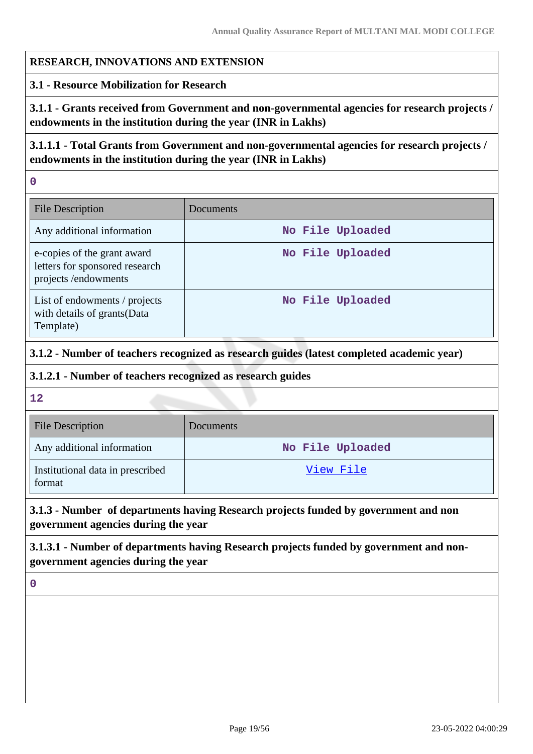**RESEARCH, INNOVATIONS AND EXTENSION**

**3.1 - Resource Mobilization for Research**

**3.1.1 - Grants received from Government and non-governmental agencies for research projects / endowments in the institution during the year (INR in Lakhs)**

**3.1.1.1 - Total Grants from Government and non-governmental agencies for research projects / endowments in the institution during the year (INR in Lakhs)**

0

| File Description | Documents |
| --- | --- |
| Any additional information | No File Uploaded |
| e-copies of the grant award letters for sponsored research projects /endowments | No File Uploaded |
| List of endowments / projects with details of grants(Data Template) | No File Uploaded |

**3.1.2 - Number of teachers recognized as research guides (latest completed academic year)**

**3.1.2.1 - Number of teachers recognized as research guides**

12

| File Description | Documents |
| --- | --- |
| Any additional information | No File Uploaded |
| Institutional data in prescribed format | View File |

**3.1.3 - Number of departments having Research projects funded by government and non government agencies during the year**

**3.1.3.1 - Number of departments having Research projects funded by government and non-government agencies during the year**

0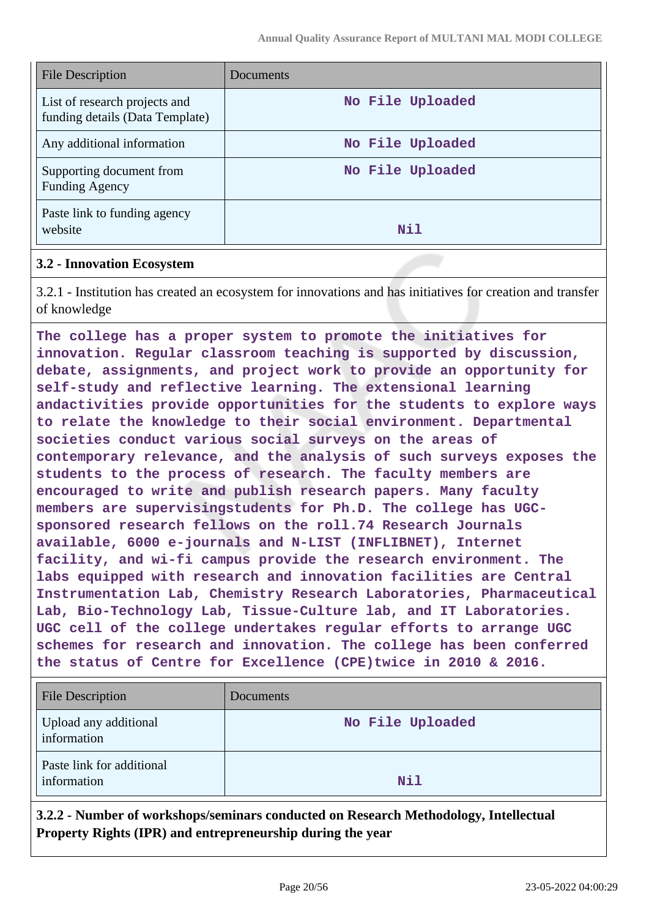| File Description | Documents |
| --- | --- |
| List of research projects and funding details (Data Template) | No File Uploaded |
| Any additional information | No File Uploaded |
| Supporting document from Funding Agency | No File Uploaded |
| Paste link to funding agency website | Nil |

### 3.2 - Innovation Ecosystem

3.2.1 - Institution has created an ecosystem for innovations and has initiatives for creation and transfer of knowledge

**The college has a proper system to promote the initiatives for innovation. Regular classroom teaching is supported by discussion, debate, assignments, and project work to provide an opportunity for self-study and reflective learning. The extensional learning andactivities provide opportunities for the students to explore ways to relate the knowledge to their social environment. Departmental societies conduct various social surveys on the areas of contemporary relevance, and the analysis of such surveys exposes the students to the process of research. The faculty members are encouraged to write and publish research papers. Many faculty members are supervisingstudents for Ph.D. The college has UGC-sponsored research fellows on the roll.74 Research Journals available, 6000 e-journals and N-LIST (INFLIBNET), Internet facility, and wi-fi campus provide the research environment. The labs equipped with research and innovation facilities are Central Instrumentation Lab, Chemistry Research Laboratories, Pharmaceutical Lab, Bio-Technology Lab, Tissue-Culture lab, and IT Laboratories. UGC cell of the college undertakes regular efforts to arrange UGC schemes for research and innovation. The college has been conferred the status of Centre for Excellence (CPE)twice in 2010 & 2016.**

| File Description | Documents |
| --- | --- |
| Upload any additional information | No File Uploaded |
| Paste link for additional information | Nil |

**3.2.2 - Number of workshops/seminars conducted on Research Methodology, Intellectual Property Rights (IPR) and entrepreneurship during the year**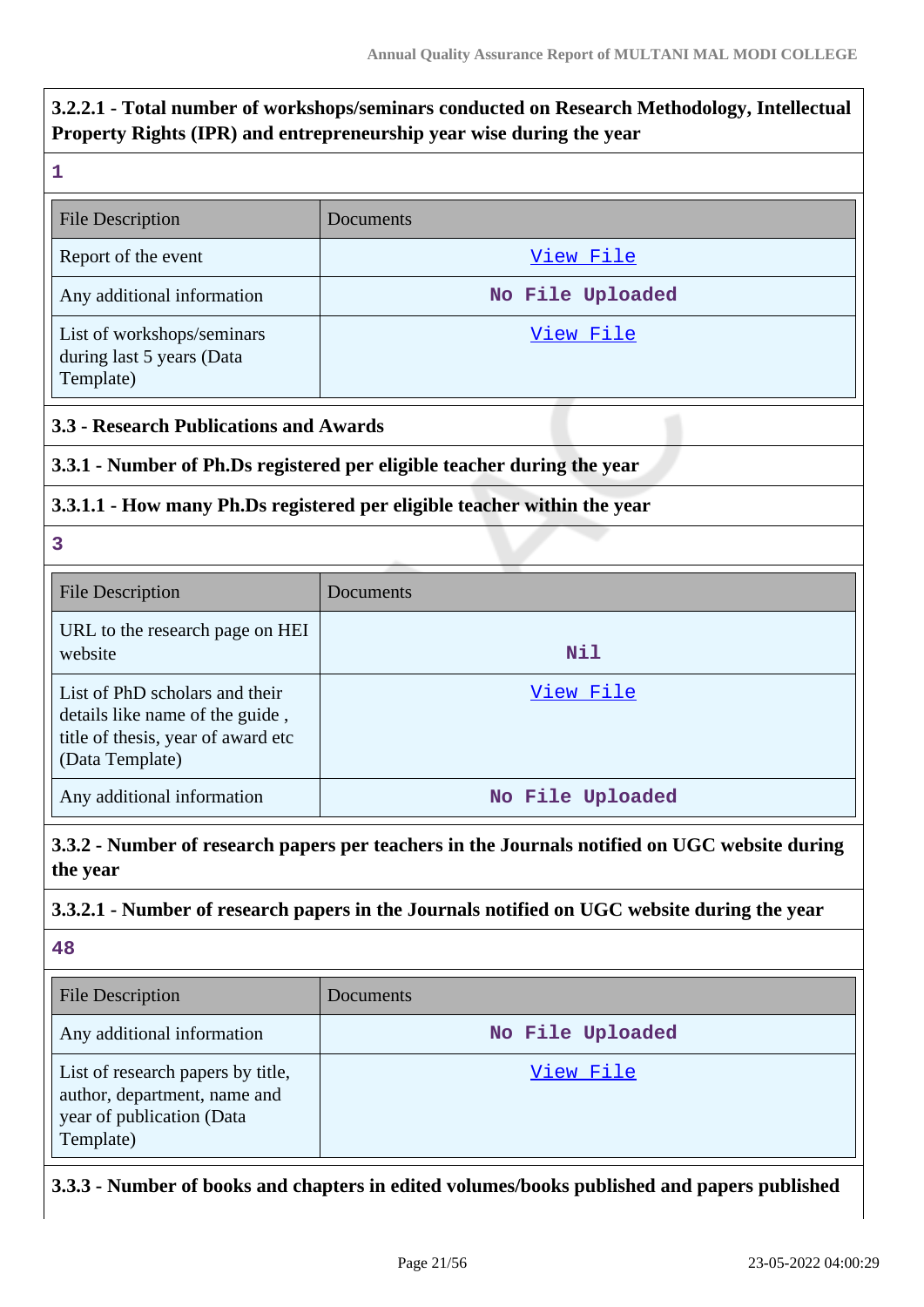### 3.2.2.1 - Total number of workshops/seminars conducted on Research Methodology, Intellectual Property Rights (IPR) and entrepreneurship year wise during the year

1

| File Description | Documents |
| --- | --- |
| Report of the event | View File |
| Any additional information | No File Uploaded |
| List of workshops/seminars during last 5 years (Data Template) | View File |

### 3.3 - Research Publications and Awards

### 3.3.1 - Number of Ph.Ds registered per eligible teacher during the year

### 3.3.1.1 - How many Ph.Ds registered per eligible teacher within the year

3

| File Description | Documents |
| --- | --- |
| URL to the research page on HEI website | Nil |
| List of PhD scholars and their details like name of the guide , title of thesis, year of award etc (Data Template) | View File |
| Any additional information | No File Uploaded |

### 3.3.2 - Number of research papers per teachers in the Journals notified on UGC website during the year

### 3.3.2.1 - Number of research papers in the Journals notified on UGC website during the year

48

| File Description | Documents |
| --- | --- |
| Any additional information | No File Uploaded |
| List of research papers by title, author, department, name and year of publication (Data Template) | View File |

### 3.3.3 - Number of books and chapters in edited volumes/books published and papers published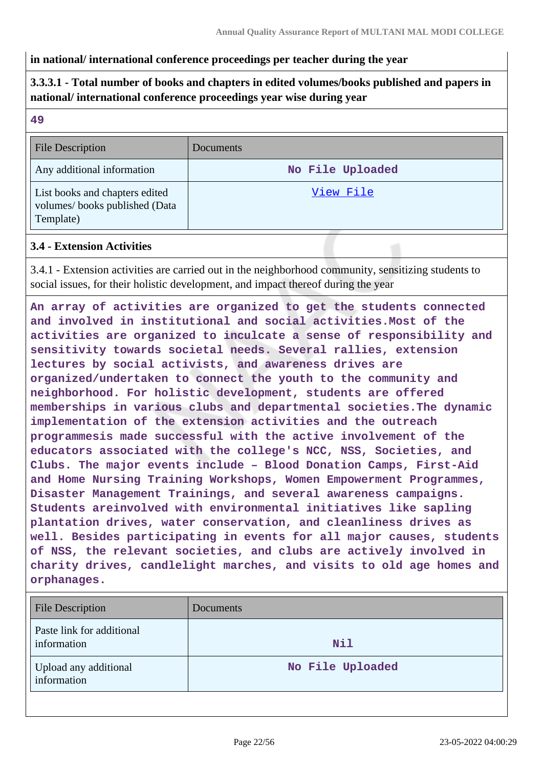**in national/ international conference proceedings per teacher during the year**

**3.3.3.1 - Total number of books and chapters in edited volumes/books published and papers in national/ international conference proceedings year wise during year**

**49**

| File Description | Documents |
| --- | --- |
| Any additional information | No File Uploaded |
| List books and chapters edited volumes/ books published (Data Template) | View File |

**3.4 - Extension Activities**

3.4.1 - Extension activities are carried out in the neighborhood community, sensitizing students to social issues, for their holistic development, and impact thereof during the year

An array of activities are organized to get the students connected and involved in institutional and social activities.Most of the activities are organized to inculcate a sense of responsibility and sensitivity towards societal needs. Several rallies, extension lectures by social activists, and awareness drives are organized/undertaken to connect the youth to the community and neighborhood. For holistic development, students are offered memberships in various clubs and departmental societies.The dynamic implementation of the extension activities and the outreach programmesis made successful with the active involvement of the educators associated with the college's NCC, NSS, Societies, and Clubs. The major events include – Blood Donation Camps, First-Aid and Home Nursing Training Workshops, Women Empowerment Programmes, Disaster Management Trainings, and several awareness campaigns. Students areinvolved with environmental initiatives like sapling plantation drives, water conservation, and cleanliness drives as well. Besides participating in events for all major causes, students of NSS, the relevant societies, and clubs are actively involved in charity drives, candlelight marches, and visits to old age homes and orphanages.

| File Description | Documents |
| --- | --- |
| Paste link for additional information | Nil |
| Upload any additional information | No File Uploaded |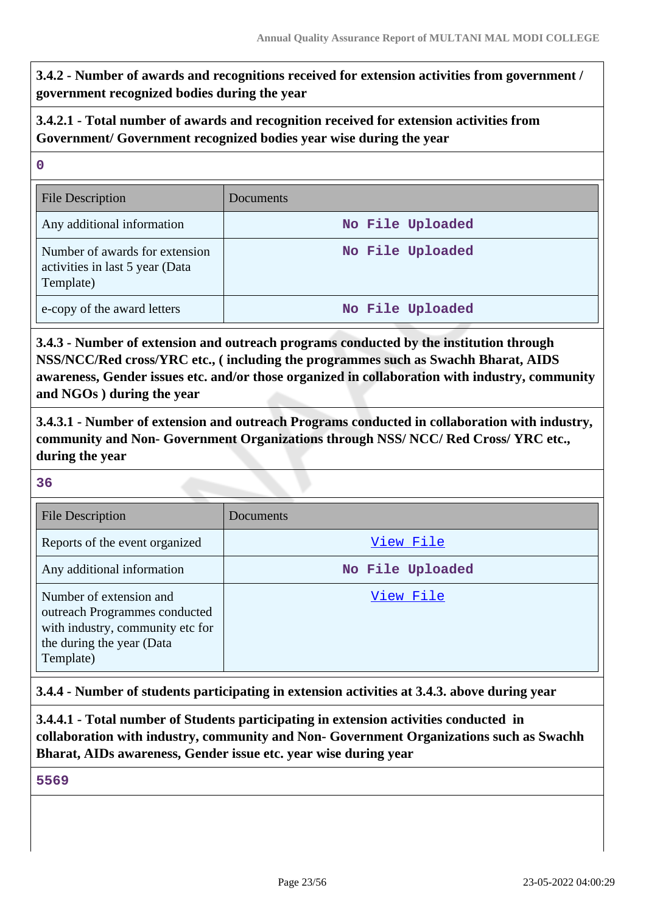**3.4.2 - Number of awards and recognitions received for extension activities from government / government recognized bodies during the year**

**3.4.2.1 - Total number of awards and recognition received for extension activities from Government/ Government recognized bodies year wise during the year**

0

| File Description | Documents |
| --- | --- |
| Any additional information | No File Uploaded |
| Number of awards for extension activities in last 5 year (Data Template) | No File Uploaded |
| e-copy of the award letters | No File Uploaded |

**3.4.3 - Number of extension and outreach programs conducted by the institution through NSS/NCC/Red cross/YRC etc., ( including the programmes such as Swachh Bharat, AIDS awareness, Gender issues etc. and/or those organized in collaboration with industry, community and NGOs ) during the year**

**3.4.3.1 - Number of extension and outreach Programs conducted in collaboration with industry, community and Non- Government Organizations through NSS/ NCC/ Red Cross/ YRC etc., during the year**

36

| File Description | Documents |
| --- | --- |
| Reports of the event organized | View File |
| Any additional information | No File Uploaded |
| Number of extension and outreach Programmes conducted with industry, community etc for the during the year (Data Template) | View File |

**3.4.4 - Number of students participating in extension activities at 3.4.3. above during year**

**3.4.4.1 - Total number of Students participating in extension activities conducted in collaboration with industry, community and Non- Government Organizations such as Swachh Bharat, AIDs awareness, Gender issue etc. year wise during year**

5569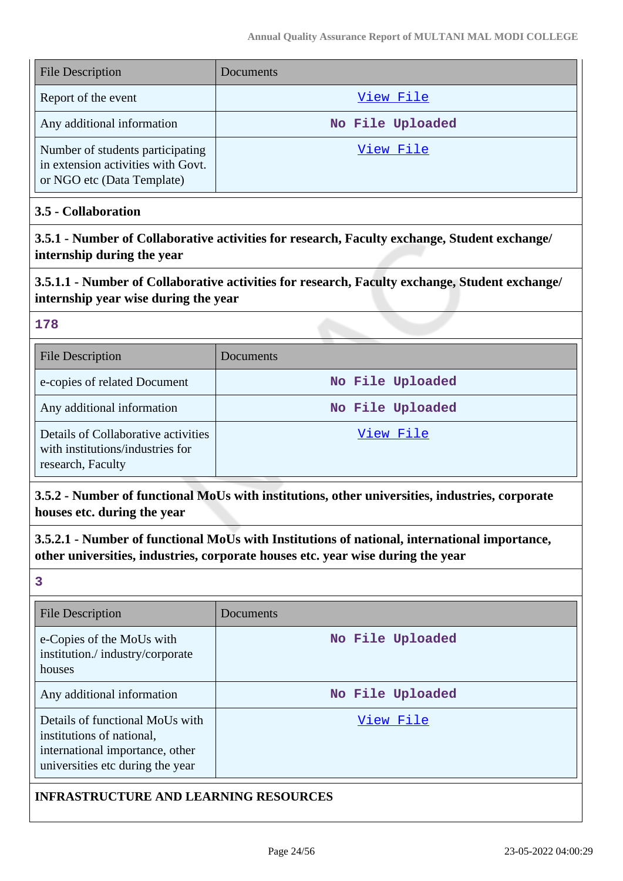| File Description | Documents |
|---|---|
| Report of the event | View File |
| Any additional information | No File Uploaded |
| Number of students participating in extension activities with Govt. or NGO etc (Data Template) | View File |

**3.5 - Collaboration**

**3.5.1 - Number of Collaborative activities for research, Faculty exchange, Student exchange/ internship during the year**

**3.5.1.1 - Number of Collaborative activities for research, Faculty exchange, Student exchange/ internship year wise during the year**

**178**

| File Description | Documents |
|---|---|
| e-copies of related Document | No File Uploaded |
| Any additional information | No File Uploaded |
| Details of Collaborative activities with institutions/industries for research, Faculty | View File |

**3.5.2 - Number of functional MoUs with institutions, other universities, industries, corporate houses etc. during the year**

**3.5.2.1 - Number of functional MoUs with Institutions of national, international importance, other universities, industries, corporate houses etc. year wise during the year**

**3**

| File Description | Documents |
|---|---|
| e-Copies of the MoUs with institution./ industry/corporate houses | No File Uploaded |
| Any additional information | No File Uploaded |
| Details of functional MoUs with institutions of national, international importance, other universities etc during the year | View File |

**INFRASTRUCTURE AND LEARNING RESOURCES**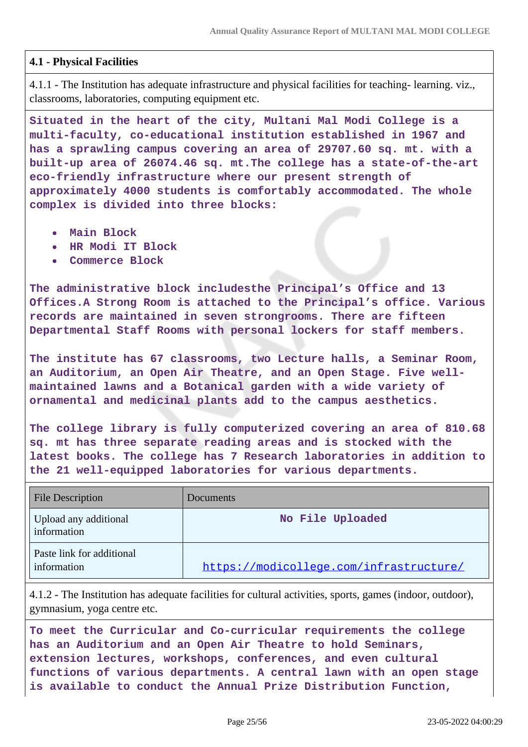**4.1 - Physical Facilities**

4.1.1 - The Institution has adequate infrastructure and physical facilities for teaching- learning. viz., classrooms, laboratories, computing equipment etc.

**Situated in the heart of the city, Multani Mal Modi College is a multi-faculty, co-educational institution established in 1967 and has a sprawling campus covering an area of 29707.60 sq. mt. with a built-up area of 26074.46 sq. mt.The college has a state-of-the-art eco-friendly infrastructure where our present strength of approximately 4000 students is comfortably accommodated. The whole complex is divided into three blocks:**

- **Main Block**
- **HR Modi IT Block**
- **Commerce Block**

**The administrative block includesthe Principal's Office and 13 Offices.A Strong Room is attached to the Principal's office. Various records are maintained in seven strongrooms. There are fifteen Departmental Staff Rooms with personal lockers for staff members.**

**The institute has 67 classrooms, two Lecture halls, a Seminar Room, an Auditorium, an Open Air Theatre, and an Open Stage. Five well-maintained lawns and a Botanical garden with a wide variety of ornamental and medicinal plants add to the campus aesthetics.**

**The college library is fully computerized covering an area of 810.68 sq. mt has three separate reading areas and is stocked with the latest books. The college has 7 Research laboratories in addition to the 21 well-equipped laboratories for various departments.**

| File Description | Documents |
|---|---|
| Upload any additional information | No File Uploaded |
| Paste link for additional information | https://modicollege.com/infrastructure/ |

4.1.2 - The Institution has adequate facilities for cultural activities, sports, games (indoor, outdoor), gymnasium, yoga centre etc.

**To meet the Curricular and Co-curricular requirements the college has an Auditorium and an Open Air Theatre to hold Seminars, extension lectures, workshops, conferences, and even cultural functions of various departments. A central lawn with an open stage is available to conduct the Annual Prize Distribution Function,**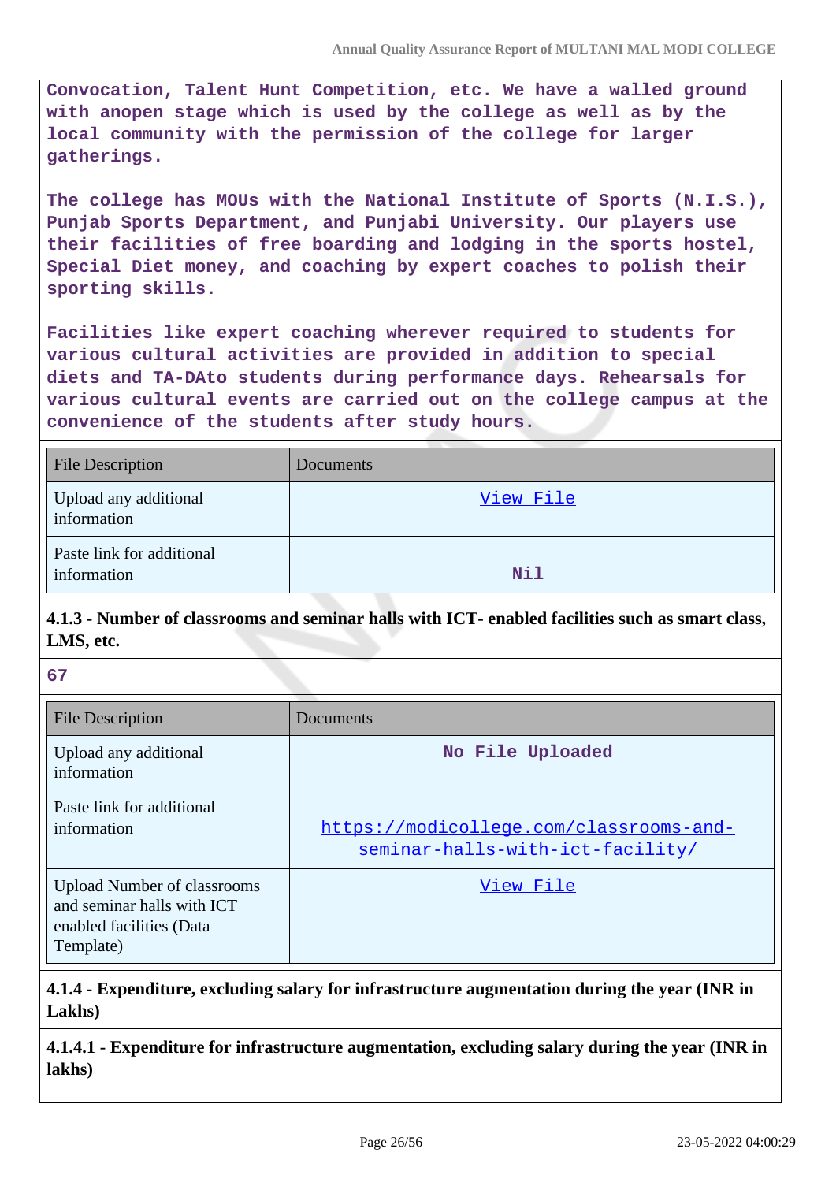Convocation, Talent Hunt Competition, etc. We have a walled ground with anopen stage which is used by the college as well as by the local community with the permission of the college for larger gatherings.

The college has MOUs with the National Institute of Sports (N.I.S.), Punjab Sports Department, and Punjabi University. Our players use their facilities of free boarding and lodging in the sports hostel, Special Diet money, and coaching by expert coaches to polish their sporting skills.

Facilities like expert coaching wherever required to students for various cultural activities are provided in addition to special diets and TA-DAto students during performance days. Rehearsals for various cultural events are carried out on the college campus at the convenience of the students after study hours.

| File Description | Documents |
|---|---|
| Upload any additional information | View File |
| Paste link for additional information | Nil |

**4.1.3 - Number of classrooms and seminar halls with ICT- enabled facilities such as smart class, LMS, etc.**

67

| File Description | Documents |
|---|---|
| Upload any additional information | No File Uploaded |
| Paste link for additional information | https://modicollege.com/classrooms-and-seminar-halls-with-ict-facility/ |
| Upload Number of classrooms and seminar halls with ICT enabled facilities (Data Template) | View File |

**4.1.4 - Expenditure, excluding salary for infrastructure augmentation during the year (INR in Lakhs)**

**4.1.4.1 - Expenditure for infrastructure augmentation, excluding salary during the year (INR in lakhs)**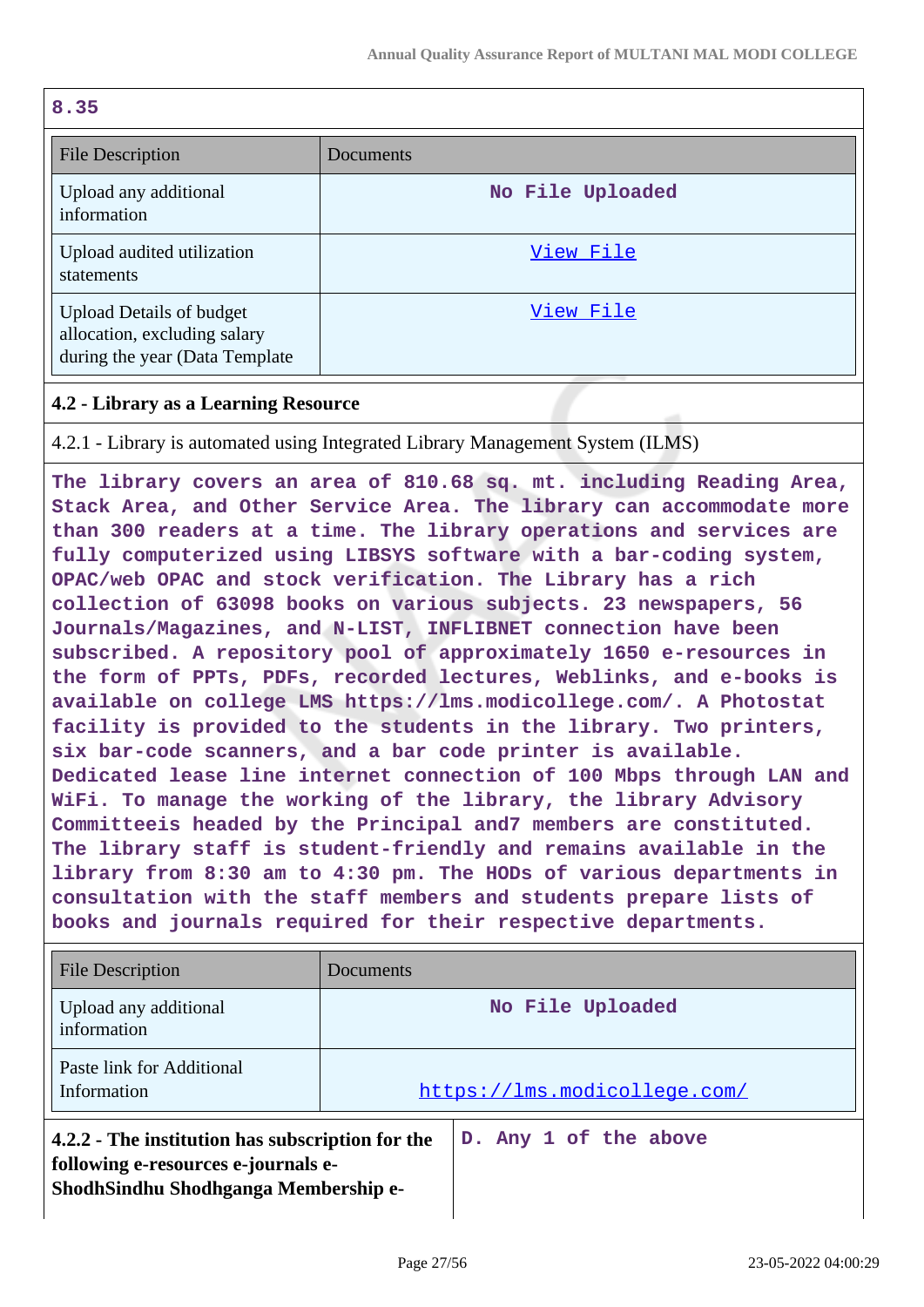8.35

| File Description | Documents |
| --- | --- |
| Upload any additional information | No File Uploaded |
| Upload audited utilization statements | View File |
| Upload Details of budget allocation, excluding salary during the year (Data Template | View File |

**4.2 - Library as a Learning Resource**

4.2.1 - Library is automated using Integrated Library Management System (ILMS)

The library covers an area of 810.68 sq. mt. including Reading Area, Stack Area, and Other Service Area. The library can accommodate more than 300 readers at a time. The library operations and services are fully computerized using LIBSYS software with a bar-coding system, OPAC/web OPAC and stock verification. The Library has a rich collection of 63098 books on various subjects. 23 newspapers, 56 Journals/Magazines, and N-LIST, INFLIBNET connection have been subscribed. A repository pool of approximately 1650 e-resources in the form of PPTs, PDFs, recorded lectures, Weblinks, and e-books is available on college LMS https://lms.modicollege.com/. A Photostat facility is provided to the students in the library. Two printers, six bar-code scanners, and a bar code printer is available. Dedicated lease line internet connection of 100 Mbps through LAN and WiFi. To manage the working of the library, the library Advisory Committeeis headed by the Principal and7 members are constituted. The library staff is student-friendly and remains available in the library from 8:30 am to 4:30 pm. The HODs of various departments in consultation with the staff members and students prepare lists of books and journals required for their respective departments.

| File Description | Documents |
| --- | --- |
| Upload any additional information | No File Uploaded |
| Paste link for Additional Information | https://lms.modicollege.com/ |

| **4.2.2 - The institution has subscription for the following e-resources e-journals e-ShodhSindhu Shodhganga Membership e-** | D. Any 1 of the above |
| --- | --- |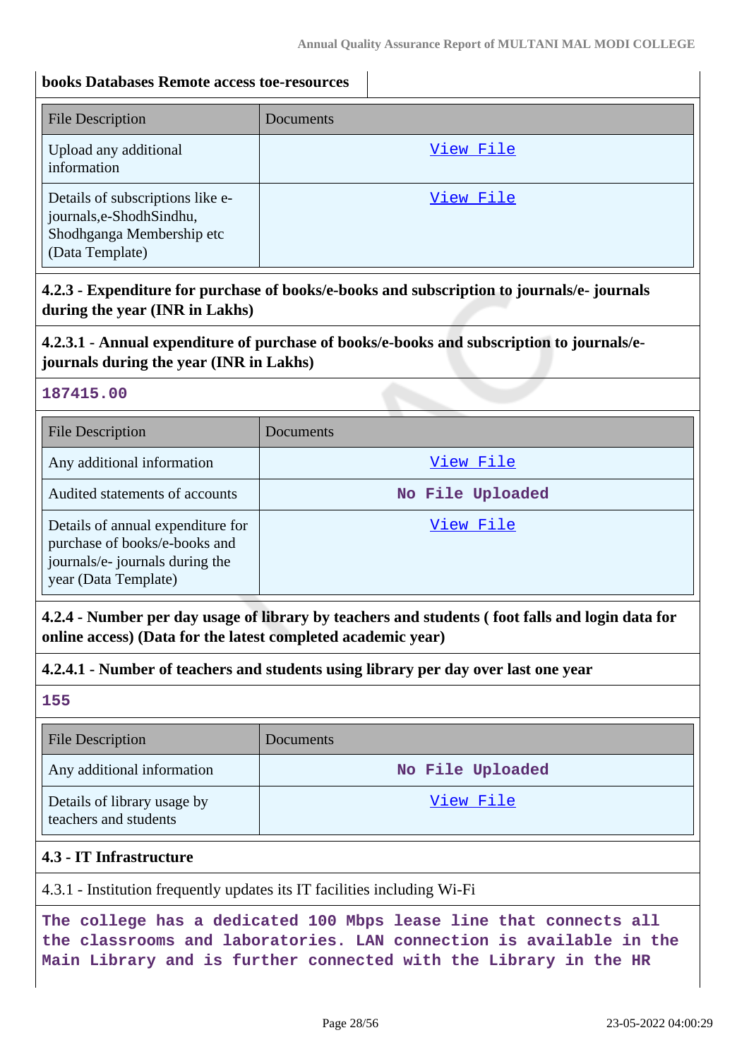**books Databases Remote access toe-resources**

| File Description | Documents |
| --- | --- |
| Upload any additional information | View File |
| Details of subscriptions like e-journals,e-ShodhSindhu, Shodhganga Membership etc (Data Template) | View File |

**4.2.3 - Expenditure for purchase of books/e-books and subscription to journals/e- journals during the year (INR in Lakhs)**

**4.2.3.1 - Annual expenditure of purchase of books/e-books and subscription to journals/e-journals during the year (INR in Lakhs)**

**187415.00**

| File Description | Documents |
| --- | --- |
| Any additional information | View File |
| Audited statements of accounts | No File Uploaded |
| Details of annual expenditure for purchase of books/e-books and journals/e- journals during the year (Data Template) | View File |

**4.2.4 - Number per day usage of library by teachers and students ( foot falls and login data for online access) (Data for the latest completed academic year)**

**4.2.4.1 - Number of teachers and students using library per day over last one year**

**155**

| File Description | Documents |
| --- | --- |
| Any additional information | No File Uploaded |
| Details of library usage by teachers and students | View File |

**4.3 - IT Infrastructure**

4.3.1 - Institution frequently updates its IT facilities including Wi-Fi

**The college has a dedicated 100 Mbps lease line that connects all the classrooms and laboratories. LAN connection is available in the Main Library and is further connected with the Library in the HR**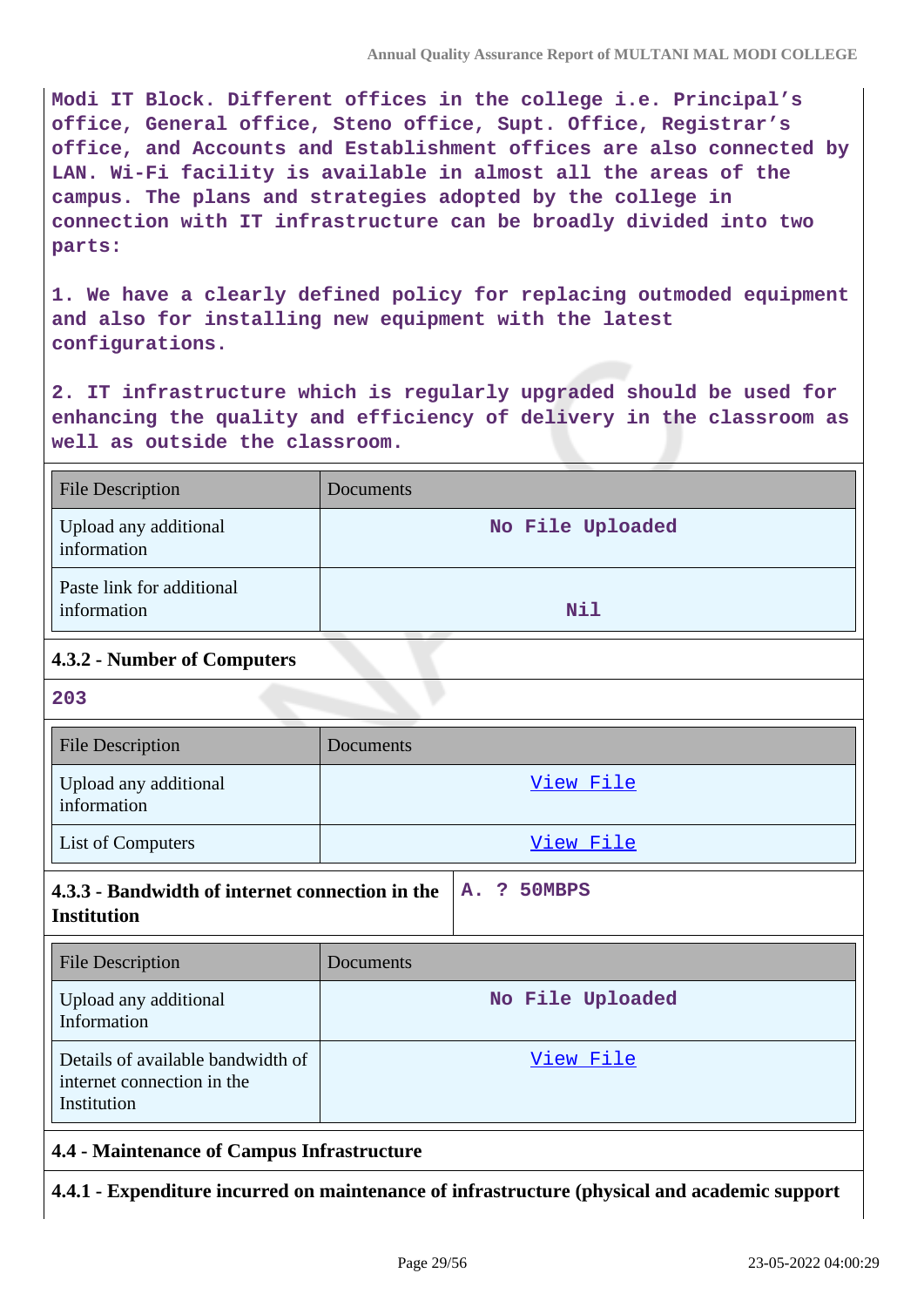Modi IT Block. Different offices in the college i.e. Principal's office, General office, Steno office, Supt. Office, Registrar's office, and Accounts and Establishment offices are also connected by LAN. Wi-Fi facility is available in almost all the areas of the campus. The plans and strategies adopted by the college in connection with IT infrastructure can be broadly divided into two parts:

1. We have a clearly defined policy for replacing outmoded equipment and also for installing new equipment with the latest configurations.

2. IT infrastructure which is regularly upgraded should be used for enhancing the quality and efficiency of delivery in the classroom as well as outside the classroom.

| File Description | Documents |
|---|---|
| Upload any additional information | No File Uploaded |
| Paste link for additional information | Nil |

**4.3.2 - Number of Computers**

203

| File Description | Documents |
|---|---|
| Upload any additional information | View File |
| List of Computers | View File |

| **4.3.3 - Bandwidth of internet connection in the Institution** | A. ? 50MBPS |
|---|---|

| File Description | Documents |
|---|---|
| Upload any additional Information | No File Uploaded |
| Details of available bandwidth of internet connection in the Institution | View File |

**4.4 - Maintenance of Campus Infrastructure**

**4.4.1 - Expenditure incurred on maintenance of infrastructure (physical and academic support**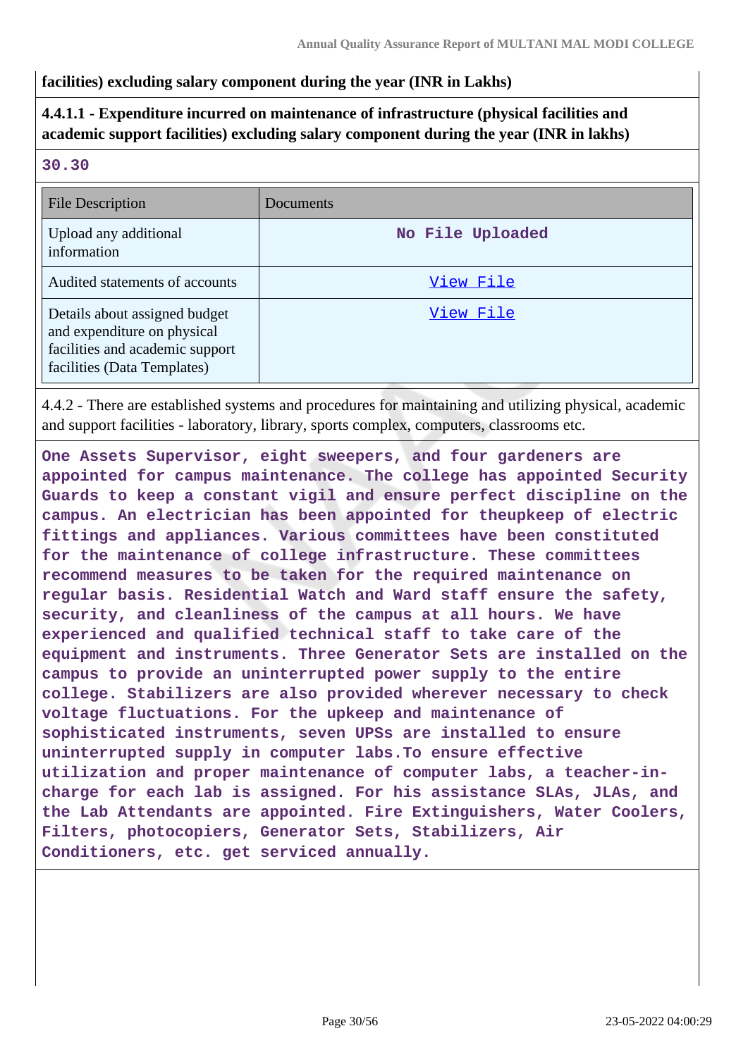**facilities) excluding salary component during the year (INR in Lakhs)**

**4.4.1.1 - Expenditure incurred on maintenance of infrastructure (physical facilities and academic support facilities) excluding salary component during the year (INR in lakhs)**

**30.30**

| File Description | Documents |
|---|---|
| Upload any additional information | No File Uploaded |
| Audited statements of accounts | View File |
| Details about assigned budget and expenditure on physical facilities and academic support facilities (Data Templates) | View File |

4.4.2 - There are established systems and procedures for maintaining and utilizing physical, academic and support facilities - laboratory, library, sports complex, computers, classrooms etc.

**One Assets Supervisor, eight sweepers, and four gardeners are appointed for campus maintenance. The college has appointed Security Guards to keep a constant vigil and ensure perfect discipline on the campus. An electrician has been appointed for theupkeep of electric fittings and appliances. Various committees have been constituted for the maintenance of college infrastructure. These committees recommend measures to be taken for the required maintenance on regular basis. Residential Watch and Ward staff ensure the safety, security, and cleanliness of the campus at all hours. We have experienced and qualified technical staff to take care of the equipment and instruments. Three Generator Sets are installed on the campus to provide an uninterrupted power supply to the entire college. Stabilizers are also provided wherever necessary to check voltage fluctuations. For the upkeep and maintenance of sophisticated instruments, seven UPSs are installed to ensure uninterrupted supply in computer labs.To ensure effective utilization and proper maintenance of computer labs, a teacher-in-charge for each lab is assigned. For his assistance SLAs, JLAs, and the Lab Attendants are appointed. Fire Extinguishers, Water Coolers, Filters, photocopiers, Generator Sets, Stabilizers, Air Conditioners, etc. get serviced annually.**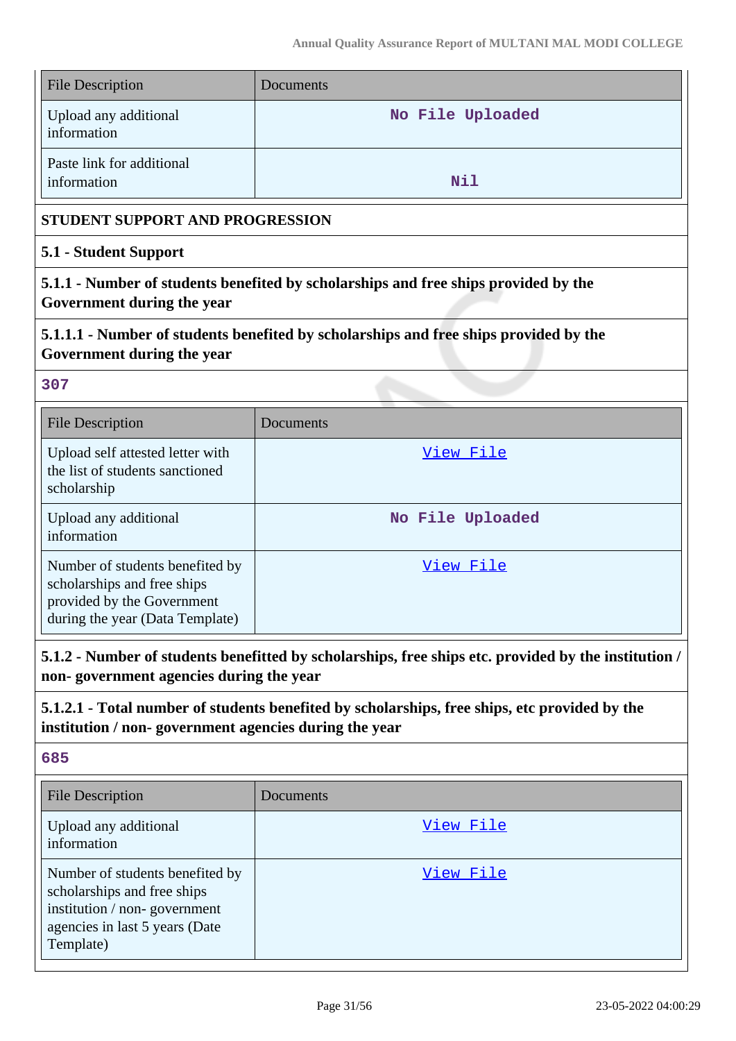| File Description | Documents |
|---|---|
| Upload any additional information | No File Uploaded |
| Paste link for additional information | Nil |

**STUDENT SUPPORT AND PROGRESSION**

**5.1 - Student Support**

**5.1.1 - Number of students benefited by scholarships and free ships provided by the Government during the year**

**5.1.1.1 - Number of students benefited by scholarships and free ships provided by the Government during the year**

307

| File Description | Documents |
|---|---|
| Upload self attested letter with the list of students sanctioned scholarship | View File |
| Upload any additional information | No File Uploaded |
| Number of students benefited by scholarships and free ships provided by the Government during the year (Data Template) | View File |

**5.1.2 - Number of students benefitted by scholarships, free ships etc. provided by the institution / non- government agencies during the year**

**5.1.2.1 - Total number of students benefited by scholarships, free ships, etc provided by the institution / non- government agencies during the year**

685

| File Description | Documents |
|---|---|
| Upload any additional information | View File |
| Number of students benefited by scholarships and free ships institution / non- government agencies in last 5 years (Date Template) | View File |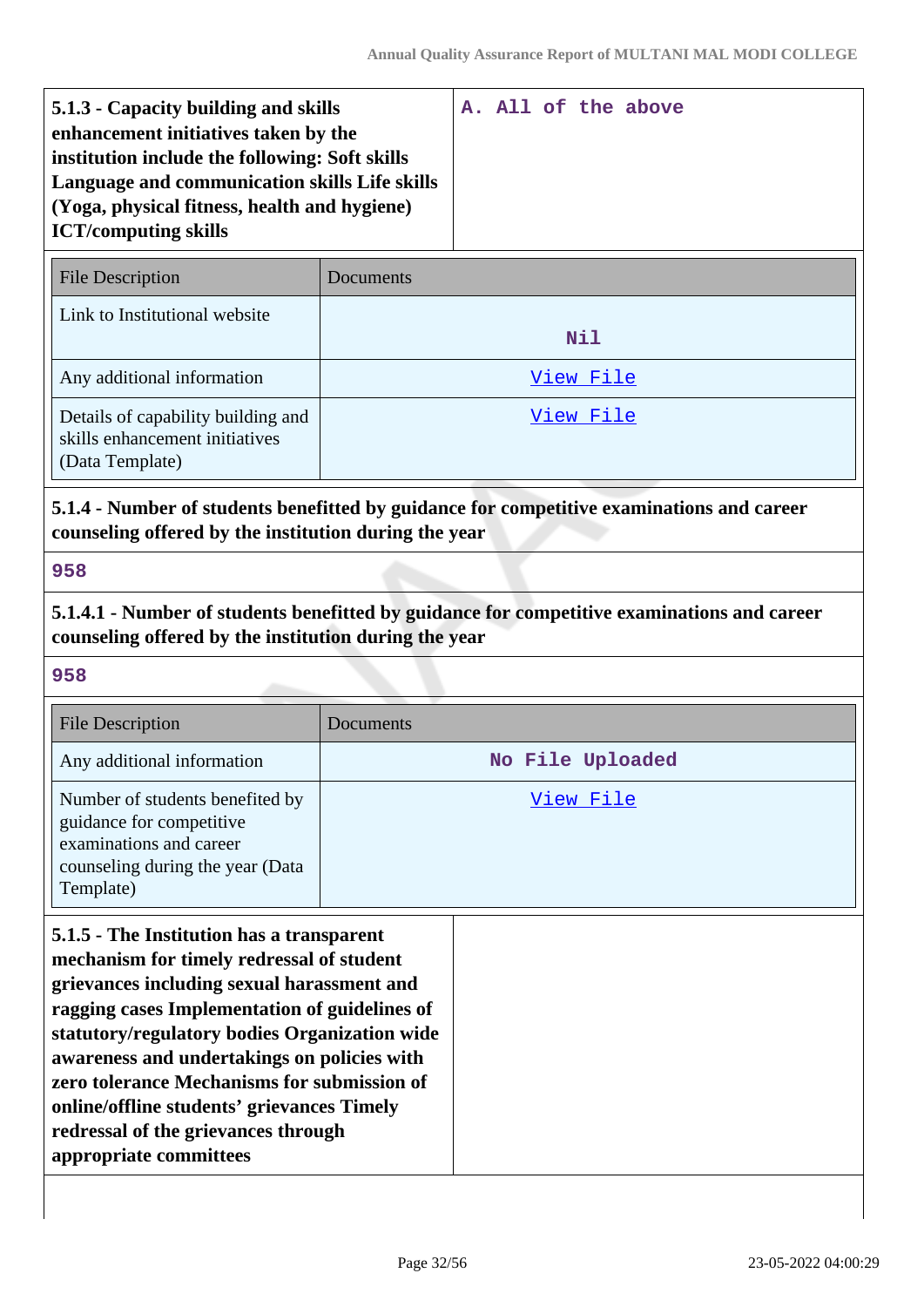| **5.1.3 - Capacity building and skills enhancement initiatives taken by the institution include the following: Soft skills Language and communication skills Life skills (Yoga, physical fitness, health and hygiene) ICT/computing skills** | A. All of the above |
|---|---|

| File Description | Documents |
|---|---|
| Link to Institutional website | Nil |
| Any additional information | View File |
| Details of capability building and skills enhancement initiatives (Data Template) | View File |

**5.1.4 - Number of students benefitted by guidance for competitive examinations and career counseling offered by the institution during the year**

958

**5.1.4.1 - Number of students benefitted by guidance for competitive examinations and career counseling offered by the institution during the year**

958

| File Description | Documents |
|---|---|
| Any additional information | No File Uploaded |
| Number of students benefited by guidance for competitive examinations and career counseling during the year (Data Template) | View File |

| **5.1.5 - The Institution has a transparent mechanism for timely redressal of student grievances including sexual harassment and ragging cases Implementation of guidelines of statutory/regulatory bodies Organization wide awareness and undertakings on policies with zero tolerance Mechanisms for submission of online/offline students' grievances Timely redressal of the grievances through appropriate committees** | |
|---|---|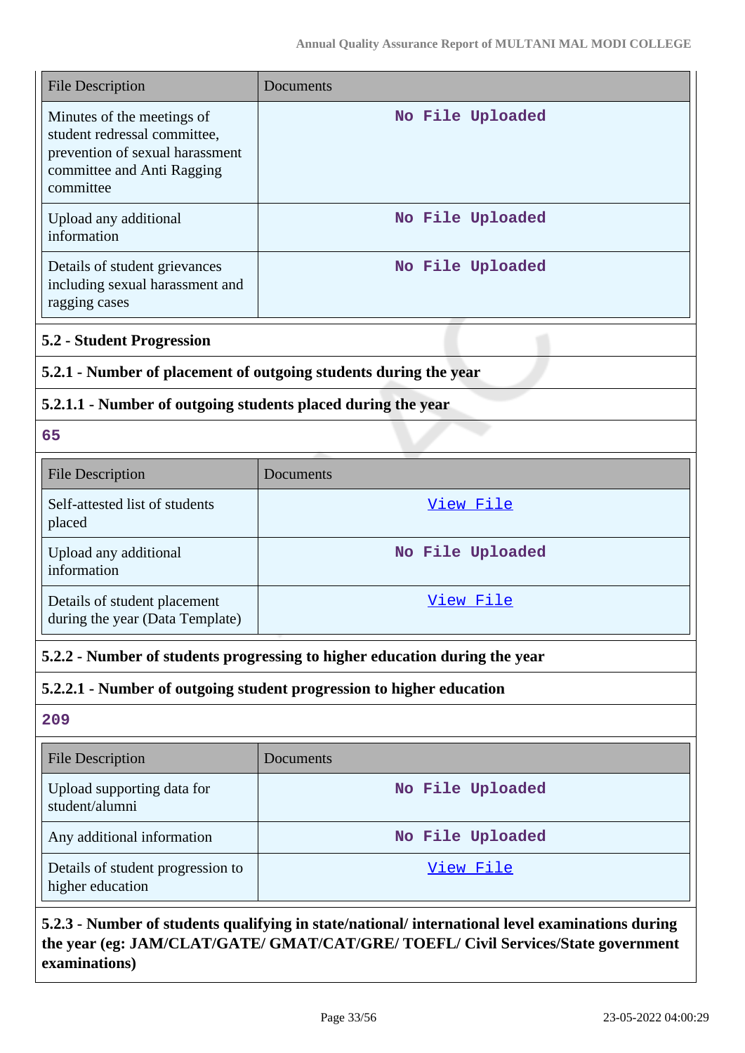| File Description | Documents |
|---|---|
| Minutes of the meetings of student redressal committee, prevention of sexual harassment committee and Anti Ragging committee | No File Uploaded |
| Upload any additional information | No File Uploaded |
| Details of student grievances including sexual harassment and ragging cases | No File Uploaded |

**5.2 - Student Progression**

**5.2.1 - Number of placement of outgoing students during the year**

**5.2.1.1 - Number of outgoing students placed during the year**

65

| File Description | Documents |
|---|---|
| Self-attested list of students placed | View File |
| Upload any additional information | No File Uploaded |
| Details of student placement during the year (Data Template) | View File |

**5.2.2 - Number of students progressing to higher education during the year**

**5.2.2.1 - Number of outgoing student progression to higher education**

209

| File Description | Documents |
|---|---|
| Upload supporting data for student/alumni | No File Uploaded |
| Any additional information | No File Uploaded |
| Details of student progression to higher education | View File |

**5.2.3 - Number of students qualifying in state/national/ international level examinations during the year (eg: JAM/CLAT/GATE/ GMAT/CAT/GRE/ TOEFL/ Civil Services/State government examinations)**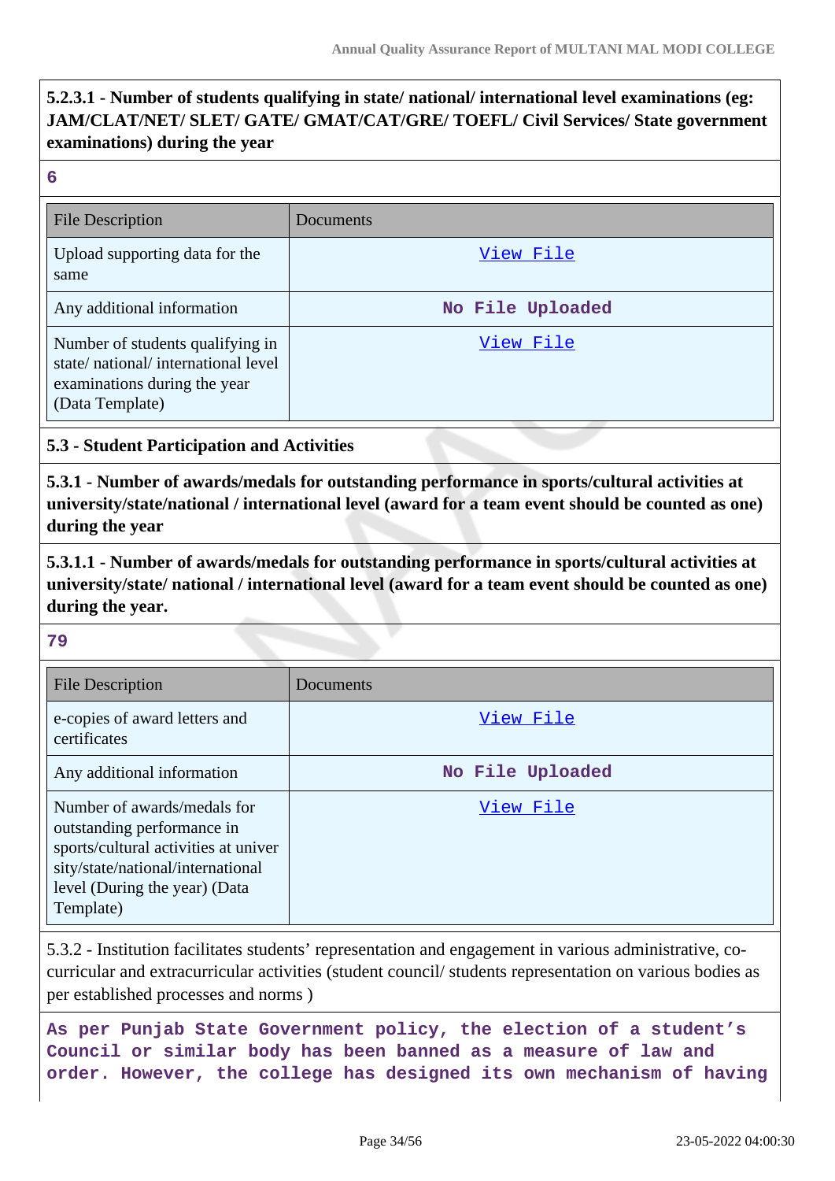**5.2.3.1 - Number of students qualifying in state/ national/ international level examinations (eg: JAM/CLAT/NET/ SLET/ GATE/ GMAT/CAT/GRE/ TOEFL/ Civil Services/ State government examinations) during the year**

**6**

| File Description | Documents |
|---|---|
| Upload supporting data for the same | View File |
| Any additional information | No File Uploaded |
| Number of students qualifying in state/ national/ international level examinations during the year (Data Template) | View File |

**5.3 - Student Participation and Activities**

**5.3.1 - Number of awards/medals for outstanding performance in sports/cultural activities at university/state/national / international level (award for a team event should be counted as one) during the year**

**5.3.1.1 - Number of awards/medals for outstanding performance in sports/cultural activities at university/state/ national / international level (award for a team event should be counted as one) during the year.**

**79**

| File Description | Documents |
|---|---|
| e-copies of award letters and certificates | View File |
| Any additional information | No File Uploaded |
| Number of awards/medals for outstanding performance in sports/cultural activities at university/state/national/international level (During the year) (Data Template) | View File |

5.3.2 - Institution facilitates students' representation and engagement in various administrative, co-curricular and extracurricular activities (student council/ students representation on various bodies as per established processes and norms )

**As per Punjab State Government policy, the election of a student's Council or similar body has been banned as a measure of law and order. However, the college has designed its own mechanism of having**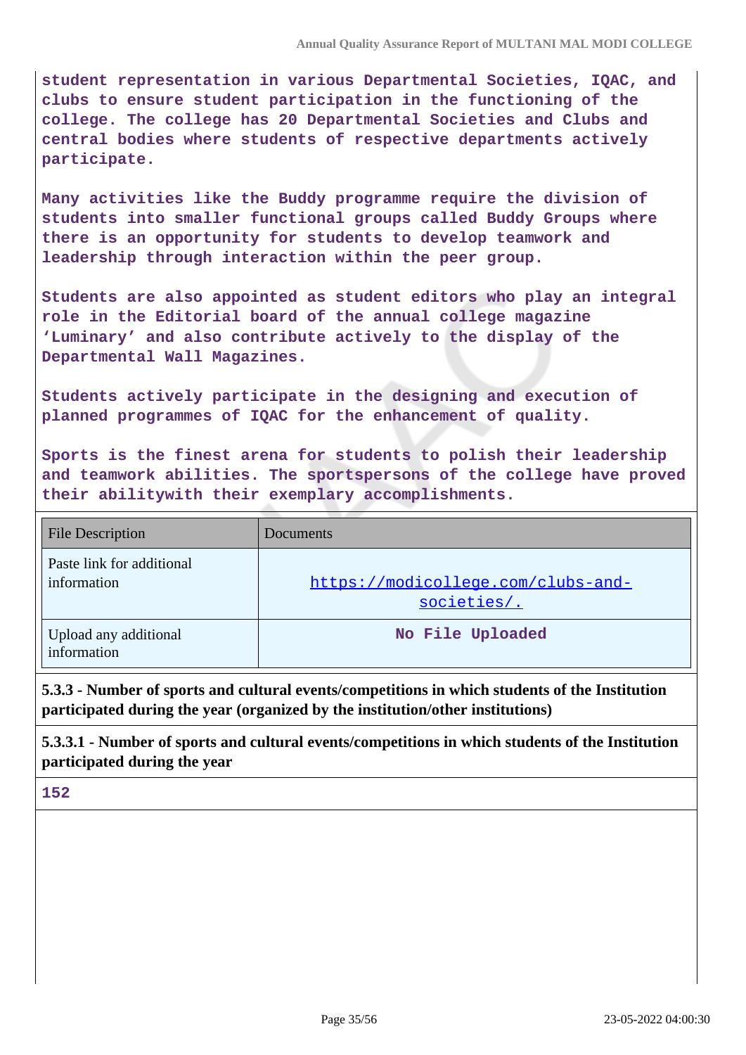**student representation in various Departmental Societies, IQAC, and clubs to ensure student participation in the functioning of the college. The college has 20 Departmental Societies and Clubs and central bodies where students of respective departments actively participate.**

**Many activities like the Buddy programme require the division of students into smaller functional groups called Buddy Groups where there is an opportunity for students to develop teamwork and leadership through interaction within the peer group.**

**Students are also appointed as student editors who play an integral role in the Editorial board of the annual college magazine 'Luminary' and also contribute actively to the display of the Departmental Wall Magazines.**

**Students actively participate in the designing and execution of planned programmes of IQAC for the enhancement of quality.**

**Sports is the finest arena for students to polish their leadership and teamwork abilities. The sportspersons of the college have proved their abilitywith their exemplary accomplishments.**

| File Description | Documents |
|---|---|
| Paste link for additional information | https://modicollege.com/clubs-and-societies/. |
| Upload any additional information | **No File Uploaded** |

**5.3.3 - Number of sports and cultural events/competitions in which students of the Institution participated during the year (organized by the institution/other institutions)**

**5.3.3.1 - Number of sports and cultural events/competitions in which students of the Institution participated during the year**

**152**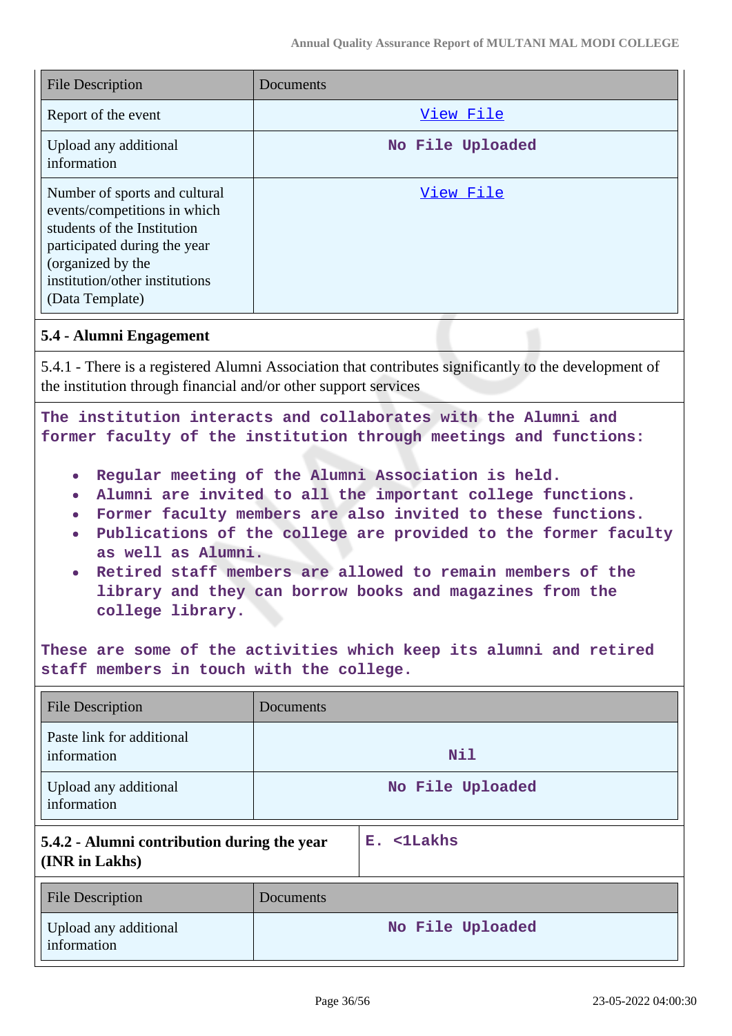| File Description | Documents |
|---|---|
| Report of the event | View File |
| Upload any additional information | No File Uploaded |
| Number of sports and cultural events/competitions in which students of the Institution participated during the year (organized by the institution/other institutions (Data Template) | View File |

### 5.4 - Alumni Engagement

5.4.1 - There is a registered Alumni Association that contributes significantly to the development of the institution through financial and/or other support services

The institution interacts and collaborates with the Alumni and former faculty of the institution through meetings and functions:

- Regular meeting of the Alumni Association is held.
- Alumni are invited to all the important college functions.
- Former faculty members are also invited to these functions.
- Publications of the college are provided to the former faculty as well as Alumni.
- Retired staff members are allowed to remain members of the library and they can borrow books and magazines from the college library.

These are some of the activities which keep its alumni and retired staff members in touch with the college.

| File Description | Documents |
|---|---|
| Paste link for additional information | Nil |
| Upload any additional information | No File Uploaded |

| **5.4.2 - Alumni contribution during the year (INR in Lakhs)** | E. <1Lakhs |
|---|---|

| File Description | Documents |
|---|---|
| Upload any additional information | No File Uploaded |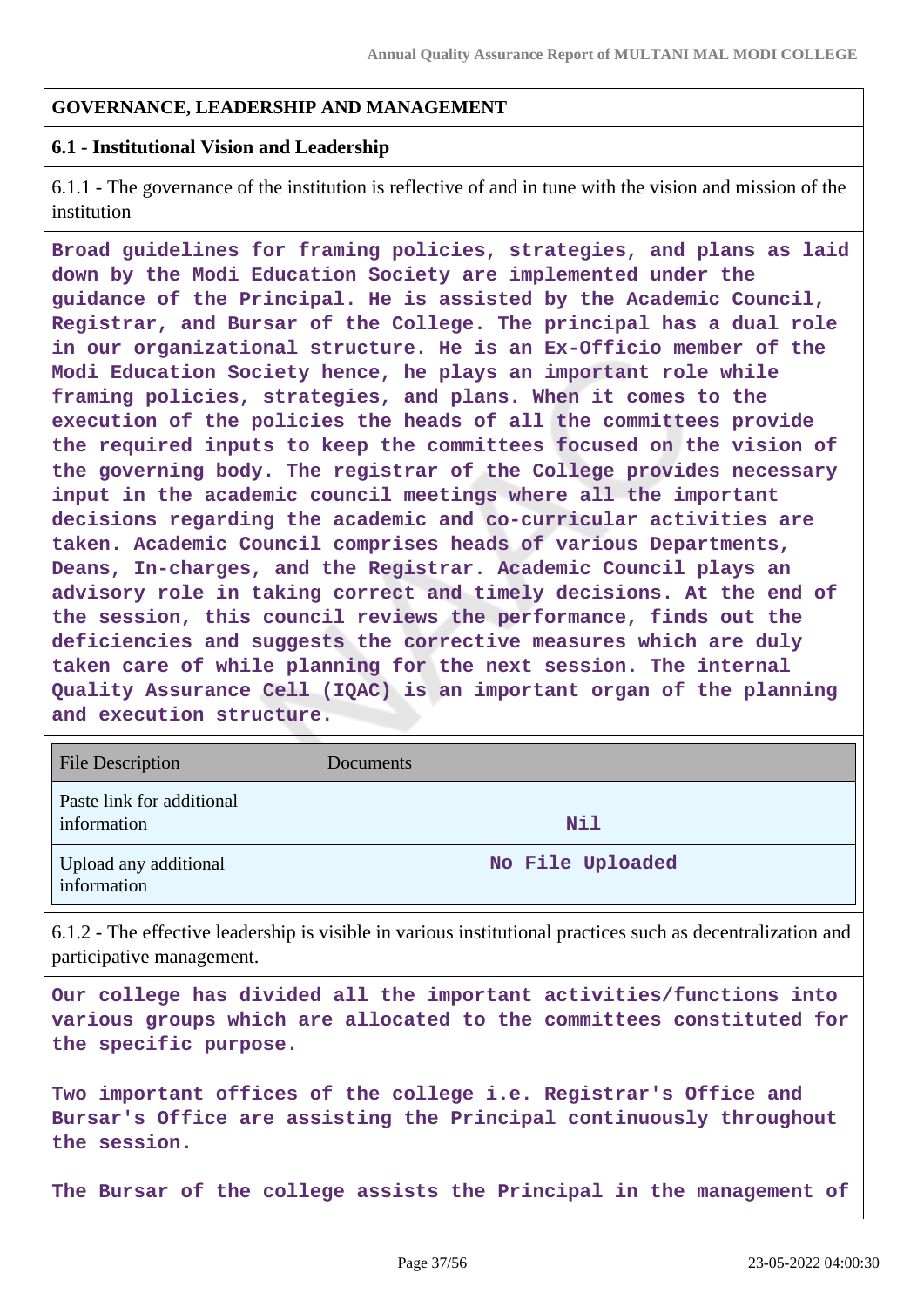**GOVERNANCE, LEADERSHIP AND MANAGEMENT**

**6.1 - Institutional Vision and Leadership**

6.1.1 - The governance of the institution is reflective of and in tune with the vision and mission of the institution

**Broad guidelines for framing policies, strategies, and plans as laid down by the Modi Education Society are implemented under the guidance of the Principal. He is assisted by the Academic Council, Registrar, and Bursar of the College. The principal has a dual role in our organizational structure. He is an Ex-Officio member of the Modi Education Society hence, he plays an important role while framing policies, strategies, and plans. When it comes to the execution of the policies the heads of all the committees provide the required inputs to keep the committees focused on the vision of the governing body. The registrar of the College provides necessary input in the academic council meetings where all the important decisions regarding the academic and co-curricular activities are taken. Academic Council comprises heads of various Departments, Deans, In-charges, and the Registrar. Academic Council plays an advisory role in taking correct and timely decisions. At the end of the session, this council reviews the performance, finds out the deficiencies and suggests the corrective measures which are duly taken care of while planning for the next session. The internal Quality Assurance Cell (IQAC) is an important organ of the planning and execution structure.**

| File Description | Documents |
| --- | --- |
| Paste link for additional information | Nil |
| Upload any additional information | No File Uploaded |

6.1.2 - The effective leadership is visible in various institutional practices such as decentralization and participative management.

**Our college has divided all the important activities/functions into various groups which are allocated to the committees constituted for the specific purpose.**

**Two important offices of the college i.e. Registrar's Office and Bursar's Office are assisting the Principal continuously throughout the session.**

**The Bursar of the college assists the Principal in the management of**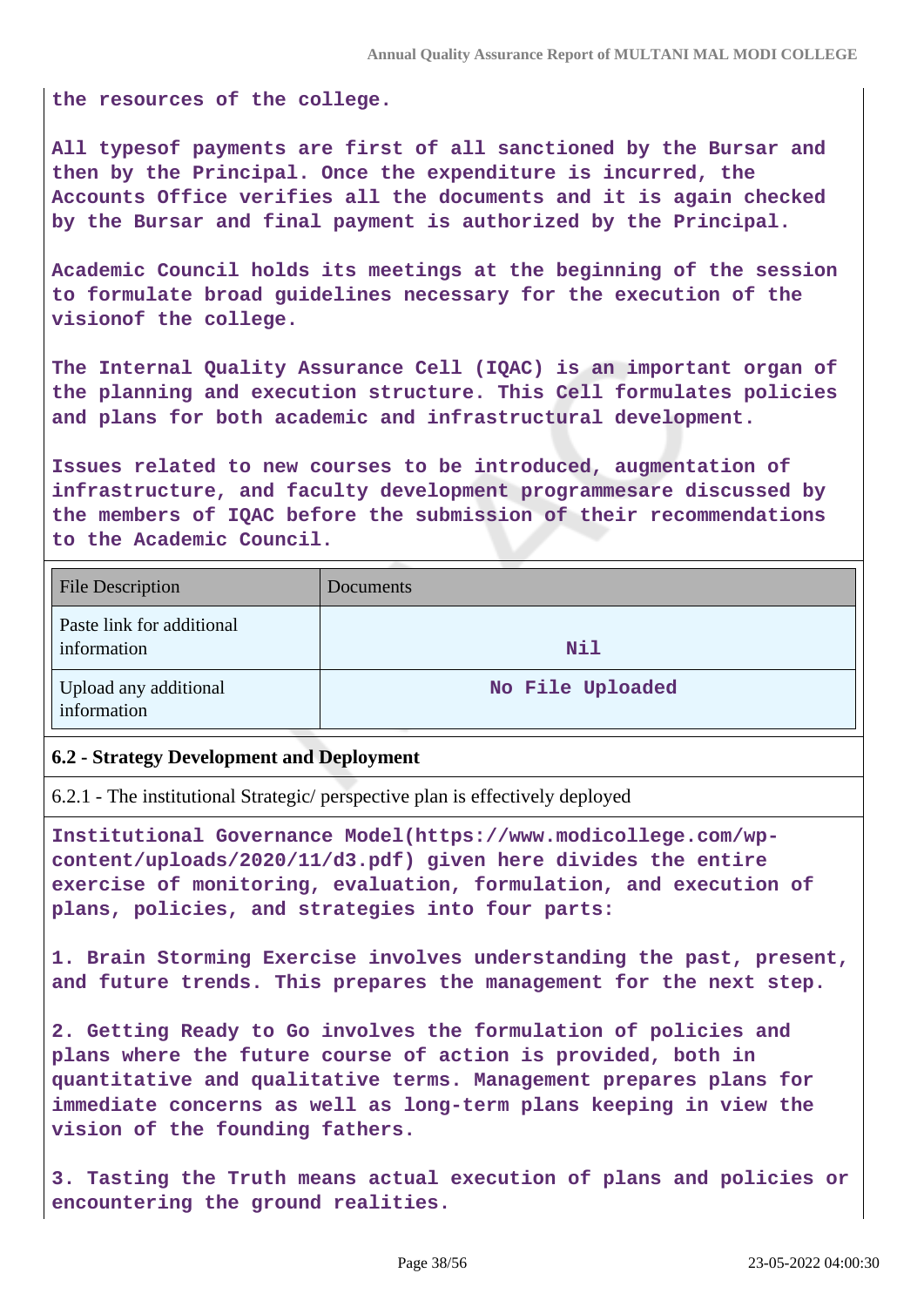the resources of the college.

All typesof payments are first of all sanctioned by the Bursar and then by the Principal. Once the expenditure is incurred, the Accounts Office verifies all the documents and it is again checked by the Bursar and final payment is authorized by the Principal.

Academic Council holds its meetings at the beginning of the session to formulate broad guidelines necessary for the execution of the visionof the college.

The Internal Quality Assurance Cell (IQAC) is an important organ of the planning and execution structure. This Cell formulates policies and plans for both academic and infrastructural development.

Issues related to new courses to be introduced, augmentation of infrastructure, and faculty development programmesare discussed by the members of IQAC before the submission of their recommendations to the Academic Council.

| File Description | Documents |
|---|---|
| Paste link for additional information | Nil |
| Upload any additional information | No File Uploaded |

**6.2 - Strategy Development and Deployment**

6.2.1 - The institutional Strategic/ perspective plan is effectively deployed

Institutional Governance Model(https://www.modicollege.com/wp-content/uploads/2020/11/d3.pdf) given here divides the entire exercise of monitoring, evaluation, formulation, and execution of plans, policies, and strategies into four parts:

1. Brain Storming Exercise involves understanding the past, present, and future trends. This prepares the management for the next step.

2. Getting Ready to Go involves the formulation of policies and plans where the future course of action is provided, both in quantitative and qualitative terms. Management prepares plans for immediate concerns as well as long-term plans keeping in view the vision of the founding fathers.

3. Tasting the Truth means actual execution of plans and policies or encountering the ground realities.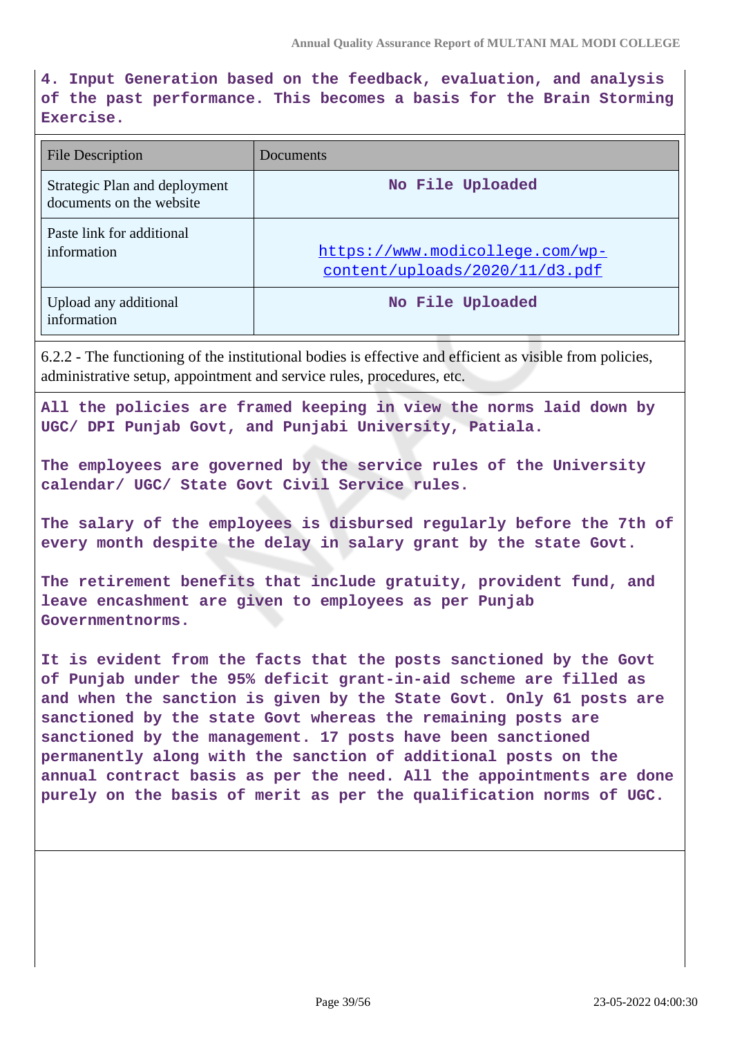**4. Input Generation based on the feedback, evaluation, and analysis of the past performance. This becomes a basis for the Brain Storming Exercise.**

| File Description | Documents |
| --- | --- |
| Strategic Plan and deployment documents on the website | No File Uploaded |
| Paste link for additional information | https://www.modicollege.com/wp-content/uploads/2020/11/d3.pdf |
| Upload any additional information | No File Uploaded |

6.2.2 - The functioning of the institutional bodies is effective and efficient as visible from policies, administrative setup, appointment and service rules, procedures, etc.

**All the policies are framed keeping in view the norms laid down by UGC/ DPI Punjab Govt, and Punjabi University, Patiala.**

**The employees are governed by the service rules of the University calendar/ UGC/ State Govt Civil Service rules.**

**The salary of the employees is disbursed regularly before the 7th of every month despite the delay in salary grant by the state Govt.**

**The retirement benefits that include gratuity, provident fund, and leave encashment are given to employees as per Punjab Governmentnorms.**

**It is evident from the facts that the posts sanctioned by the Govt of Punjab under the 95% deficit grant-in-aid scheme are filled as and when the sanction is given by the State Govt. Only 61 posts are sanctioned by the state Govt whereas the remaining posts are sanctioned by the management. 17 posts have been sanctioned permanently along with the sanction of additional posts on the annual contract basis as per the need. All the appointments are done purely on the basis of merit as per the qualification norms of UGC.**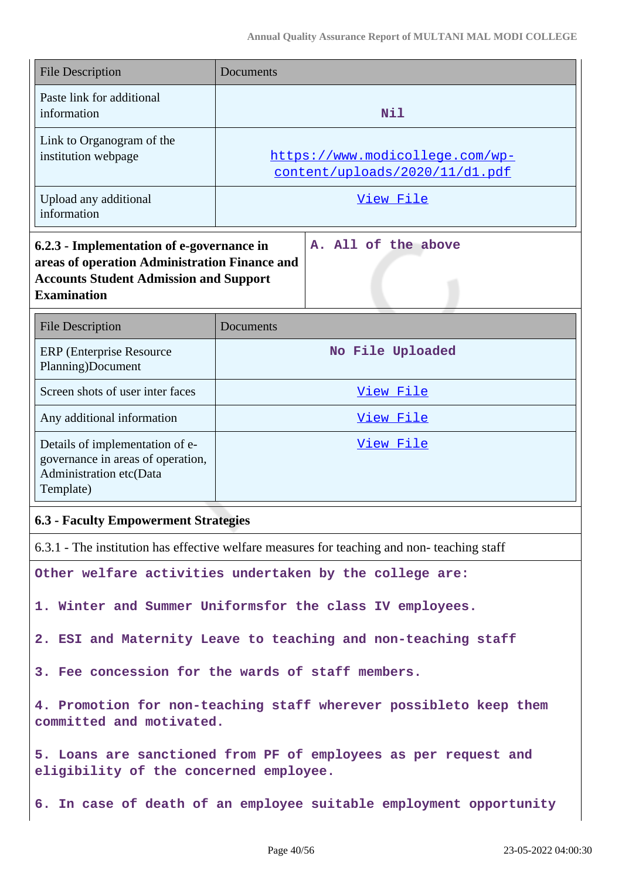| File Description | Documents |
|---|---|
| Paste link for additional information | Nil |
| Link to Organogram of the institution webpage | https://www.modicollege.com/wp-content/uploads/2020/11/d1.pdf |
| Upload any additional information | View File |

| **6.2.3 - Implementation of e-governance in areas of operation Administration Finance and Accounts Student Admission and Support Examination** | A. All of the above |
|---|---|

| File Description | Documents |
|---|---|
| ERP (Enterprise Resource Planning)Document | No File Uploaded |
| Screen shots of user inter faces | View File |
| Any additional information | View File |
| Details of implementation of e-governance in areas of operation, Administration etc(Data Template) | View File |

**6.3 - Faculty Empowerment Strategies**

6.3.1 - The institution has effective welfare measures for teaching and non- teaching staff

Other welfare activities undertaken by the college are:

1. Winter and Summer Uniformsfor the class IV employees.

2. ESI and Maternity Leave to teaching and non-teaching staff

3. Fee concession for the wards of staff members.

4. Promotion for non-teaching staff wherever possibleto keep them committed and motivated.

5. Loans are sanctioned from PF of employees as per request and eligibility of the concerned employee.

6. In case of death of an employee suitable employment opportunity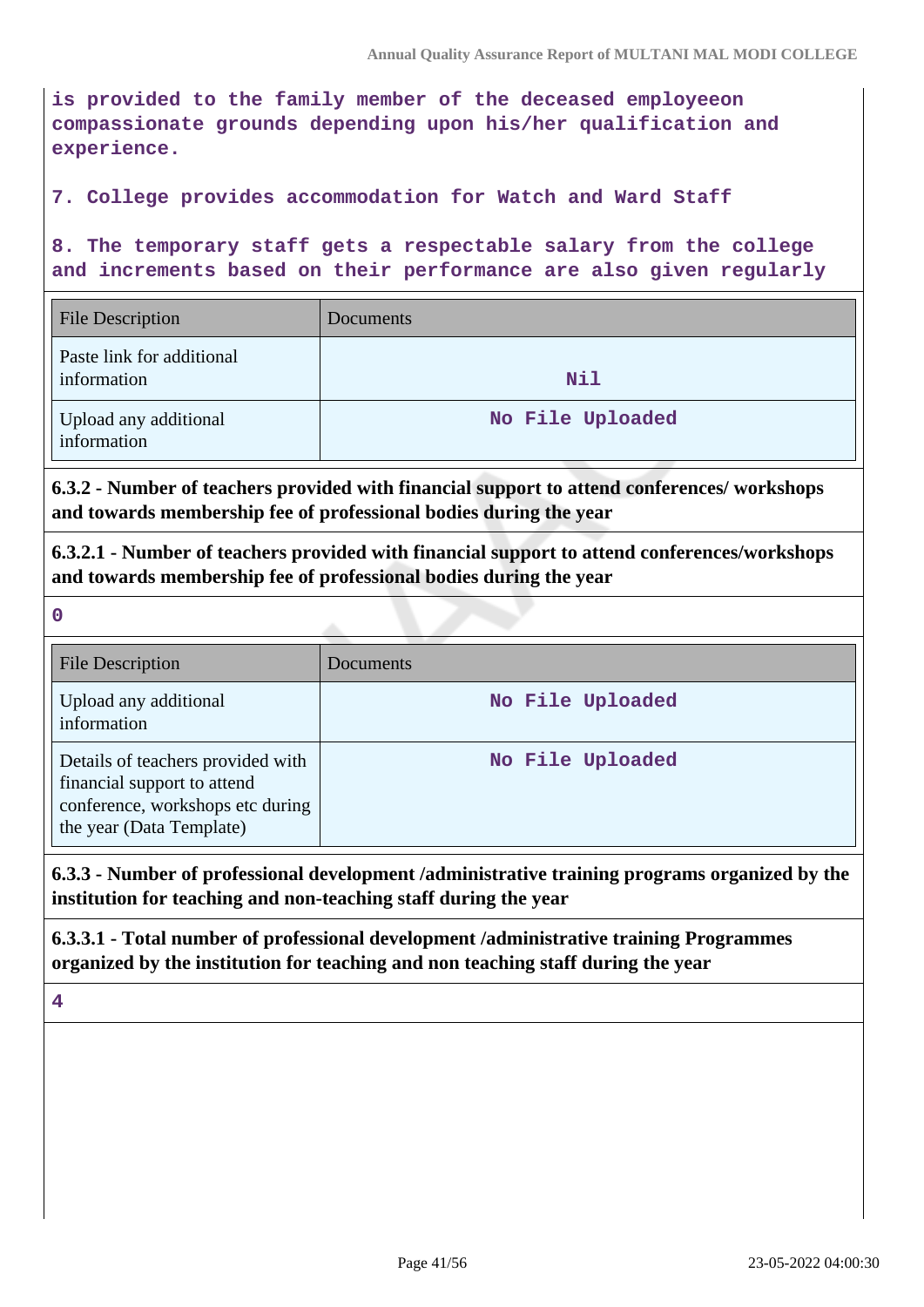**is provided to the family member of the deceased employeeon compassionate grounds depending upon his/her qualification and experience.**

**7. College provides accommodation for Watch and Ward Staff**

**8. The temporary staff gets a respectable salary from the college and increments based on their performance are also given regularly**

| File Description | Documents |
|---|---|
| Paste link for additional information | Nil |
| Upload any additional information | No File Uploaded |

**6.3.2 - Number of teachers provided with financial support to attend conferences/ workshops and towards membership fee of professional bodies during the year**

**6.3.2.1 - Number of teachers provided with financial support to attend conferences/workshops and towards membership fee of professional bodies during the year**

**0**

| File Description | Documents |
|---|---|
| Upload any additional information | No File Uploaded |
| Details of teachers provided with financial support to attend conference, workshops etc during the year (Data Template) | No File Uploaded |

**6.3.3 - Number of professional development /administrative training programs organized by the institution for teaching and non-teaching staff during the year**

**6.3.3.1 - Total number of professional development /administrative training Programmes organized by the institution for teaching and non teaching staff during the year**

**4**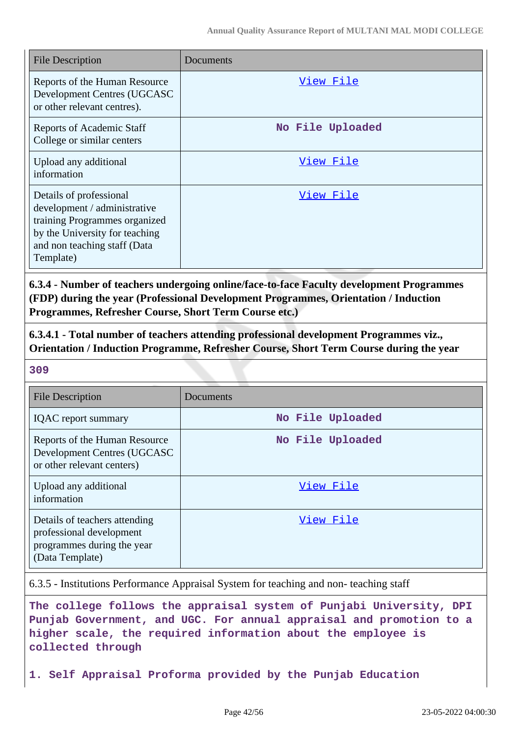| File Description | Documents |
|---|---|
| Reports of the Human Resource Development Centres (UGCASC or other relevant centres). | View File |
| Reports of Academic Staff College or similar centers | No File Uploaded |
| Upload any additional information | View File |
| Details of professional development / administrative training Programmes organized by the University for teaching and non teaching staff (Data Template) | View File |

**6.3.4 - Number of teachers undergoing online/face-to-face Faculty development Programmes (FDP) during the year (Professional Development Programmes, Orientation / Induction Programmes, Refresher Course, Short Term Course etc.)**

**6.3.4.1 - Total number of teachers attending professional development Programmes viz., Orientation / Induction Programme, Refresher Course, Short Term Course during the year**

**309**

| File Description | Documents |
|---|---|
| IQAC report summary | No File Uploaded |
| Reports of the Human Resource Development Centres (UGCASC or other relevant centers) | No File Uploaded |
| Upload any additional information | View File |
| Details of teachers attending professional development programmes during the year (Data Template) | View File |

6.3.5 - Institutions Performance Appraisal System for teaching and non- teaching staff

**The college follows the appraisal system of Punjabi University, DPI Punjab Government, and UGC. For annual appraisal and promotion to a higher scale, the required information about the employee is collected through**

**1. Self Appraisal Proforma provided by the Punjab Education**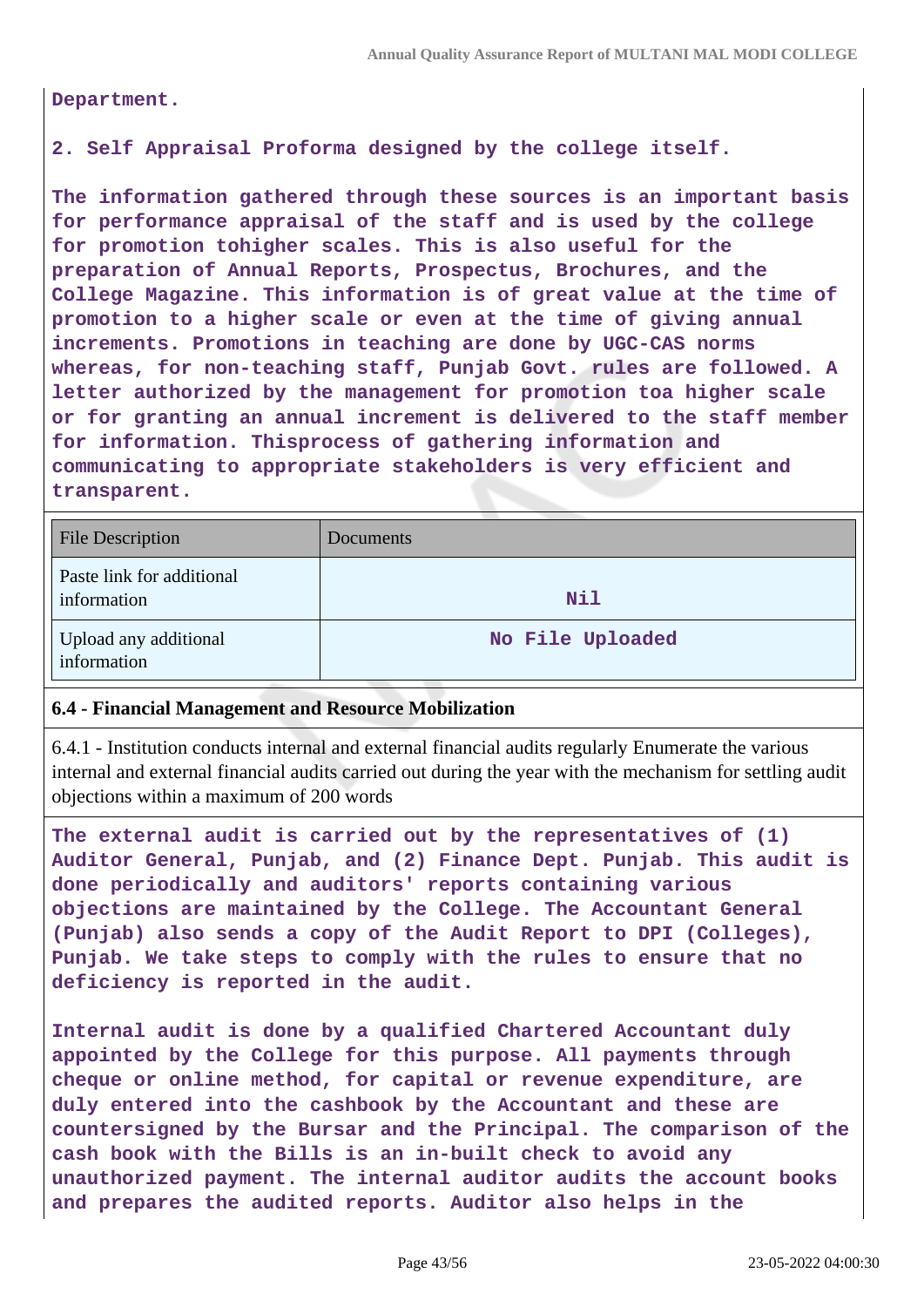**Department.**

**2. Self Appraisal Proforma designed by the college itself.**

**The information gathered through these sources is an important basis for performance appraisal of the staff and is used by the college for promotion tohigher scales. This is also useful for the preparation of Annual Reports, Prospectus, Brochures, and the College Magazine. This information is of great value at the time of promotion to a higher scale or even at the time of giving annual increments. Promotions in teaching are done by UGC-CAS norms whereas, for non-teaching staff, Punjab Govt. rules are followed. A letter authorized by the management for promotion toa higher scale or for granting an annual increment is delivered to the staff member for information. Thisprocess of gathering information and communicating to appropriate stakeholders is very efficient and transparent.**

| File Description | Documents |
|---|---|
| Paste link for additional information | Nil |
| Upload any additional information | No File Uploaded |

**6.4 - Financial Management and Resource Mobilization**

6.4.1 - Institution conducts internal and external financial audits regularly Enumerate the various internal and external financial audits carried out during the year with the mechanism for settling audit objections within a maximum of 200 words

**The external audit is carried out by the representatives of (1) Auditor General, Punjab, and (2) Finance Dept. Punjab. This audit is done periodically and auditors' reports containing various objections are maintained by the College. The Accountant General (Punjab) also sends a copy of the Audit Report to DPI (Colleges), Punjab. We take steps to comply with the rules to ensure that no deficiency is reported in the audit.**

**Internal audit is done by a qualified Chartered Accountant duly appointed by the College for this purpose. All payments through cheque or online method, for capital or revenue expenditure, are duly entered into the cashbook by the Accountant and these are countersigned by the Bursar and the Principal. The comparison of the cash book with the Bills is an in-built check to avoid any unauthorized payment. The internal auditor audits the account books and prepares the audited reports. Auditor also helps in the**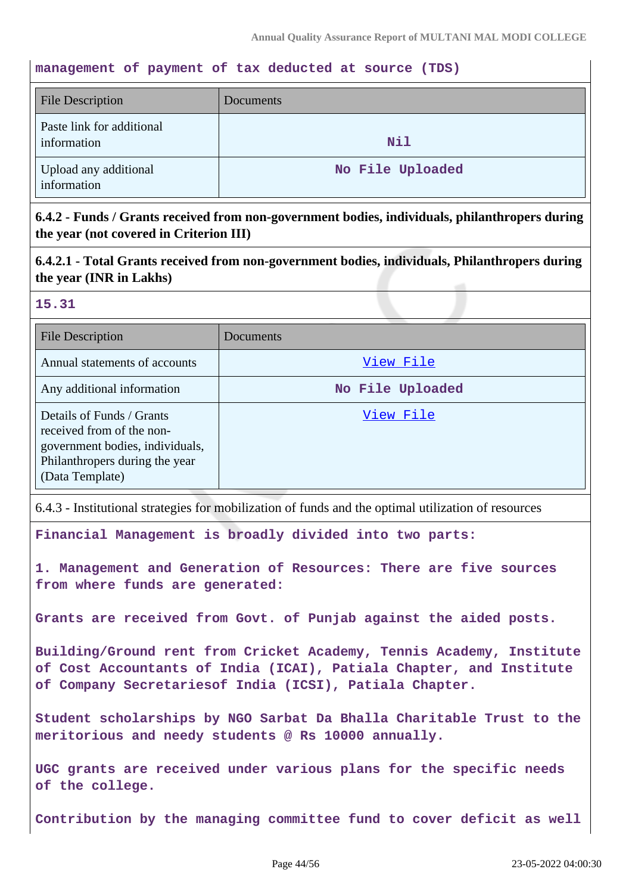management of payment of tax deducted at source (TDS)

| File Description | Documents |
|---|---|
| Paste link for additional information | Nil |
| Upload any additional information | No File Uploaded |

**6.4.2 - Funds / Grants received from non-government bodies, individuals, philanthropers during the year (not covered in Criterion III)**

**6.4.2.1 - Total Grants received from non-government bodies, individuals, Philanthropers during the year (INR in Lakhs)**

15.31

| File Description | Documents |
|---|---|
| Annual statements of accounts | View File |
| Any additional information | No File Uploaded |
| Details of Funds / Grants received from of the non-government bodies, individuals, Philanthropers during the year (Data Template) | View File |

6.4.3 - Institutional strategies for mobilization of funds and the optimal utilization of resources

Financial Management is broadly divided into two parts:

1. Management and Generation of Resources: There are five sources from where funds are generated:

Grants are received from Govt. of Punjab against the aided posts.

Building/Ground rent from Cricket Academy, Tennis Academy, Institute of Cost Accountants of India (ICAI), Patiala Chapter, and Institute of Company Secretariesof India (ICSI), Patiala Chapter.

Student scholarships by NGO Sarbat Da Bhalla Charitable Trust to the meritorious and needy students @ Rs 10000 annually.

UGC grants are received under various plans for the specific needs of the college.

Contribution by the managing committee fund to cover deficit as well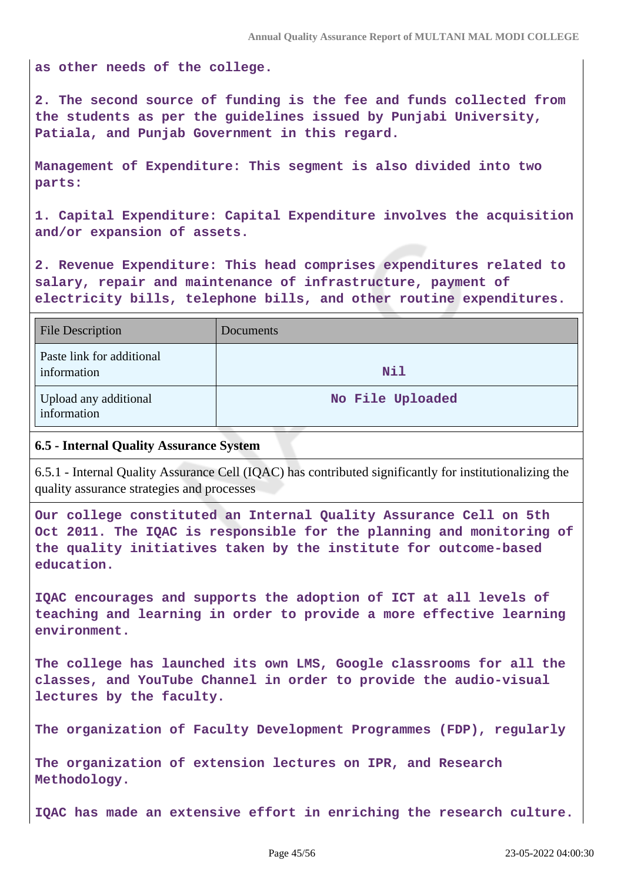as other needs of the college.

2. The second source of funding is the fee and funds collected from the students as per the guidelines issued by Punjabi University, Patiala, and Punjab Government in this regard.

Management of Expenditure: This segment is also divided into two parts:

1. Capital Expenditure: Capital Expenditure involves the acquisition and/or expansion of assets.

2. Revenue Expenditure: This head comprises expenditures related to salary, repair and maintenance of infrastructure, payment of electricity bills, telephone bills, and other routine expenditures.

| File Description | Documents |
|---|---|
| Paste link for additional information | Nil |
| Upload any additional information | No File Uploaded |

**6.5 - Internal Quality Assurance System**

6.5.1 - Internal Quality Assurance Cell (IQAC) has contributed significantly for institutionalizing the quality assurance strategies and processes

Our college constituted an Internal Quality Assurance Cell on 5th Oct 2011. The IQAC is responsible for the planning and monitoring of the quality initiatives taken by the institute for outcome-based education.

IQAC encourages and supports the adoption of ICT at all levels of teaching and learning in order to provide a more effective learning environment.

The college has launched its own LMS, Google classrooms for all the classes, and YouTube Channel in order to provide the audio-visual lectures by the faculty.

The organization of Faculty Development Programmes (FDP), regularly

The organization of extension lectures on IPR, and Research Methodology.

IQAC has made an extensive effort in enriching the research culture.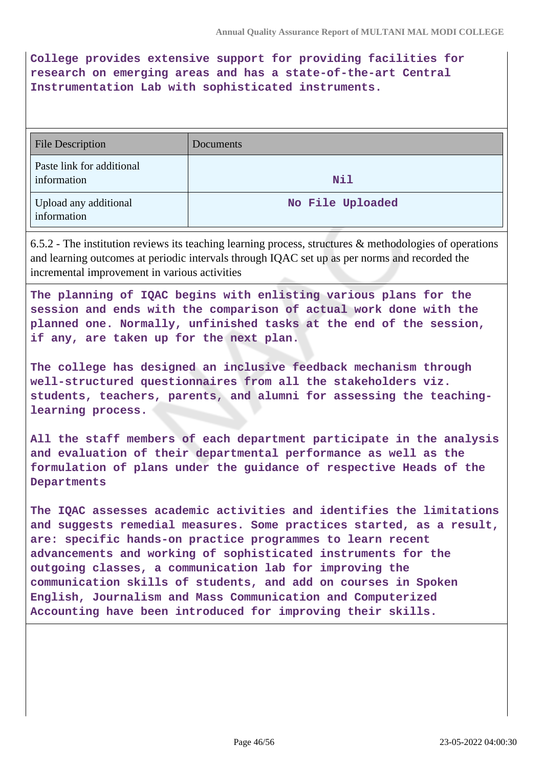**College provides extensive support for providing facilities for research on emerging areas and has a state-of-the-art Central Instrumentation Lab with sophisticated instruments.**

| File Description | Documents |
| --- | --- |
| Paste link for additional information | Nil |
| Upload any additional information | No File Uploaded |

6.5.2 - The institution reviews its teaching learning process, structures & methodologies of operations and learning outcomes at periodic intervals through IQAC set up as per norms and recorded the incremental improvement in various activities

**The planning of IQAC begins with enlisting various plans for the session and ends with the comparison of actual work done with the planned one. Normally, unfinished tasks at the end of the session, if any, are taken up for the next plan.**

**The college has designed an inclusive feedback mechanism through well-structured questionnaires from all the stakeholders viz. students, teachers, parents, and alumni for assessing the teaching-learning process.**

**All the staff members of each department participate in the analysis and evaluation of their departmental performance as well as the formulation of plans under the guidance of respective Heads of the Departments**

**The IQAC assesses academic activities and identifies the limitations and suggests remedial measures. Some practices started, as a result, are: specific hands-on practice programmes to learn recent advancements and working of sophisticated instruments for the outgoing classes, a communication lab for improving the communication skills of students, and add on courses in Spoken English, Journalism and Mass Communication and Computerized Accounting have been introduced for improving their skills.**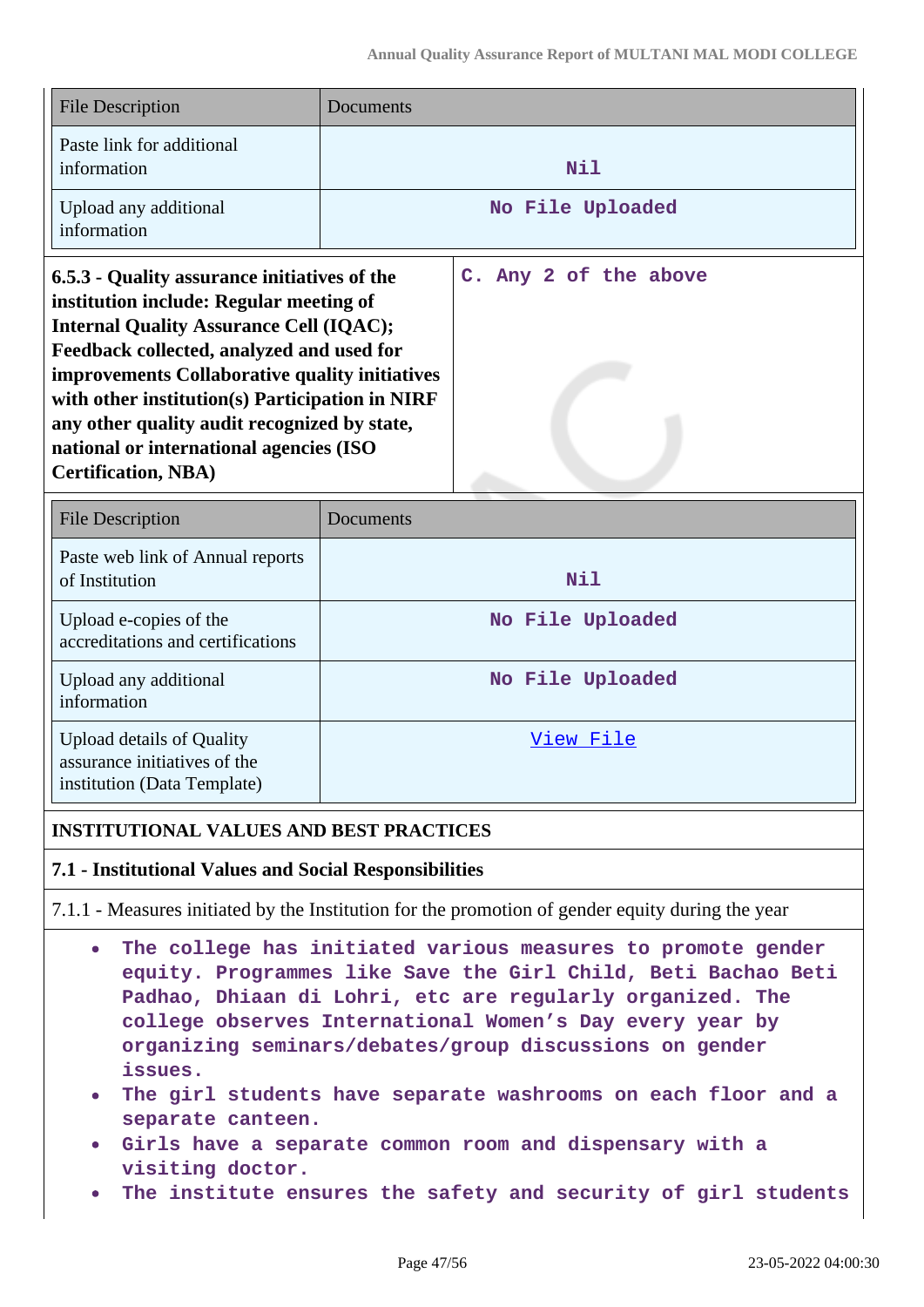| File Description | Documents |
|---|---|
| Paste link for additional information | Nil |
| Upload any additional information | No File Uploaded |

| **6.5.3 - Quality assurance initiatives of the institution include: Regular meeting of Internal Quality Assurance Cell (IQAC); Feedback collected, analyzed and used for improvements Collaborative quality initiatives with other institution(s) Participation in NIRF any other quality audit recognized by state, national or international agencies (ISO Certification, NBA)** | C. Any 2 of the above |
|---|---|

| File Description | Documents |
|---|---|
| Paste web link of Annual reports of Institution | Nil |
| Upload e-copies of the accreditations and certifications | No File Uploaded |
| Upload any additional information | No File Uploaded |
| Upload details of Quality assurance initiatives of the institution (Data Template) | View File |

**INSTITUTIONAL VALUES AND BEST PRACTICES**

**7.1 - Institutional Values and Social Responsibilities**

7.1.1 - Measures initiated by the Institution for the promotion of gender equity during the year

- The college has initiated various measures to promote gender equity. Programmes like Save the Girl Child, Beti Bachao Beti Padhao, Dhiaan di Lohri, etc are regularly organized. The college observes International Women's Day every year by organizing seminars/debates/group discussions on gender issues.
- The girl students have separate washrooms on each floor and a separate canteen.
- Girls have a separate common room and dispensary with a visiting doctor.
- The institute ensures the safety and security of girl students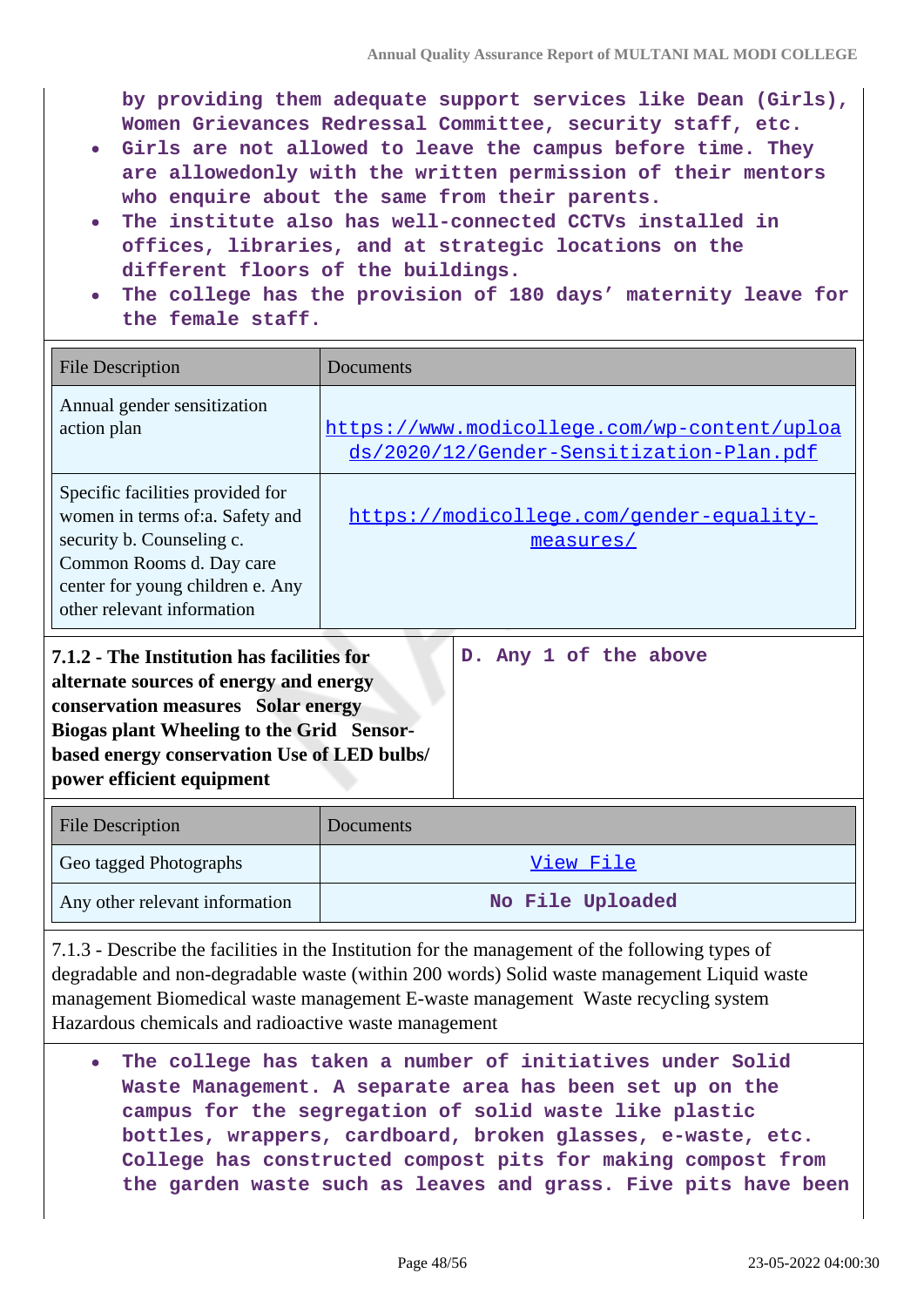by providing them adequate support services like Dean (Girls), Women Grievances Redressal Committee, security staff, etc.

- Girls are not allowed to leave the campus before time. They are allowedonly with the written permission of their mentors who enquire about the same from their parents.
- The institute also has well-connected CCTVs installed in offices, libraries, and at strategic locations on the different floors of the buildings.
- The college has the provision of 180 days' maternity leave for the female staff.

| File Description | Documents |
|---|---|
| Annual gender sensitization action plan | https://www.modicollege.com/wp-content/uploads/2020/12/Gender-Sensitization-Plan.pdf |
| Specific facilities provided for women in terms of:a. Safety and security b. Counseling c. Common Rooms d. Day care center for young children e. Any other relevant information | https://modicollege.com/gender-equality-measures/ |

| **7.1.2 - The Institution has facilities for alternate sources of energy and energy conservation measures Solar energy Biogas plant Wheeling to the Grid Sensor-based energy conservation Use of LED bulbs/ power efficient equipment** | D. Any 1 of the above |
|---|---|

| File Description | Documents |
|---|---|
| Geo tagged Photographs | View File |
| Any other relevant information | No File Uploaded |

7.1.3 - Describe the facilities in the Institution for the management of the following types of degradable and non-degradable waste (within 200 words) Solid waste management Liquid waste management Biomedical waste management E-waste management Waste recycling system Hazardous chemicals and radioactive waste management

- The college has taken a number of initiatives under Solid Waste Management. A separate area has been set up on the campus for the segregation of solid waste like plastic bottles, wrappers, cardboard, broken glasses, e-waste, etc. College has constructed compost pits for making compost from the garden waste such as leaves and grass. Five pits have been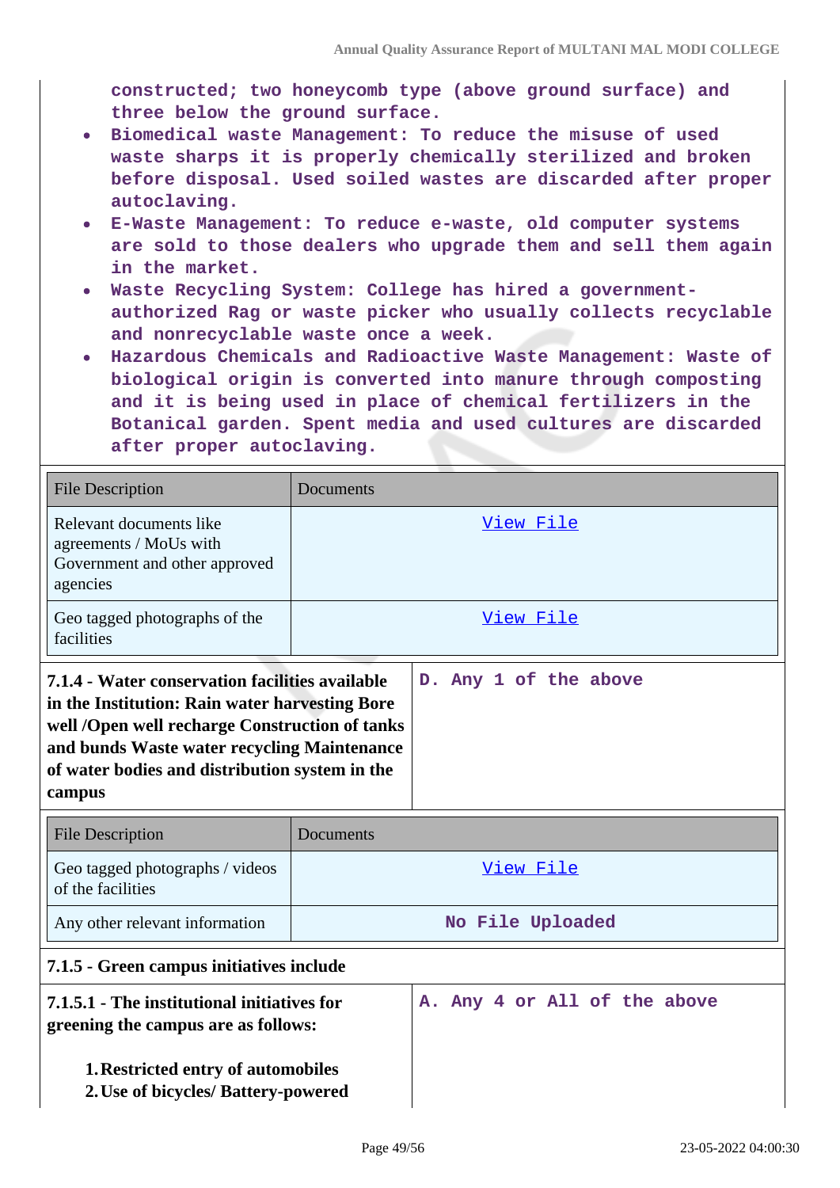constructed; two honeycomb type (above ground surface) and three below the ground surface.

- Biomedical waste Management: To reduce the misuse of used waste sharps it is properly chemically sterilized and broken before disposal. Used soiled wastes are discarded after proper autoclaving.
- E-Waste Management: To reduce e-waste, old computer systems are sold to those dealers who upgrade them and sell them again in the market.
- Waste Recycling System: College has hired a government-authorized Rag or waste picker who usually collects recyclable and nonrecyclable waste once a week.
- Hazardous Chemicals and Radioactive Waste Management: Waste of biological origin is converted into manure through composting and it is being used in place of chemical fertilizers in the Botanical garden. Spent media and used cultures are discarded after proper autoclaving.

| File Description | Documents |
|---|---|
| Relevant documents like agreements / MoUs with Government and other approved agencies | View File |
| Geo tagged photographs of the facilities | View File |

| **7.1.4 - Water conservation facilities available in the Institution: Rain water harvesting Bore well /Open well recharge Construction of tanks and bunds Waste water recycling Maintenance of water bodies and distribution system in the campus** | D. Any 1 of the above |
|---|---|

| File Description | Documents |
|---|---|
| Geo tagged photographs / videos of the facilities | View File |
| Any other relevant information | No File Uploaded |

**7.1.5 - Green campus initiatives include**

| **7.1.5.1 - The institutional initiatives for greening the campus are as follows:**<br><br>1. **Restricted entry of automobiles**<br>2. **Use of bicycles/ Battery-powered** | A. Any 4 or All of the above |
|---|---|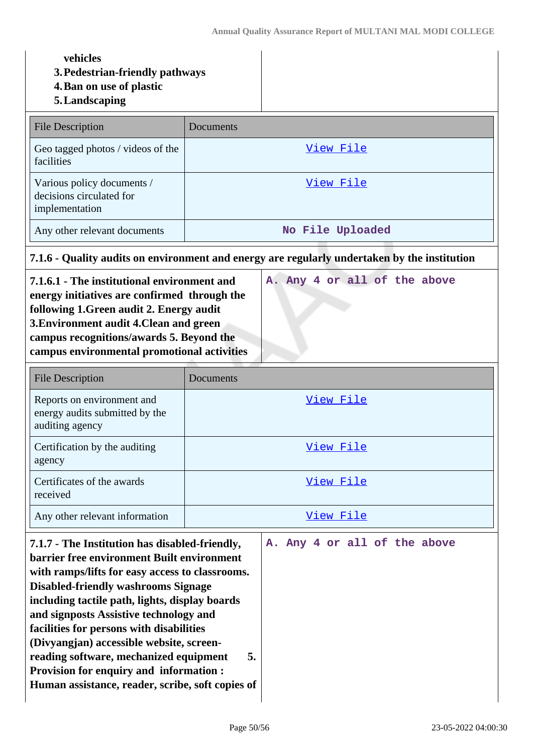**vehicles**
3. **Pedestrian-friendly pathways**
4. **Ban on use of plastic**
5. **Landscaping**

| File Description | Documents |
|---|---|
| Geo tagged photos / videos of the facilities | View File |
| Various policy documents / decisions circulated for implementation | View File |
| Any other relevant documents | No File Uploaded |

**7.1.6 - Quality audits on environment and energy are regularly undertaken by the institution**

| | |
|---|---|
| **7.1.6.1 - The institutional environment and energy initiatives are confirmed through the following 1.Green audit 2. Energy audit 3.Environment audit 4.Clean and green campus recognitions/awards 5. Beyond the campus environmental promotional activities** | A. Any 4 or all of the above |

| File Description | Documents |
|---|---|
| Reports on environment and energy audits submitted by the auditing agency | View File |
| Certification by the auditing agency | View File |
| Certificates of the awards received | View File |
| Any other relevant information | View File |

| | |
|---|---|
| **7.1.7 - The Institution has disabled-friendly, barrier free environment Built environment with ramps/lifts for easy access to classrooms. Disabled-friendly washrooms Signage including tactile path, lights, display boards and signposts Assistive technology and facilities for persons with disabilities (Divyangjan) accessible website, screen-reading software, mechanized equipment 5. Provision for enquiry and information : Human assistance, reader, scribe, soft copies of** | A. Any 4 or all of the above |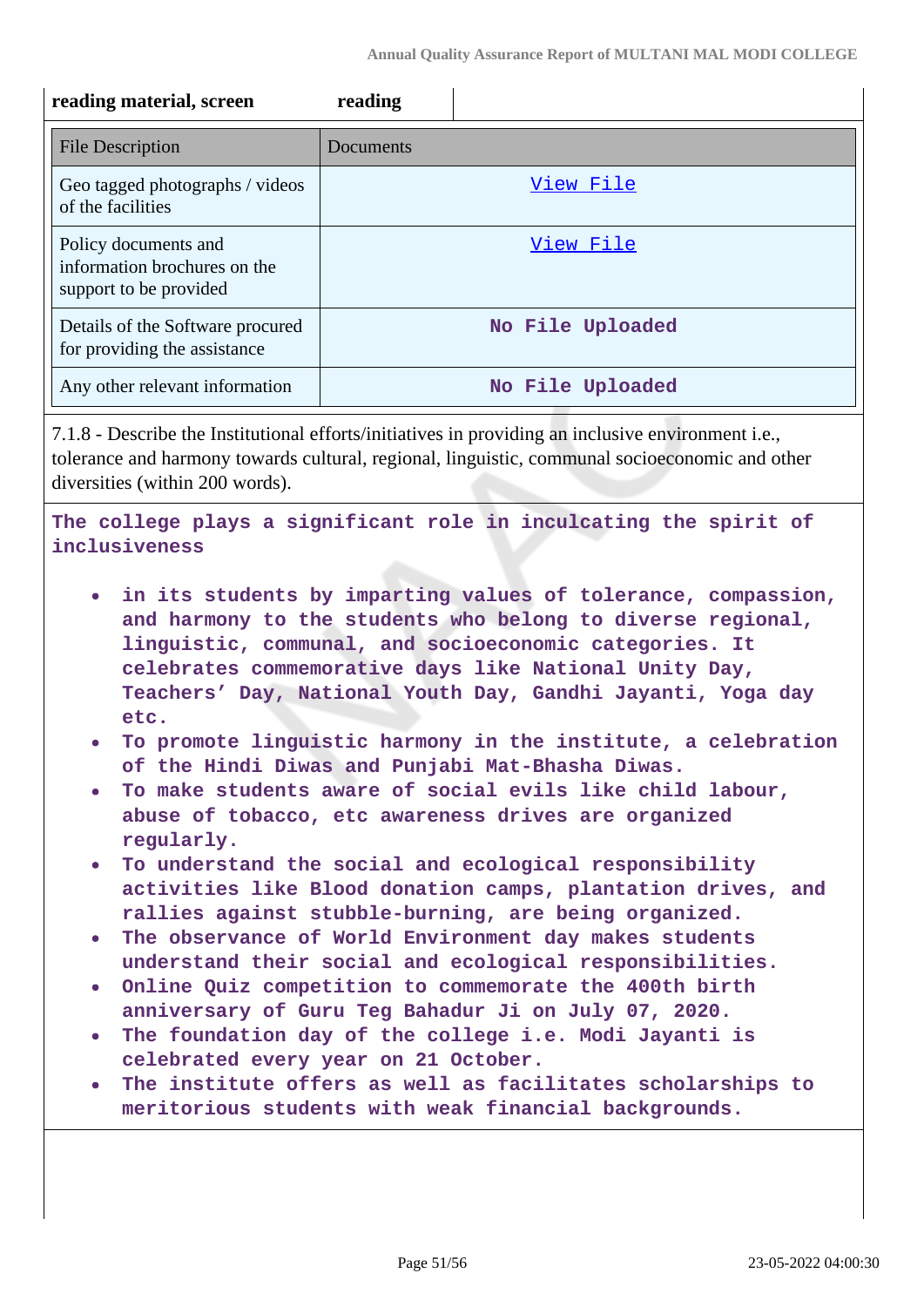| reading material, screen | reading |
|---|---|

| File Description | Documents |
|---|---|
| Geo tagged photographs / videos of the facilities | View File |
| Policy documents and information brochures on the support to be provided | View File |
| Details of the Software procured for providing the assistance | No File Uploaded |
| Any other relevant information | No File Uploaded |

7.1.8 - Describe the Institutional efforts/initiatives in providing an inclusive environment i.e., tolerance and harmony towards cultural, regional, linguistic, communal socioeconomic and other diversities (within 200 words).

The college plays a significant role in inculcating the spirit of inclusiveness

- in its students by imparting values of tolerance, compassion, and harmony to the students who belong to diverse regional, linguistic, communal, and socioeconomic categories. It celebrates commemorative days like National Unity Day, Teachers' Day, National Youth Day, Gandhi Jayanti, Yoga day etc.
- To promote linguistic harmony in the institute, a celebration of the Hindi Diwas and Punjabi Mat-Bhasha Diwas.
- To make students aware of social evils like child labour, abuse of tobacco, etc awareness drives are organized regularly.
- To understand the social and ecological responsibility activities like Blood donation camps, plantation drives, and rallies against stubble-burning, are being organized.
- The observance of World Environment day makes students understand their social and ecological responsibilities.
- Online Quiz competition to commemorate the 400th birth anniversary of Guru Teg Bahadur Ji on July 07, 2020.
- The foundation day of the college i.e. Modi Jayanti is celebrated every year on 21 October.
- The institute offers as well as facilitates scholarships to meritorious students with weak financial backgrounds.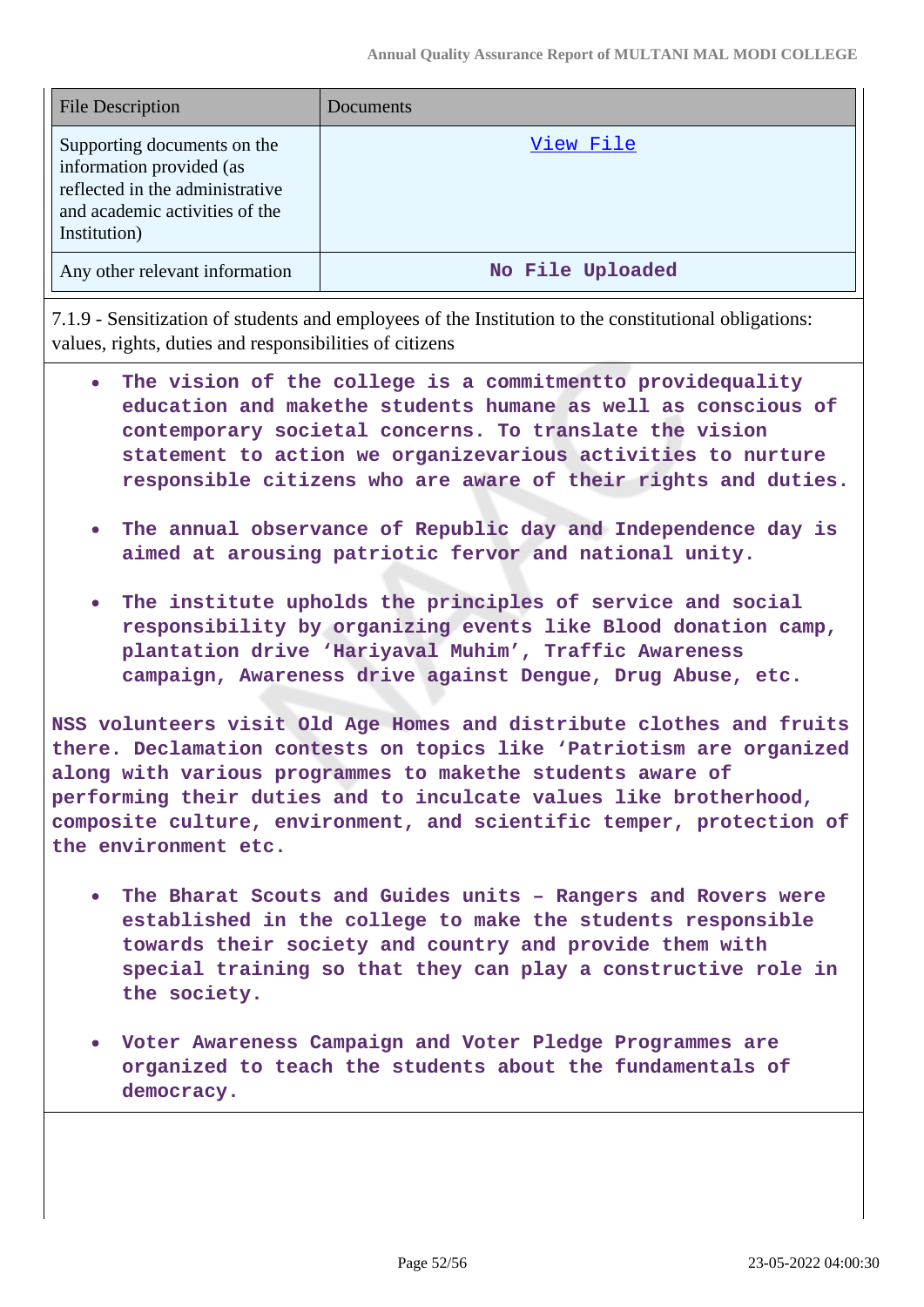| File Description | Documents |
|---|---|
| Supporting documents on the information provided (as reflected in the administrative and academic activities of the Institution) | View File |
| Any other relevant information | No File Uploaded |

7.1.9 - Sensitization of students and employees of the Institution to the constitutional obligations: values, rights, duties and responsibilities of citizens

- **The vision of the college is a commitmentto providequality education and makethe students humane as well as conscious of contemporary societal concerns. To translate the vision statement to action we organizevarious activities to nurture responsible citizens who are aware of their rights and duties.**
- **The annual observance of Republic day and Independence day is aimed at arousing patriotic fervor and national unity.**
- **The institute upholds the principles of service and social responsibility by organizing events like Blood donation camp, plantation drive 'Hariyaval Muhim', Traffic Awareness campaign, Awareness drive against Dengue, Drug Abuse, etc.**

**NSS volunteers visit Old Age Homes and distribute clothes and fruits there. Declamation contests on topics like 'Patriotism are organized along with various programmes to makethe students aware of performing their duties and to inculcate values like brotherhood, composite culture, environment, and scientific temper, protection of the environment etc.**

- **The Bharat Scouts and Guides units – Rangers and Rovers were established in the college to make the students responsible towards their society and country and provide them with special training so that they can play a constructive role in the society.**
- **Voter Awareness Campaign and Voter Pledge Programmes are organized to teach the students about the fundamentals of democracy.**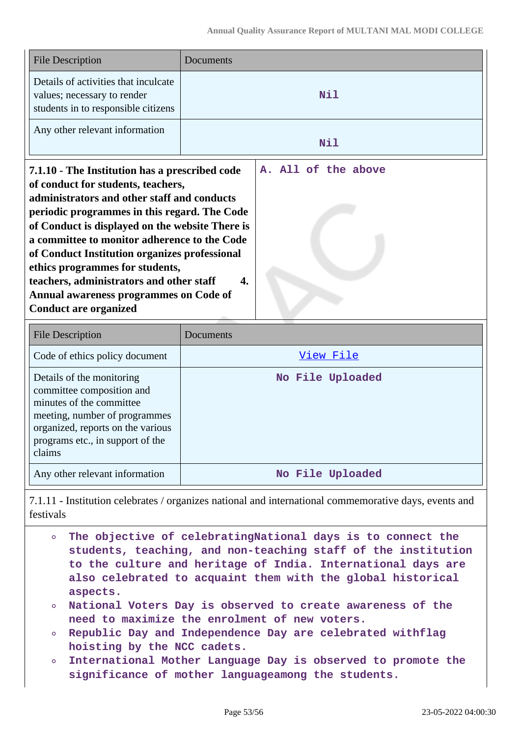| File Description | Documents |
| --- | --- |
| Details of activities that inculcate values; necessary to render students in to responsible citizens | Nil |
| Any other relevant information | Nil |

| **7.1.10 - The Institution has a prescribed code of conduct for students, teachers, administrators and other staff and conducts periodic programmes in this regard. The Code of Conduct is displayed on the website There is a committee to monitor adherence to the Code of Conduct Institution organizes professional ethics programmes for students, teachers, administrators and other staff 4. Annual awareness programmes on Code of Conduct are organized** | A. All of the above |
| --- | --- |

| File Description | Documents |
| --- | --- |
| Code of ethics policy document | View File |
| Details of the monitoring committee composition and minutes of the committee meeting, number of programmes organized, reports on the various programs etc., in support of the claims | No File Uploaded |
| Any other relevant information | No File Uploaded |

7.1.11 - Institution celebrates / organizes national and international commemorative days, events and festivals

- The objective of celebratingNational days is to connect the students, teaching, and non-teaching staff of the institution to the culture and heritage of India. International days are also celebrated to acquaint them with the global historical aspects.
- National Voters Day is observed to create awareness of the need to maximize the enrolment of new voters.
- Republic Day and Independence Day are celebrated withflag hoisting by the NCC cadets.
- International Mother Language Day is observed to promote the significance of mother languageamong the students.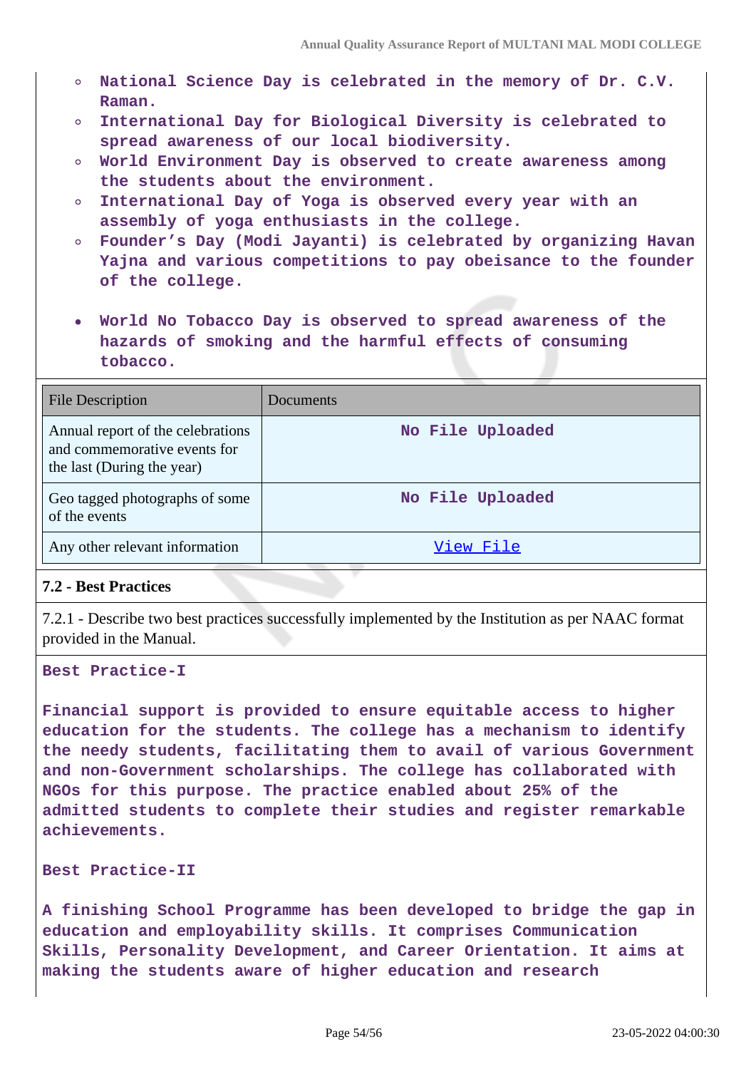- National Science Day is celebrated in the memory of Dr. C.V. Raman.
- International Day for Biological Diversity is celebrated to spread awareness of our local biodiversity.
- World Environment Day is observed to create awareness among the students about the environment.
- International Day of Yoga is observed every year with an assembly of yoga enthusiasts in the college.
- Founder's Day (Modi Jayanti) is celebrated by organizing Havan Yajna and various competitions to pay obeisance to the founder of the college.

- World No Tobacco Day is observed to spread awareness of the hazards of smoking and the harmful effects of consuming tobacco.

| File Description | Documents |
|---|---|
| Annual report of the celebrations and commemorative events for the last (During the year) | No File Uploaded |
| Geo tagged photographs of some of the events | No File Uploaded |
| Any other relevant information | View File |

**7.2 - Best Practices**

7.2.1 - Describe two best practices successfully implemented by the Institution as per NAAC format provided in the Manual.

**Best Practice-I**

**Financial support is provided to ensure equitable access to higher education for the students. The college has a mechanism to identify the needy students, facilitating them to avail of various Government and non-Government scholarships. The college has collaborated with NGOs for this purpose. The practice enabled about 25% of the admitted students to complete their studies and register remarkable achievements.**

**Best Practice-II**

**A finishing School Programme has been developed to bridge the gap in education and employability skills. It comprises Communication Skills, Personality Development, and Career Orientation. It aims at making the students aware of higher education and research**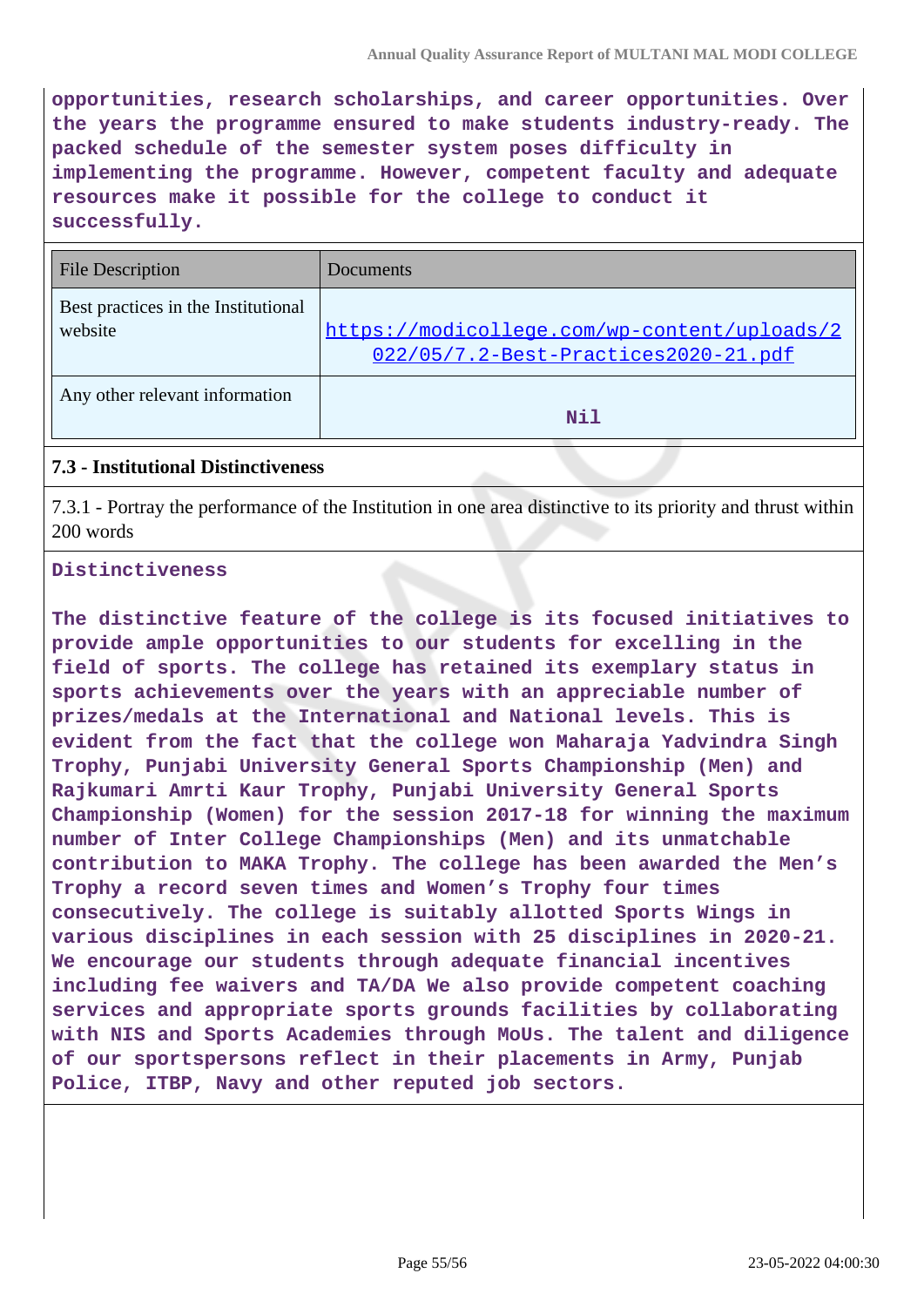**opportunities, research scholarships, and career opportunities. Over the years the programme ensured to make students industry-ready. The packed schedule of the semester system poses difficulty in implementing the programme. However, competent faculty and adequate resources make it possible for the college to conduct it successfully.**

| File Description | Documents |
|---|---|
| Best practices in the Institutional website | https://modicollege.com/wp-content/uploads/2022/05/7.2-Best-Practices2020-21.pdf |
| Any other relevant information | Nil |

### 7.3 - Institutional Distinctiveness

7.3.1 - Portray the performance of the Institution in one area distinctive to its priority and thrust within 200 words

**Distinctiveness**

**The distinctive feature of the college is its focused initiatives to provide ample opportunities to our students for excelling in the field of sports. The college has retained its exemplary status in sports achievements over the years with an appreciable number of prizes/medals at the International and National levels. This is evident from the fact that the college won Maharaja Yadvindra Singh Trophy, Punjabi University General Sports Championship (Men) and Rajkumari Amrti Kaur Trophy, Punjabi University General Sports Championship (Women) for the session 2017-18 for winning the maximum number of Inter College Championships (Men) and its unmatchable contribution to MAKA Trophy. The college has been awarded the Men's Trophy a record seven times and Women's Trophy four times consecutively. The college is suitably allotted Sports Wings in various disciplines in each session with 25 disciplines in 2020-21. We encourage our students through adequate financial incentives including fee waivers and TA/DA We also provide competent coaching services and appropriate sports grounds facilities by collaborating with NIS and Sports Academies through MoUs. The talent and diligence of our sportspersons reflect in their placements in Army, Punjab Police, ITBP, Navy and other reputed job sectors.**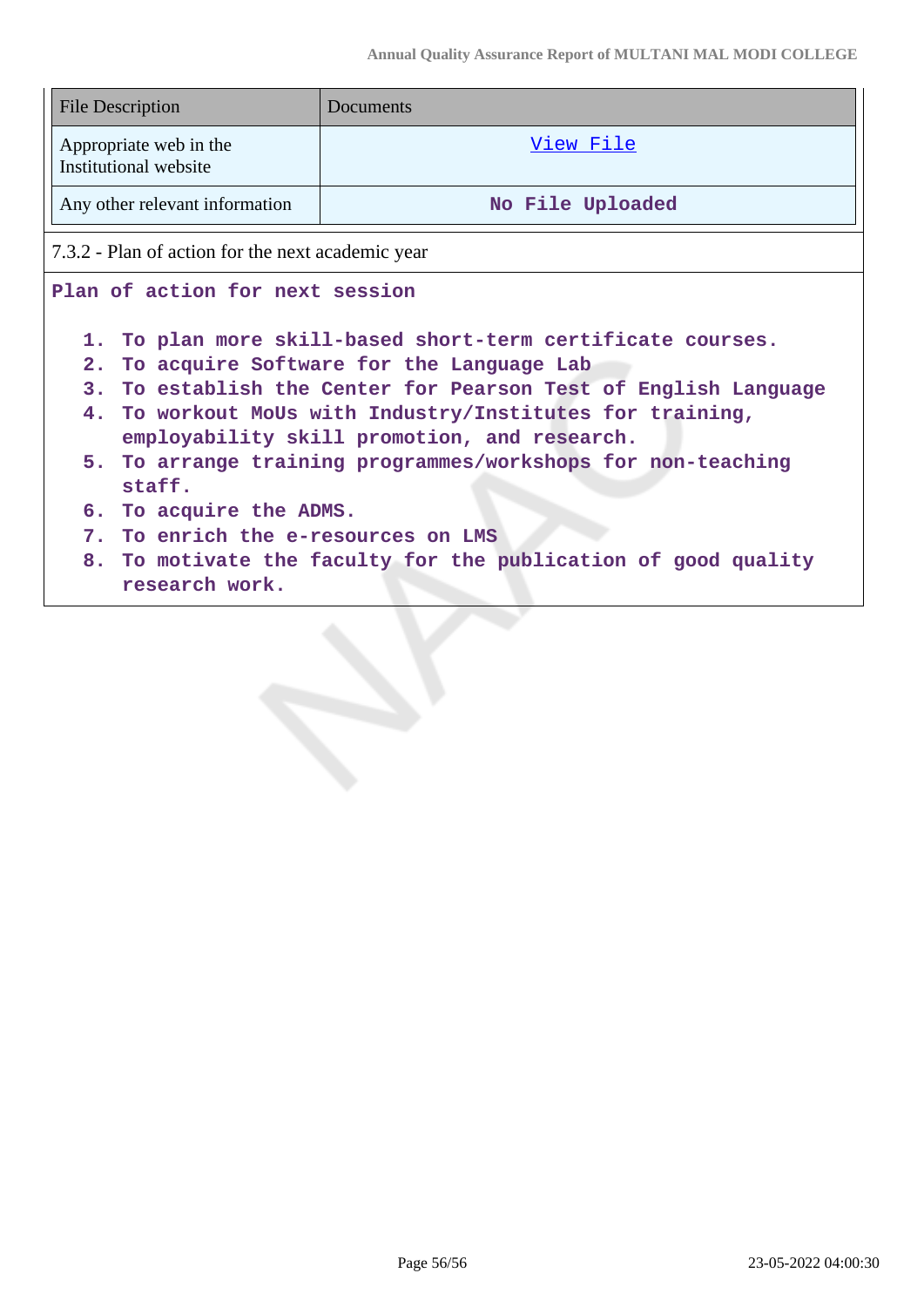| File Description | Documents |
|---|---|
| Appropriate web in the Institutional website | View File |
| Any other relevant information | No File Uploaded |

7.3.2 - Plan of action for the next academic year

**Plan of action for next session**

1. To plan more skill-based short-term certificate courses.
2. To acquire Software for the Language Lab
3. To establish the Center for Pearson Test of English Language
4. To workout MoUs with Industry/Institutes for training, employability skill promotion, and research.
5. To arrange training programmes/workshops for non-teaching staff.
6. To acquire the ADMS.
7. To enrich the e-resources on LMS
8. To motivate the faculty for the publication of good quality research work.